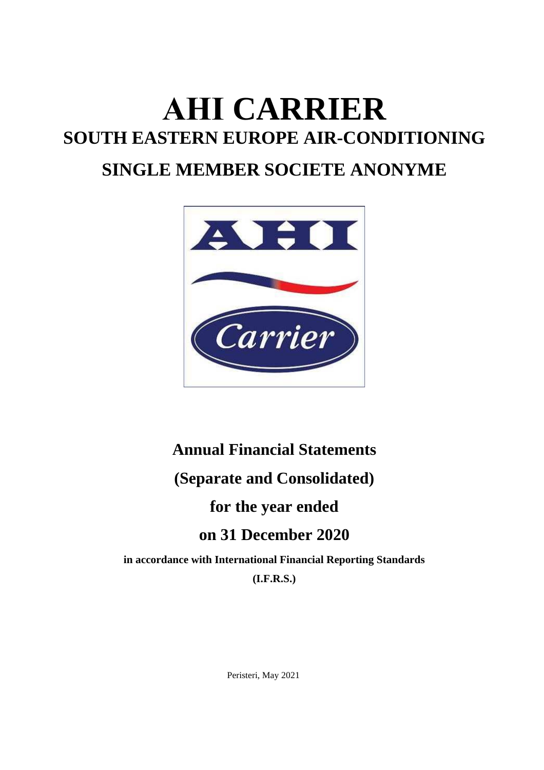# AHI CARRIER

## SOUTH EASTERN EUROPE AIR-CONDITIONING

## SINGLE MEMBER SOCIETE ANONYME

**Annual Financial Statements**

**(Separate and Consolidated)**

**for the year ended**

**on 31 December 2020**

**in accordance with International Financial Reporting Standards**

**(I.F.R.S.)**

Peristeri, May 2021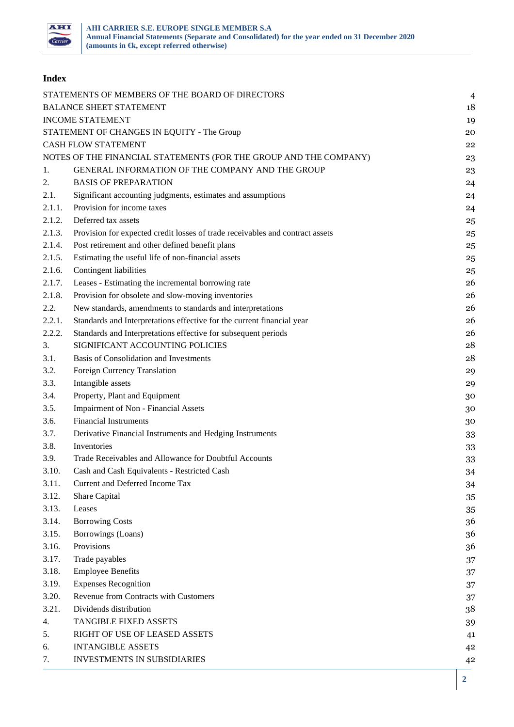## Index

| | | |
|---|---|---|
| STATEMENTS OF MEMBERS OF THE BOARD OF DIRECTORS | | 4 |
| BALANCE SHEET STATEMENT | | 18 |
| INCOME STATEMENT | | 19 |
| STATEMENT OF CHANGES IN EQUITY - The Group | | 20 |
| CASH FLOW STATEMENT | | 22 |
| NOTES OF THE FINANCIAL STATEMENTS (FOR THE GROUP AND THE COMPANY) | | 23 |
| 1. | GENERAL INFORMATION OF THE COMPANY AND THE GROUP | 23 |
| 2. | BASIS OF PREPARATION | 24 |
| 2.1. | Significant accounting judgments, estimates and assumptions | 24 |
| 2.1.1. | Provision for income taxes | 24 |
| 2.1.2. | Deferred tax assets | 25 |
| 2.1.3. | Provision for expected credit losses of trade receivables and contract assets | 25 |
| 2.1.4. | Post retirement and other defined benefit plans | 25 |
| 2.1.5. | Estimating the useful life of non-financial assets | 25 |
| 2.1.6. | Contingent liabilities | 25 |
| 2.1.7. | Leases - Estimating the incremental borrowing rate | 26 |
| 2.1.8. | Provision for obsolete and slow-moving inventories | 26 |
| 2.2. | New standards, amendments to standards and interpretations | 26 |
| 2.2.1. | Standards and Interpretations effective for the current financial year | 26 |
| 2.2.2. | Standards and Interpretations effective for subsequent periods | 26 |
| 3. | SIGNIFICANT ACCOUNTING POLICIES | 28 |
| 3.1. | Basis of Consolidation and Investments | 28 |
| 3.2. | Foreign Currency Translation | 29 |
| 3.3. | Intangible assets | 29 |
| 3.4. | Property, Plant and Equipment | 30 |
| 3.5. | Impairment of Non - Financial Assets | 30 |
| 3.6. | Financial Instruments | 30 |
| 3.7. | Derivative Financial Instruments and Hedging Instruments | 33 |
| 3.8. | Inventories | 33 |
| 3.9. | Trade Receivables and Allowance for Doubtful Accounts | 33 |
| 3.10. | Cash and Cash Equivalents - Restricted Cash | 34 |
| 3.11. | Current and Deferred Income Tax | 34 |
| 3.12. | Share Capital | 35 |
| 3.13. | Leases | 35 |
| 3.14. | Borrowing Costs | 36 |
| 3.15. | Borrowings (Loans) | 36 |
| 3.16. | Provisions | 36 |
| 3.17. | Trade payables | 37 |
| 3.18. | Employee Benefits | 37 |
| 3.19. | Expenses Recognition | 37 |
| 3.20. | Revenue from Contracts with Customers | 37 |
| 3.21. | Dividends distribution | 38 |
| 4. | TANGIBLE FIXED ASSETS | 39 |
| 5. | RIGHT OF USE OF LEASED ASSETS | 41 |
| 6. | INTANGIBLE ASSETS | 42 |
| 7. | INVESTMENTS IN SUBSIDIARIES | 42 |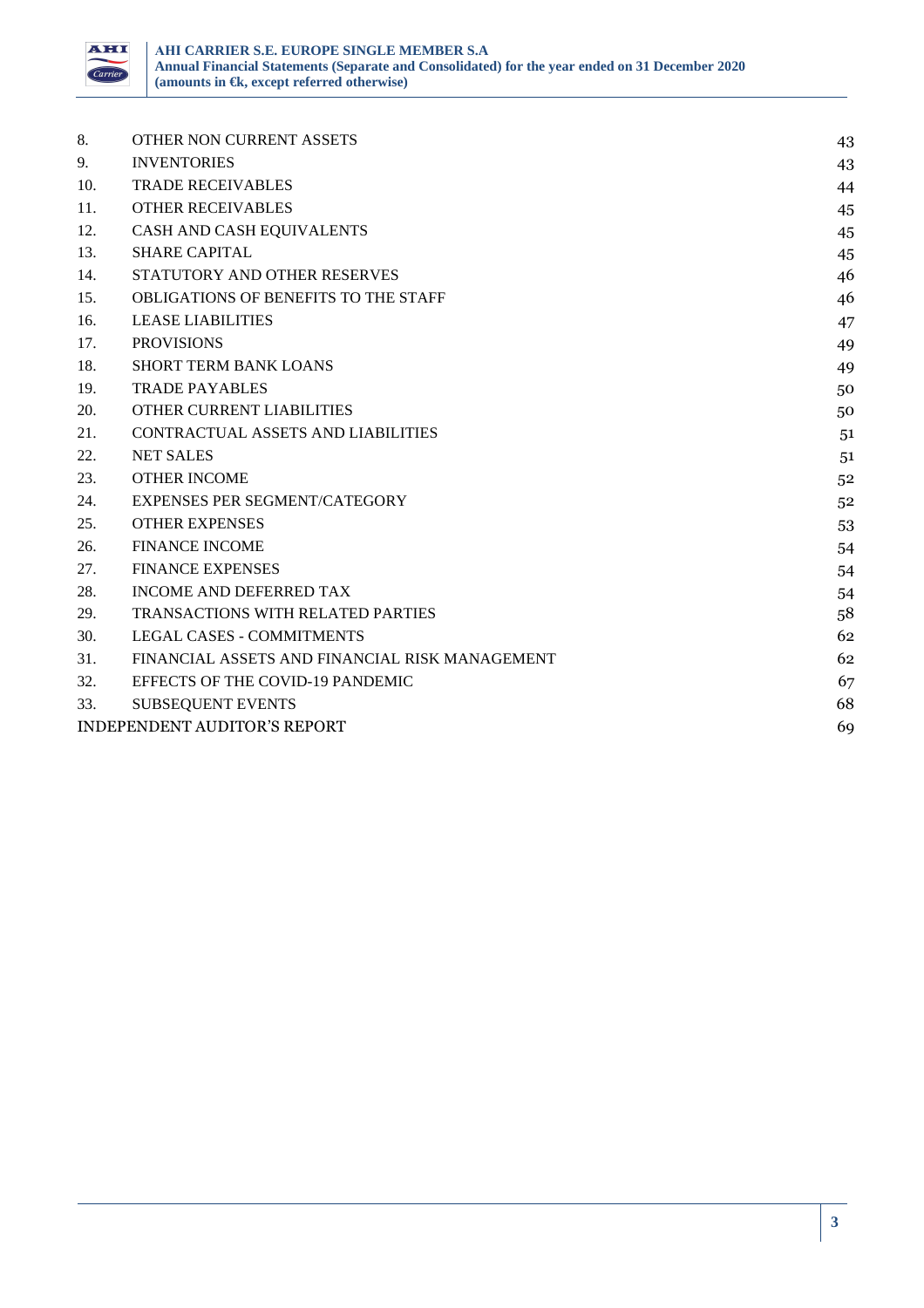| | | |
|---|---|---|
| 8. | OTHER NON CURRENT ASSETS | 43 |
| 9. | INVENTORIES | 43 |
| 10. | TRADE RECEIVABLES | 44 |
| 11. | OTHER RECEIVABLES | 45 |
| 12. | CASH AND CASH EQUIVALENTS | 45 |
| 13. | SHARE CAPITAL | 45 |
| 14. | STATUTORY AND OTHER RESERVES | 46 |
| 15. | OBLIGATIONS OF BENEFITS TO THE STAFF | 46 |
| 16. | LEASE LIABILITIES | 47 |
| 17. | PROVISIONS | 49 |
| 18. | SHORT TERM BANK LOANS | 49 |
| 19. | TRADE PAYABLES | 50 |
| 20. | OTHER CURRENT LIABILITIES | 50 |
| 21. | CONTRACTUAL ASSETS AND LIABILITIES | 51 |
| 22. | NET SALES | 51 |
| 23. | OTHER INCOME | 52 |
| 24. | EXPENSES PER SEGMENT/CATEGORY | 52 |
| 25. | OTHER EXPENSES | 53 |
| 26. | FINANCE INCOME | 54 |
| 27. | FINANCE EXPENSES | 54 |
| 28. | INCOME AND DEFERRED TAX | 54 |
| 29. | TRANSACTIONS WITH RELATED PARTIES | 58 |
| 30. | LEGAL CASES - COMMITMENTS | 62 |
| 31. | FINANCIAL ASSETS AND FINANCIAL RISK MANAGEMENT | 62 |
| 32. | EFFECTS OF THE COVID-19 PANDEMIC | 67 |
| 33. | SUBSEQUENT EVENTS | 68 |
| INDEPENDENT AUDITOR'S REPORT | | 69 |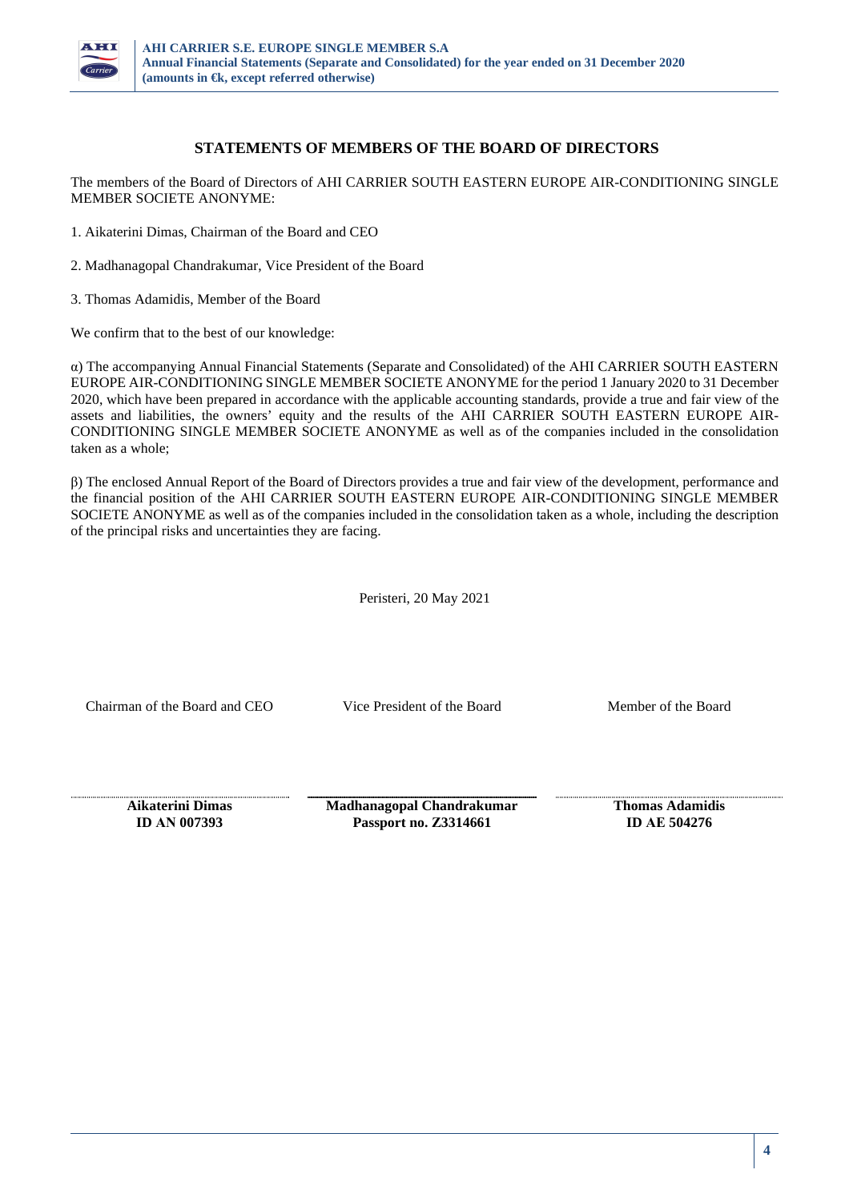## STATEMENTS OF MEMBERS OF THE BOARD OF DIRECTORS

The members of the Board of Directors of AHI CARRIER SOUTH EASTERN EUROPE AIR-CONDITIONING SINGLE MEMBER SOCIETE ANONYME:

1. Aikaterini Dimas, Chairman of the Board and CEO

2. Madhanagopal Chandrakumar, Vice President of the Board

3. Thomas Adamidis, Member of the Board

We confirm that to the best of our knowledge:

α) The accompanying Annual Financial Statements (Separate and Consolidated) of the AHI CARRIER SOUTH EASTERN EUROPE AIR-CONDITIONING SINGLE MEMBER SOCIETE ANONYME for the period 1 January 2020 to 31 December 2020, which have been prepared in accordance with the applicable accounting standards, provide a true and fair view of the assets and liabilities, the owners' equity and the results of the AHI CARRIER SOUTH EASTERN EUROPE AIR-CONDITIONING SINGLE MEMBER SOCIETE ANONYME as well as of the companies included in the consolidation taken as a whole;

β) The enclosed Annual Report of the Board of Directors provides a true and fair view of the development, performance and the financial position of the AHI CARRIER SOUTH EASTERN EUROPE AIR-CONDITIONING SINGLE MEMBER SOCIETE ANONYME as well as of the companies included in the consolidation taken as a whole, including the description of the principal risks and uncertainties they are facing.

Peristeri, 20 May 2021

| Chairman of the Board and CEO | Vice President of the Board | Member of the Board |
|---|---|---|
| **Aikaterini Dimas** | **Madhanagopal Chandrakumar** | **Thomas Adamidis** |
| **ID AN 007393** | **Passport no. Z3314661** | **ID AE 504276** |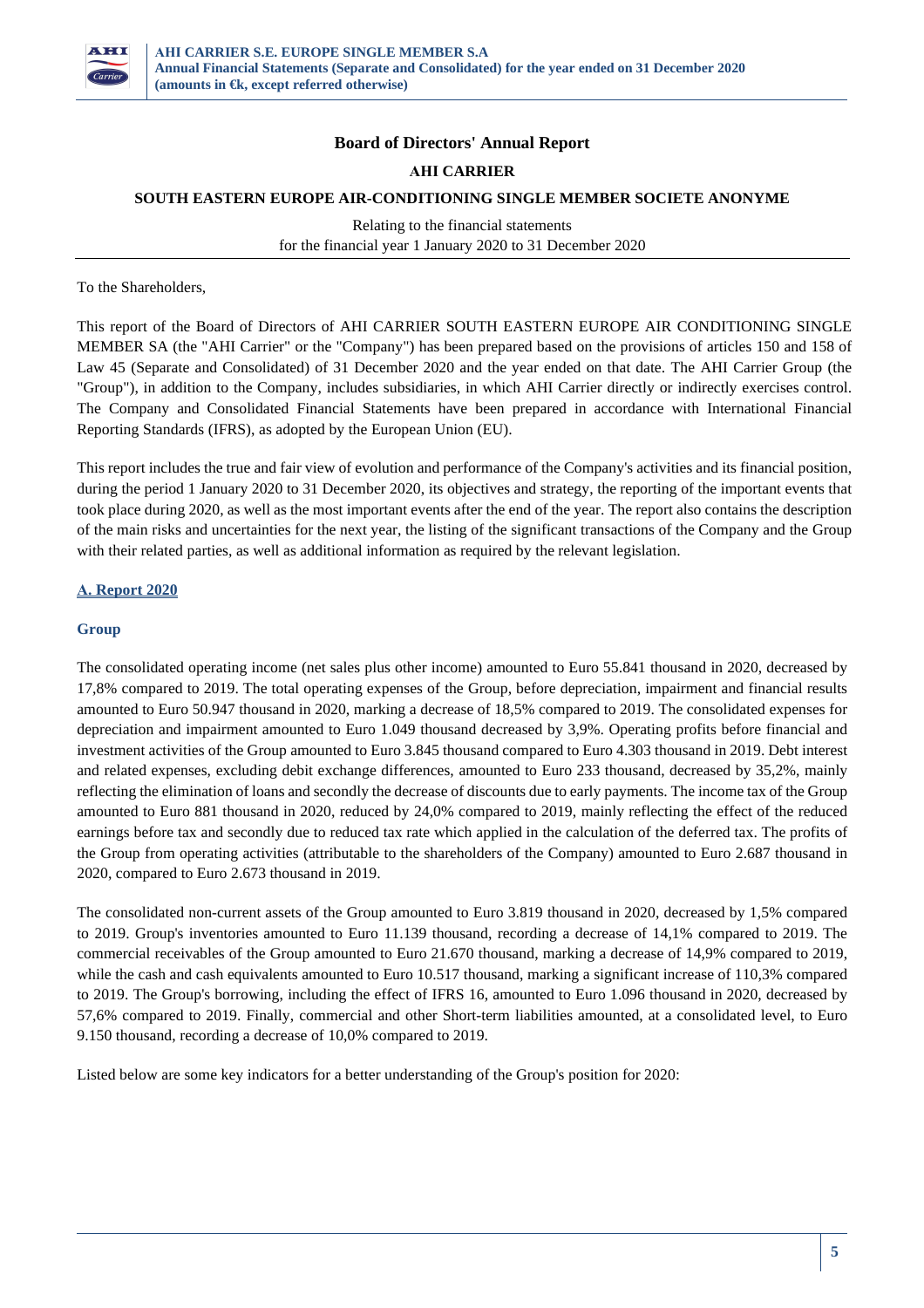## Board of Directors' Annual Report

### AHI CARRIER

### SOUTH EASTERN EUROPE AIR-CONDITIONING SINGLE MEMBER SOCIETE ANONYME

Relating to the financial statements
for the financial year 1 January 2020 to 31 December 2020

To the Shareholders,

This report of the Board of Directors of AHI CARRIER SOUTH EASTERN EUROPE AIR CONDITIONING SINGLE MEMBER SA (the "AHI Carrier" or the "Company") has been prepared based on the provisions of articles 150 and 158 of Law 45 (Separate and Consolidated) of 31 December 2020 and the year ended on that date. The AHI Carrier Group (the "Group"), in addition to the Company, includes subsidiaries, in which AHI Carrier directly or indirectly exercises control. The Company and Consolidated Financial Statements have been prepared in accordance with International Financial Reporting Standards (IFRS), as adopted by the European Union (EU).

This report includes the true and fair view of evolution and performance of the Company's activities and its financial position, during the period 1 January 2020 to 31 December 2020, its objectives and strategy, the reporting of the important events that took place during 2020, as well as the most important events after the end of the year. The report also contains the description of the main risks and uncertainties for the next year, the listing of the significant transactions of the Company and the Group with their related parties, as well as additional information as required by the relevant legislation.

### A. Report 2020

#### Group

The consolidated operating income (net sales plus other income) amounted to Euro 55.841 thousand in 2020, decreased by 17,8% compared to 2019. The total operating expenses of the Group, before depreciation, impairment and financial results amounted to Euro 50.947 thousand in 2020, marking a decrease of 18,5% compared to 2019. The consolidated expenses for depreciation and impairment amounted to Euro 1.049 thousand decreased by 3,9%. Operating profits before financial and investment activities of the Group amounted to Euro 3.845 thousand compared to Euro 4.303 thousand in 2019. Debt interest and related expenses, excluding debit exchange differences, amounted to Euro 233 thousand, decreased by 35,2%, mainly reflecting the elimination of loans and secondly the decrease of discounts due to early payments. The income tax of the Group amounted to Euro 881 thousand in 2020, reduced by 24,0% compared to 2019, mainly reflecting the effect of the reduced earnings before tax and secondly due to reduced tax rate which applied in the calculation of the deferred tax. The profits of the Group from operating activities (attributable to the shareholders of the Company) amounted to Euro 2.687 thousand in 2020, compared to Euro 2.673 thousand in 2019.

The consolidated non-current assets of the Group amounted to Euro 3.819 thousand in 2020, decreased by 1,5% compared to 2019. Group's inventories amounted to Euro 11.139 thousand, recording a decrease of 14,1% compared to 2019. The commercial receivables of the Group amounted to Euro 21.670 thousand, marking a decrease of 14,9% compared to 2019, while the cash and cash equivalents amounted to Euro 10.517 thousand, marking a significant increase of 110,3% compared to 2019. The Group's borrowing, including the effect of IFRS 16, amounted to Euro 1.096 thousand in 2020, decreased by 57,6% compared to 2019. Finally, commercial and other Short-term liabilities amounted, at a consolidated level, to Euro 9.150 thousand, recording a decrease of 10,0% compared to 2019.

Listed below are some key indicators for a better understanding of the Group's position for 2020: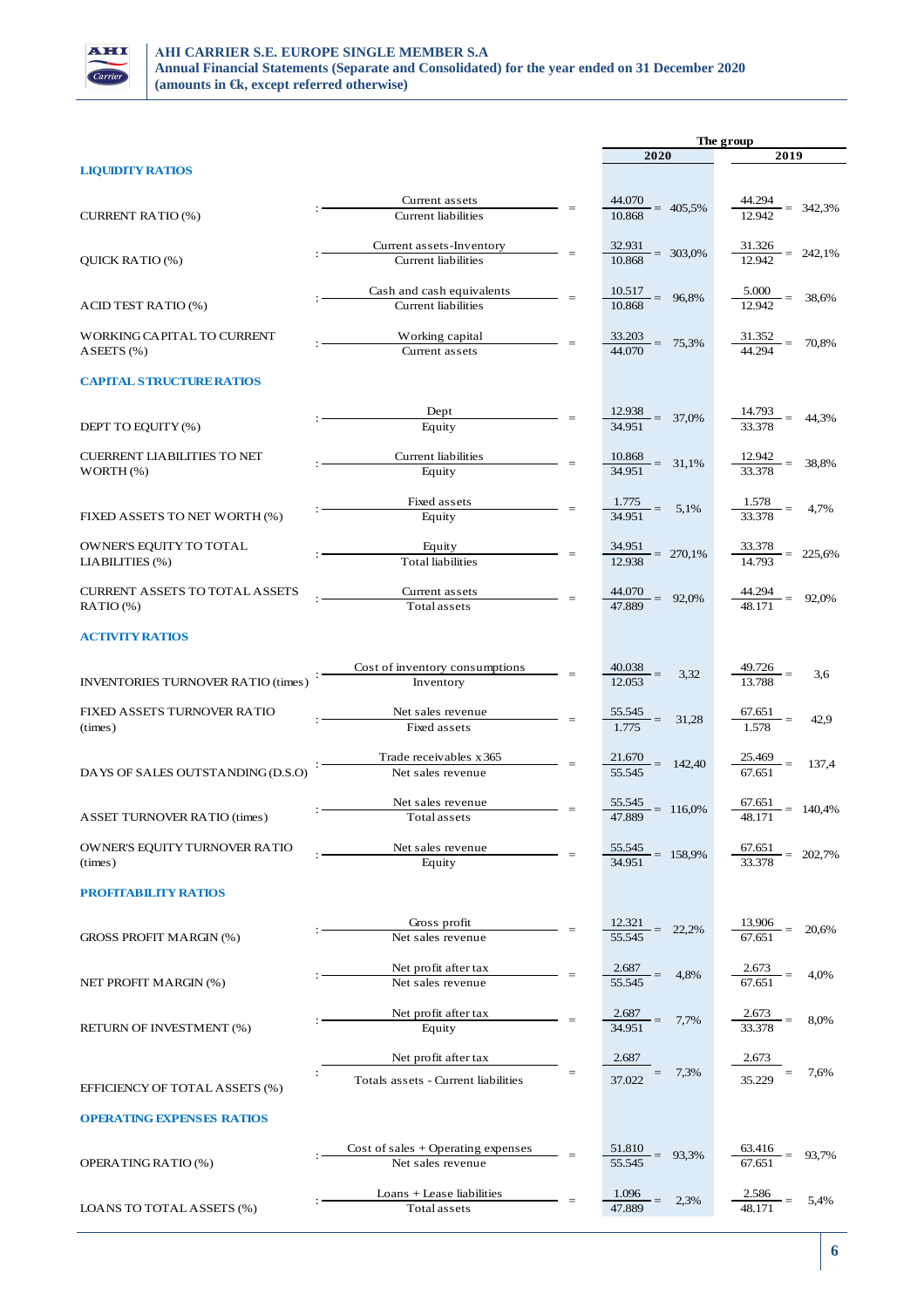| | | The group | |
|---|---|---|---|
| | | **2020** | **2019** |
| **LIQUIDITY RATIOS** | | | |
| CURRENT RATIO (%) | Current assets / Current liabilities | 44.070 / 10.868 = 405,5% | 44.294 / 12.942 = 342,3% |
| QUICK RATIO (%) | Current assets-Inventory / Current liabilities | 32.931 / 10.868 = 303,0% | 31.326 / 12.942 = 242,1% |
| ACID TEST RATIO (%) | Cash and cash equivalents / Current liabilities | 10.517 / 10.868 = 96,8% | 5.000 / 12.942 = 38,6% |
| WORKING CAPITAL TO CURRENT ASEETS (%) | Working capital / Current assets | 33.203 / 44.070 = 75,3% | 31.352 / 44.294 = 70,8% |
| **CAPITAL STRUCTURE RATIOS** | | | |
| DEPT TO EQUITY (%) | Dept / Equity | 12.938 / 34.951 = 37,0% | 14.793 / 33.378 = 44,3% |
| CUERRENT LIABILITIES TO NET WORTH (%) | Current liabilities / Equity | 10.868 / 34.951 = 31,1% | 12.942 / 33.378 = 38,8% |
| FIXED ASSETS TO NET WORTH (%) | Fixed assets / Equity | 1.775 / 34.951 = 5,1% | 1.578 / 33.378 = 4,7% |
| OWNER'S EQUITY TO TOTAL LIABILITIES (%) | Equity / Total liabilities | 34.951 / 12.938 = 270,1% | 33.378 / 14.793 = 225,6% |
| CURRENT ASSETS TO TOTAL ASSETS RATIO (%) | Current assets / Total assets | 44.070 / 47.889 = 92,0% | 44.294 / 48.171 = 92,0% |
| **ACTIVITY RATIOS** | | | |
| INVENTORIES TURNOVER RATIO (times) | Cost of inventory consumptions / Inventory | 40.038 / 12.053 = 3,32 | 49.726 / 13.788 = 3,6 |
| FIXED ASSETS TURNOVER RATIO (times) | Net sales revenue / Fixed assets | 55.545 / 1.775 = 31,28 | 67.651 / 1.578 = 42,9 |
| DAYS OF SALES OUTSTANDING (D.S.O) | Trade receivables x 365 / Net sales revenue | 21.670 / 55.545 = 142,40 | 25.469 / 67.651 = 137,4 |
| ASSET TURNOVER RATIO (times) | Net sales revenue / Total assets | 55.545 / 47.889 = 116,0% | 67.651 / 48.171 = 140,4% |
| OWNER'S EQUITY TURNOVER RATIO (times) | Net sales revenue / Equity | 55.545 / 34.951 = 158,9% | 67.651 / 33.378 = 202,7% |
| **PROFITABILITY RATIOS** | | | |
| GROSS PROFIT MARGIN (%) | Gross profit / Net sales revenue | 12.321 / 55.545 = 22,2% | 13.906 / 67.651 = 20,6% |
| NET PROFIT MARGIN (%) | Net profit after tax / Net sales revenue | 2.687 / 55.545 = 4,8% | 2.673 / 67.651 = 4,0% |
| RETURN OF INVESTMENT (%) | Net profit after tax / Equity | 2.687 / 34.951 = 7,7% | 2.673 / 33.378 = 8,0% |
| EFFICIENCY OF TOTAL ASSETS (%) | Net profit after tax / Totals assets - Current liabilities | 2.687 / 37.022 = 7,3% | 2.673 / 35.229 = 7,6% |
| **OPERATING EXPENSES RATIOS** | | | |
| OPERATING RATIO (%) | Cost of sales + Operating expenses / Net sales revenue | 51.810 / 55.545 = 93,3% | 63.416 / 67.651 = 93,7% |
| LOANS TO TOTAL ASSETS (%) | Loans + Lease liabilities / Total assets | 1.096 / 47.889 = 2,3% | 2.586 / 48.171 = 5,4% |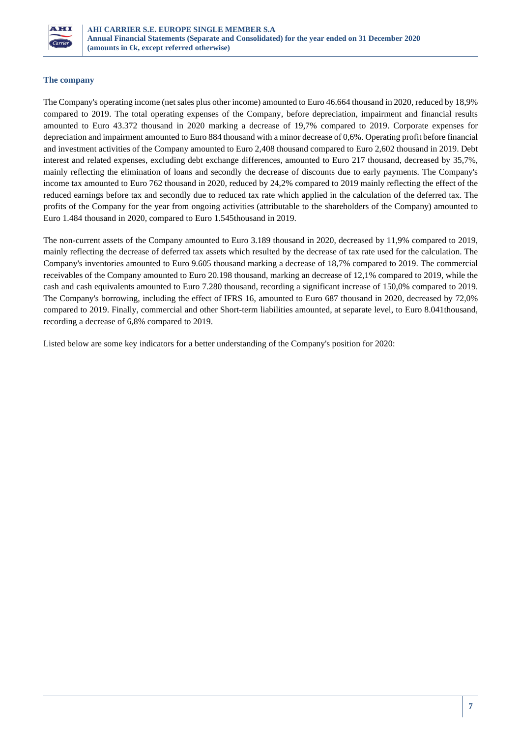### The company

The Company's operating income (net sales plus other income) amounted to Euro 46.664 thousand in 2020, reduced by 18,9% compared to 2019. The total operating expenses of the Company, before depreciation, impairment and financial results amounted to Euro 43.372 thousand in 2020 marking a decrease of 19,7% compared to 2019. Corporate expenses for depreciation and impairment amounted to Euro 884 thousand with a minor decrease of 0,6%. Operating profit before financial and investment activities of the Company amounted to Euro 2,408 thousand compared to Euro 2,602 thousand in 2019. Debt interest and related expenses, excluding debt exchange differences, amounted to Euro 217 thousand, decreased by 35,7%, mainly reflecting the elimination of loans and secondly the decrease of discounts due to early payments. The Company's income tax amounted to Euro 762 thousand in 2020, reduced by 24,2% compared to 2019 mainly reflecting the effect of the reduced earnings before tax and secondly due to reduced tax rate which applied in the calculation of the deferred tax. The profits of the Company for the year from ongoing activities (attributable to the shareholders of the Company) amounted to Euro 1.484 thousand in 2020, compared to Euro 1.545thousand in 2019.

The non-current assets of the Company amounted to Euro 3.189 thousand in 2020, decreased by 11,9% compared to 2019, mainly reflecting the decrease of deferred tax assets which resulted by the decrease of tax rate used for the calculation. The Company's inventories amounted to Euro 9.605 thousand marking a decrease of 18,7% compared to 2019. The commercial receivables of the Company amounted to Euro 20.198 thousand, marking an decrease of 12,1% compared to 2019, while the cash and cash equivalents amounted to Euro 7.280 thousand, recording a significant increase of 150,0% compared to 2019. The Company's borrowing, including the effect of IFRS 16, amounted to Euro 687 thousand in 2020, decreased by 72,0% compared to 2019. Finally, commercial and other Short-term liabilities amounted, at separate level, to Euro 8.041thousand, recording a decrease of 6,8% compared to 2019.

Listed below are some key indicators for a better understanding of the Company's position for 2020: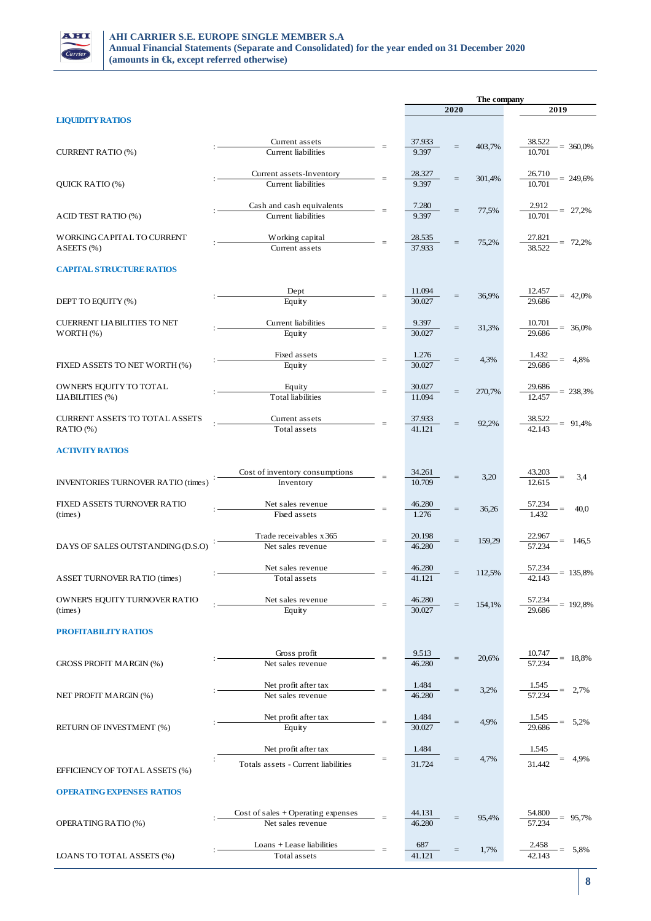| | | The company | | | |
|---|---|---|---|---|---|
| | | **2020** | | **2019** | |
| **LIQUIDITY RATIOS** | | | | | |
| CURRENT RATIO (%) | Current assets / Current liabilities | 37.933 / 9.397 | 403,7% | 38.522 / 10.701 | 360,0% |
| QUICK RATIO (%) | Current assets-Inventory / Current liabilities | 28.327 / 9.397 | 301,4% | 26.710 / 10.701 | 249,6% |
| ACID TEST RATIO (%) | Cash and cash equivalents / Current liabilities | 7.280 / 9.397 | 77,5% | 2.912 / 10.701 | 27,2% |
| WORKING CAPITAL TO CURRENT ASEETS (%) | Working capital / Current assets | 28.535 / 37.933 | 75,2% | 27.821 / 38.522 | 72,2% |
| **CAPITAL STRUCTURE RATIOS** | | | | | |
| DEPT TO EQUITY (%) | Dept / Equity | 11.094 / 30.027 | 36,9% | 12.457 / 29.686 | 42,0% |
| CUERRENT LIABILITIES TO NET WORTH (%) | Current liabilities / Equity | 9.397 / 30.027 | 31,3% | 10.701 / 29.686 | 36,0% |
| FIXED ASSETS TO NET WORTH (%) | Fixed assets / Equity | 1.276 / 30.027 | 4,3% | 1.432 / 29.686 | 4,8% |
| OWNER'S EQUITY TO TOTAL LIABILITIES (%) | Equity / Total liabilities | 30.027 / 11.094 | 270,7% | 29.686 / 12.457 | 238,3% |
| CURRENT ASSETS TO TOTAL ASSETS RATIO (%) | Current assets / Total assets | 37.933 / 41.121 | 92,2% | 38.522 / 42.143 | 91,4% |
| **ACTIVITY RATIOS** | | | | | |
| INVENTORIES TURNOVER RATIO (times) | Cost of inventory consumptions / Inventory | 34.261 / 10.709 | 3,20 | 43.203 / 12.615 | 3,4 |
| FIXED ASSETS TURNOVER RATIO (times) | Net sales revenue / Fixed assets | 46.280 / 1.276 | 36,26 | 57.234 / 1.432 | 40,0 |
| DAYS OF SALES OUTSTANDING (D.S.O) | Trade receivables x 365 / Net sales revenue | 20.198 / 46.280 | 159,29 | 22.967 / 57.234 | 146,5 |
| ASSET TURNOVER RATIO (times) | Net sales revenue / Total assets | 46.280 / 41.121 | 112,5% | 57.234 / 42.143 | 135,8% |
| OWNER'S EQUITY TURNOVER RATIO (times) | Net sales revenue / Equity | 46.280 / 30.027 | 154,1% | 57.234 / 29.686 | 192,8% |
| **PROFITABILITY RATIOS** | | | | | |
| GROSS PROFIT MARGIN (%) | Gross profit / Net sales revenue | 9.513 / 46.280 | 20,6% | 10.747 / 57.234 | 18,8% |
| NET PROFIT MARGIN (%) | Net profit after tax / Net sales revenue | 1.484 / 46.280 | 3,2% | 1.545 / 57.234 | 2,7% |
| RETURN OF INVESTMENT (%) | Net profit after tax / Equity | 1.484 / 30.027 | 4,9% | 1.545 / 29.686 | 5,2% |
| EFFICIENCY OF TOTAL ASSETS (%) | Net profit after tax / Totals assets - Current liabilities | 1.484 / 31.724 | 4,7% | 1.545 / 31.442 | 4,9% |
| **OPERATING EXPENSES RATIOS** | | | | | |
| OPERATING RATIO (%) | Cost of sales + Operating expenses / Net sales revenue | 44.131 / 46.280 | 95,4% | 54.800 / 57.234 | 95,7% |
| LOANS TO TOTAL ASSETS (%) | Loans + Lease liabilities / Total assets | 687 / 41.121 | 1,7% | 2.458 / 42.143 | 5,8% |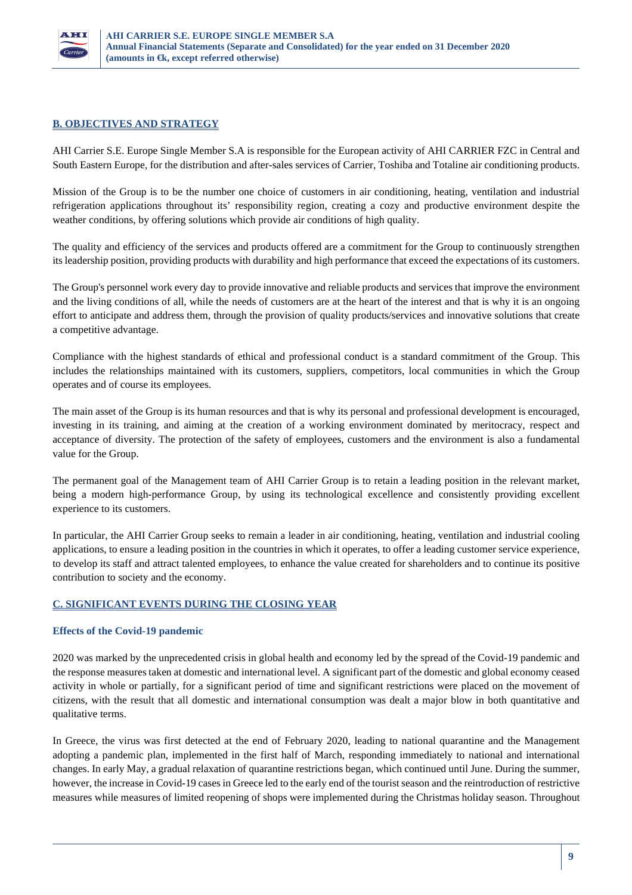## B. OBJECTIVES AND STRATEGY

AHI Carrier S.E. Europe Single Member S.A is responsible for the European activity of AHI CARRIER FZC in Central and South Eastern Europe, for the distribution and after-sales services of Carrier, Toshiba and Totaline air conditioning products.

Mission of the Group is to be the number one choice of customers in air conditioning, heating, ventilation and industrial refrigeration applications throughout its' responsibility region, creating a cozy and productive environment despite the weather conditions, by offering solutions which provide air conditions of high quality.

The quality and efficiency of the services and products offered are a commitment for the Group to continuously strengthen its leadership position, providing products with durability and high performance that exceed the expectations of its customers.

The Group's personnel work every day to provide innovative and reliable products and services that improve the environment and the living conditions of all, while the needs of customers are at the heart of the interest and that is why it is an ongoing effort to anticipate and address them, through the provision of quality products/services and innovative solutions that create a competitive advantage.

Compliance with the highest standards of ethical and professional conduct is a standard commitment of the Group. This includes the relationships maintained with its customers, suppliers, competitors, local communities in which the Group operates and of course its employees.

The main asset of the Group is its human resources and that is why its personal and professional development is encouraged, investing in its training, and aiming at the creation of a working environment dominated by meritocracy, respect and acceptance of diversity. The protection of the safety of employees, customers and the environment is also a fundamental value for the Group.

The permanent goal of the Management team of AHI Carrier Group is to retain a leading position in the relevant market, being a modern high-performance Group, by using its technological excellence and consistently providing excellent experience to its customers.

In particular, the AHI Carrier Group seeks to remain a leader in air conditioning, heating, ventilation and industrial cooling applications, to ensure a leading position in the countries in which it operates, to offer a leading customer service experience, to develop its staff and attract talented employees, to enhance the value created for shareholders and to continue its positive contribution to society and the economy.

## C. SIGNIFICANT EVENTS DURING THE CLOSING YEAR

### Effects of the Covid-19 pandemic

2020 was marked by the unprecedented crisis in global health and economy led by the spread of the Covid-19 pandemic and the response measures taken at domestic and international level. A significant part of the domestic and global economy ceased activity in whole or partially, for a significant period of time and significant restrictions were placed on the movement of citizens, with the result that all domestic and international consumption was dealt a major blow in both quantitative and qualitative terms.

In Greece, the virus was first detected at the end of February 2020, leading to national quarantine and the Management adopting a pandemic plan, implemented in the first half of March, responding immediately to national and international changes. In early May, a gradual relaxation of quarantine restrictions began, which continued until June. During the summer, however, the increase in Covid-19 cases in Greece led to the early end of the tourist season and the reintroduction of restrictive measures while measures of limited reopening of shops were implemented during the Christmas holiday season. Throughout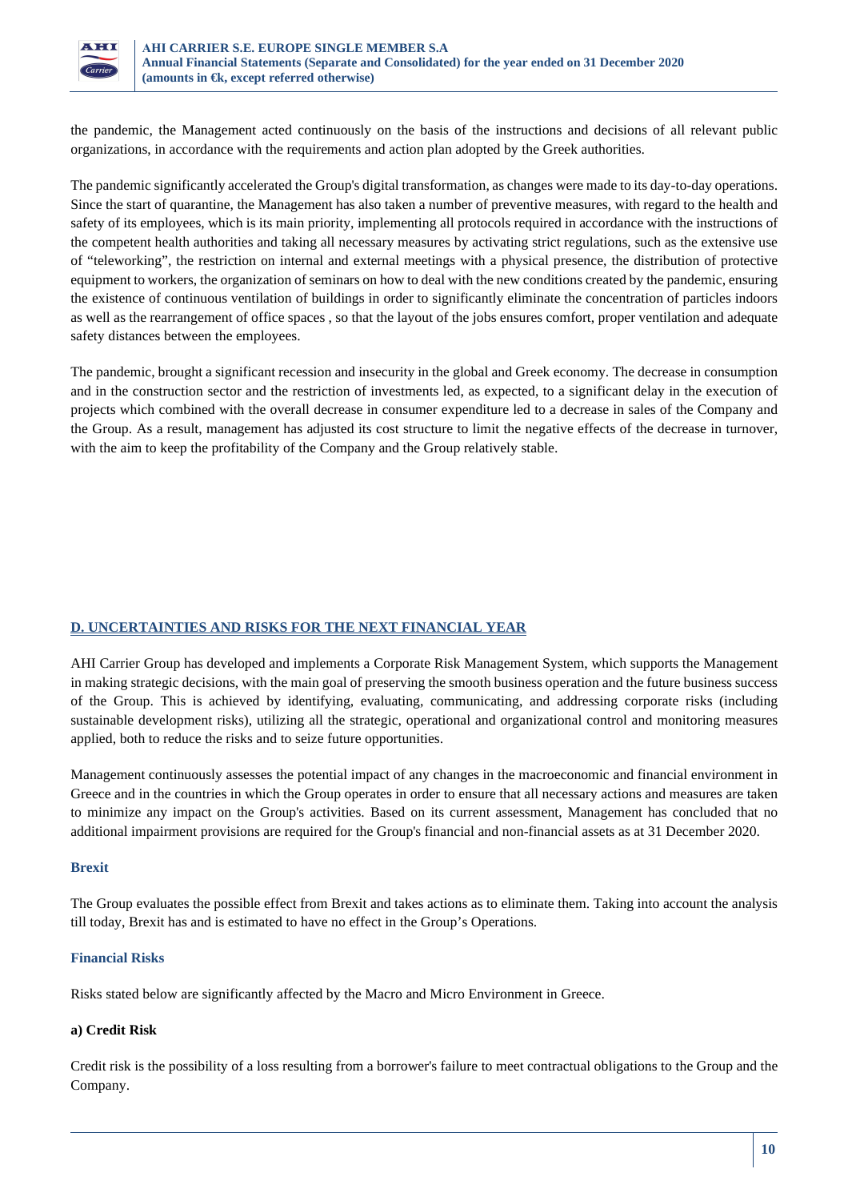the pandemic, the Management acted continuously on the basis of the instructions and decisions of all relevant public organizations, in accordance with the requirements and action plan adopted by the Greek authorities.

The pandemic significantly accelerated the Group's digital transformation, as changes were made to its day-to-day operations. Since the start of quarantine, the Management has also taken a number of preventive measures, with regard to the health and safety of its employees, which is its main priority, implementing all protocols required in accordance with the instructions of the competent health authorities and taking all necessary measures by activating strict regulations, such as the extensive use of "teleworking", the restriction on internal and external meetings with a physical presence, the distribution of protective equipment to workers, the organization of seminars on how to deal with the new conditions created by the pandemic, ensuring the existence of continuous ventilation of buildings in order to significantly eliminate the concentration of particles indoors as well as the rearrangement of office spaces , so that the layout of the jobs ensures comfort, proper ventilation and adequate safety distances between the employees.

The pandemic, brought a significant recession and insecurity in the global and Greek economy. The decrease in consumption and in the construction sector and the restriction of investments led, as expected, to a significant delay in the execution of projects which combined with the overall decrease in consumer expenditure led to a decrease in sales of the Company and the Group. As a result, management has adjusted its cost structure to limit the negative effects of the decrease in turnover, with the aim to keep the profitability of the Company and the Group relatively stable.

## D. UNCERTAINTIES AND RISKS FOR THE NEXT FINANCIAL YEAR

AHI Carrier Group has developed and implements a Corporate Risk Management System, which supports the Management in making strategic decisions, with the main goal of preserving the smooth business operation and the future business success of the Group. This is achieved by identifying, evaluating, communicating, and addressing corporate risks (including sustainable development risks), utilizing all the strategic, operational and organizational control and monitoring measures applied, both to reduce the risks and to seize future opportunities.

Management continuously assesses the potential impact of any changes in the macroeconomic and financial environment in Greece and in the countries in which the Group operates in order to ensure that all necessary actions and measures are taken to minimize any impact on the Group's activities. Based on its current assessment, Management has concluded that no additional impairment provisions are required for the Group's financial and non-financial assets as at 31 December 2020.

### Brexit

The Group evaluates the possible effect from Brexit and takes actions as to eliminate them. Taking into account the analysis till today, Brexit has and is estimated to have no effect in the Group's Operations.

### Financial Risks

Risks stated below are significantly affected by the Macro and Micro Environment in Greece.

#### a) Credit Risk

Credit risk is the possibility of a loss resulting from a borrower's failure to meet contractual obligations to the Group and the Company.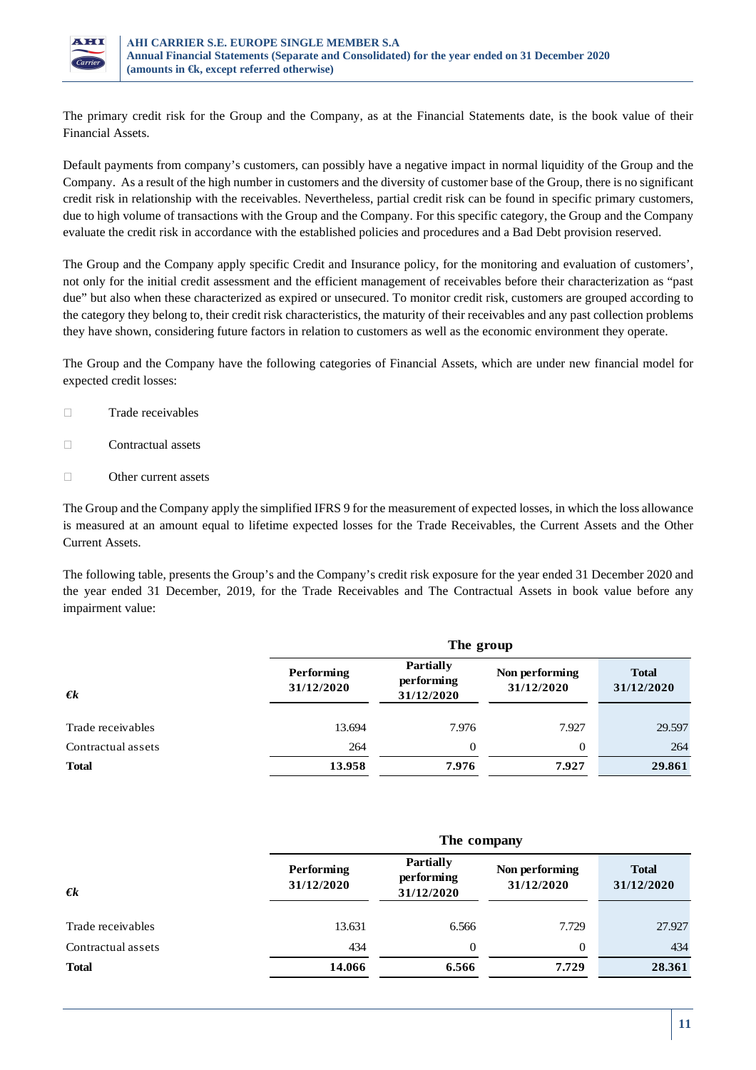The primary credit risk for the Group and the Company, as at the Financial Statements date, is the book value of their Financial Assets.

Default payments from company's customers, can possibly have a negative impact in normal liquidity of the Group and the Company. As a result of the high number in customers and the diversity of customer base of the Group, there is no significant credit risk in relationship with the receivables. Nevertheless, partial credit risk can be found in specific primary customers, due to high volume of transactions with the Group and the Company. For this specific category, the Group and the Company evaluate the credit risk in accordance with the established policies and procedures and a Bad Debt provision reserved.

The Group and the Company apply specific Credit and Insurance policy, for the monitoring and evaluation of customers', not only for the initial credit assessment and the efficient management of receivables before their characterization as "past due" but also when these characterized as expired or unsecured. To monitor credit risk, customers are grouped according to the category they belong to, their credit risk characteristics, the maturity of their receivables and any past collection problems they have shown, considering future factors in relation to customers as well as the economic environment they operate.

The Group and the Company have the following categories of Financial Assets, which are under new financial model for expected credit losses:

- Trade receivables
- Contractual assets
- Other current assets

The Group and the Company apply the simplified IFRS 9 for the measurement of expected losses, in which the loss allowance is measured at an amount equal to lifetime expected losses for the Trade Receivables, the Current Assets and the Other Current Assets.

The following table, presents the Group's and the Company's credit risk exposure for the year ended 31 December 2020 and the year ended 31 December, 2019, for the Trade Receivables and The Contractual Assets in book value before any impairment value:

| | The group | | | |
|---|---|---|---|---|
| **€k** | **Performing 31/12/2020** | **Partially performing 31/12/2020** | **Non performing 31/12/2020** | **Total 31/12/2020** |
| Trade receivables | 13.694 | 7.976 | 7.927 | 29.597 |
| Contractual assets | 264 | 0 | 0 | 264 |
| **Total** | **13.958** | **7.976** | **7.927** | **29.861** |

| | The company | | | |
|---|---|---|---|---|
| **€k** | **Performing 31/12/2020** | **Partially performing 31/12/2020** | **Non performing 31/12/2020** | **Total 31/12/2020** |
| Trade receivables | 13.631 | 6.566 | 7.729 | 27.927 |
| Contractual assets | 434 | 0 | 0 | 434 |
| **Total** | **14.066** | **6.566** | **7.729** | **28.361** |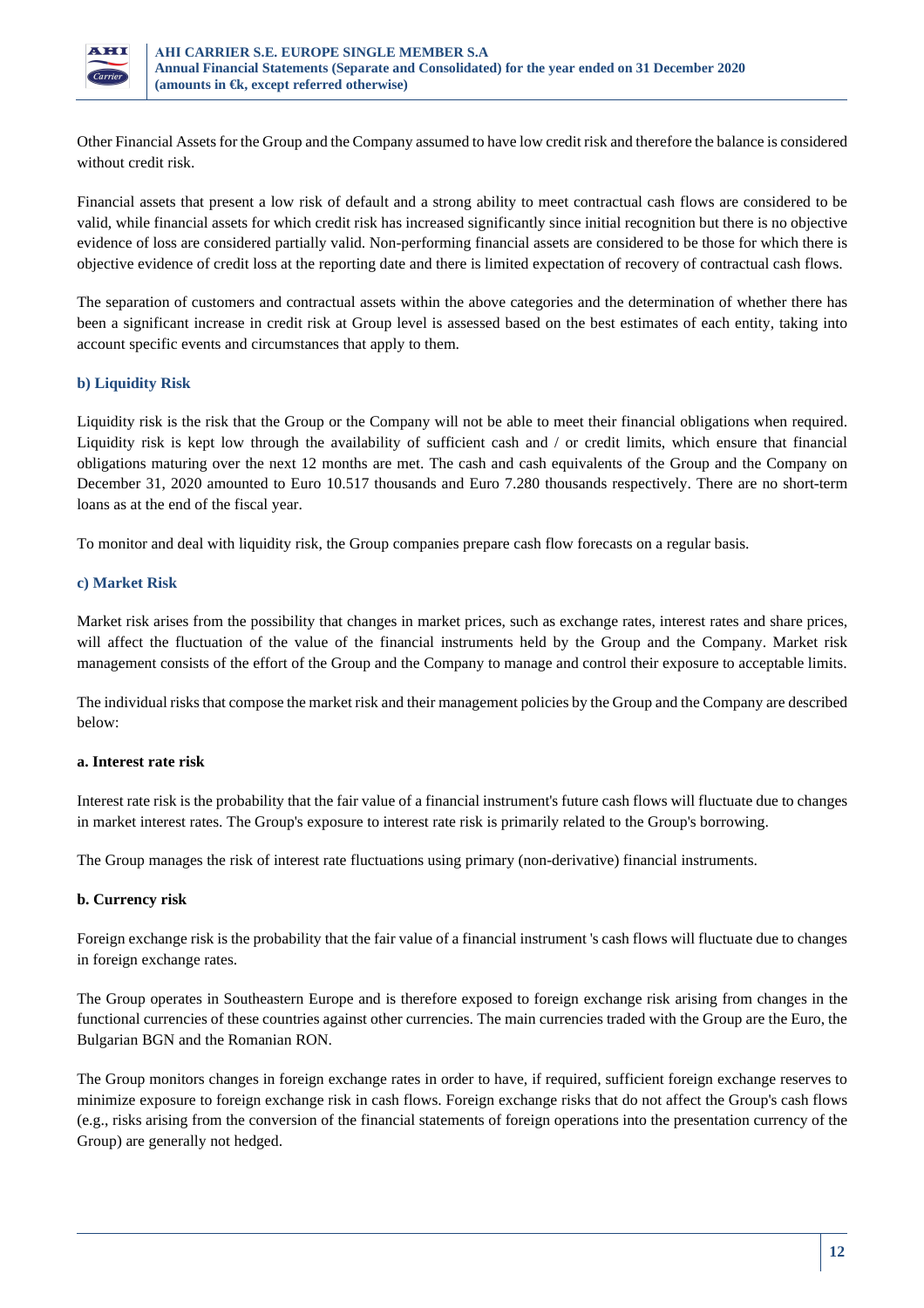Other Financial Assets for the Group and the Company assumed to have low credit risk and therefore the balance is considered without credit risk.

Financial assets that present a low risk of default and a strong ability to meet contractual cash flows are considered to be valid, while financial assets for which credit risk has increased significantly since initial recognition but there is no objective evidence of loss are considered partially valid. Non-performing financial assets are considered to be those for which there is objective evidence of credit loss at the reporting date and there is limited expectation of recovery of contractual cash flows.

The separation of customers and contractual assets within the above categories and the determination of whether there has been a significant increase in credit risk at Group level is assessed based on the best estimates of each entity, taking into account specific events and circumstances that apply to them.

### b) Liquidity Risk

Liquidity risk is the risk that the Group or the Company will not be able to meet their financial obligations when required. Liquidity risk is kept low through the availability of sufficient cash and / or credit limits, which ensure that financial obligations maturing over the next 12 months are met. The cash and cash equivalents of the Group and the Company on December 31, 2020 amounted to Euro 10.517 thousands and Euro 7.280 thousands respectively. There are no short-term loans as at the end of the fiscal year.

To monitor and deal with liquidity risk, the Group companies prepare cash flow forecasts on a regular basis.

### c) Market Risk

Market risk arises from the possibility that changes in market prices, such as exchange rates, interest rates and share prices, will affect the fluctuation of the value of the financial instruments held by the Group and the Company. Market risk management consists of the effort of the Group and the Company to manage and control their exposure to acceptable limits.

The individual risks that compose the market risk and their management policies by the Group and the Company are described below:

#### a. Interest rate risk

Interest rate risk is the probability that the fair value of a financial instrument's future cash flows will fluctuate due to changes in market interest rates. The Group's exposure to interest rate risk is primarily related to the Group's borrowing.

The Group manages the risk of interest rate fluctuations using primary (non-derivative) financial instruments.

#### b. Currency risk

Foreign exchange risk is the probability that the fair value of a financial instrument 's cash flows will fluctuate due to changes in foreign exchange rates.

The Group operates in Southeastern Europe and is therefore exposed to foreign exchange risk arising from changes in the functional currencies of these countries against other currencies. The main currencies traded with the Group are the Euro, the Bulgarian BGN and the Romanian RON.

The Group monitors changes in foreign exchange rates in order to have, if required, sufficient foreign exchange reserves to minimize exposure to foreign exchange risk in cash flows. Foreign exchange risks that do not affect the Group's cash flows (e.g., risks arising from the conversion of the financial statements of foreign operations into the presentation currency of the Group) are generally not hedged.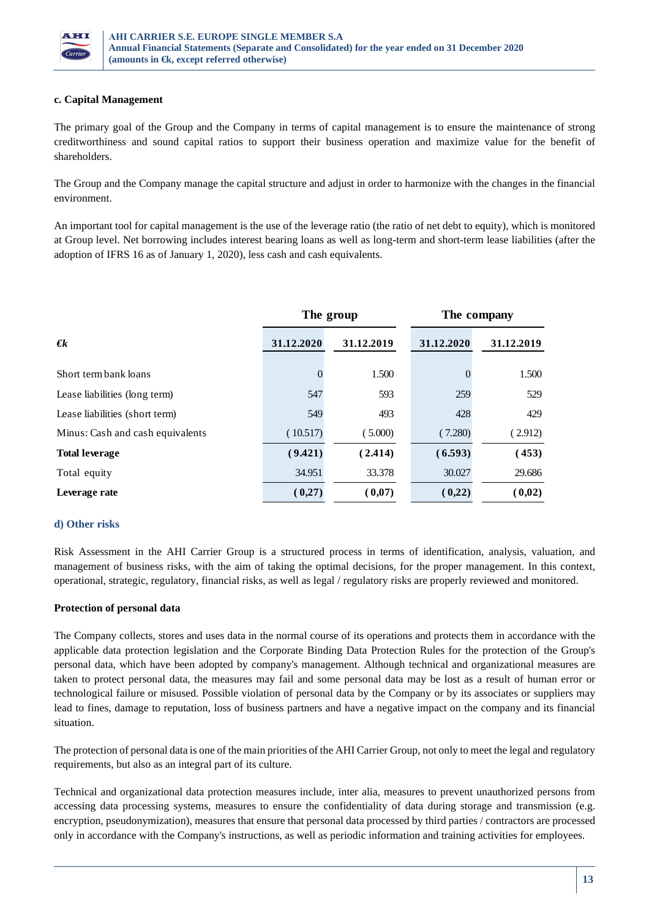### c. Capital Management

The primary goal of the Group and the Company in terms of capital management is to ensure the maintenance of strong creditworthiness and sound capital ratios to support their business operation and maximize value for the benefit of shareholders.

The Group and the Company manage the capital structure and adjust in order to harmonize with the changes in the financial environment.

An important tool for capital management is the use of the leverage ratio (the ratio of net debt to equity), which is monitored at Group level. Net borrowing includes interest bearing loans as well as long-term and short-term lease liabilities (after the adoption of IFRS 16 as of January 1, 2020), less cash and cash equivalents.

| | The group | | The company | |
|---|---|---|---|---|
| **€k** | **31.12.2020** | **31.12.2019** | **31.12.2020** | **31.12.2019** |
| Short term bank loans | 0 | 1.500 | 0 | 1.500 |
| Lease liabilities (long term) | 547 | 593 | 259 | 529 |
| Lease liabilities (short term) | 549 | 493 | 428 | 429 |
| Minus: Cash and cash equivalents | ( 10.517) | ( 5.000) | ( 7.280) | ( 2.912) |
| **Total leverage** | **( 9.421)** | **( 2.414)** | **( 6.593)** | **( 453)** |
| Total equity | 34.951 | 33.378 | 30.027 | 29.686 |
| **Leverage rate** | **( 0,27)** | **( 0,07)** | **( 0,22)** | **( 0,02)** |

### d) Other risks

Risk Assessment in the AHI Carrier Group is a structured process in terms of identification, analysis, valuation, and management of business risks, with the aim of taking the optimal decisions, for the proper management. In this context, operational, strategic, regulatory, financial risks, as well as legal / regulatory risks are properly reviewed and monitored.

**Protection of personal data**

The Company collects, stores and uses data in the normal course of its operations and protects them in accordance with the applicable data protection legislation and the Corporate Binding Data Protection Rules for the protection of the Group's personal data, which have been adopted by company's management. Although technical and organizational measures are taken to protect personal data, the measures may fail and some personal data may be lost as a result of human error or technological failure or misused. Possible violation of personal data by the Company or by its associates or suppliers may lead to fines, damage to reputation, loss of business partners and have a negative impact on the company and its financial situation.

The protection of personal data is one of the main priorities of the AHI Carrier Group, not only to meet the legal and regulatory requirements, but also as an integral part of its culture.

Technical and organizational data protection measures include, inter alia, measures to prevent unauthorized persons from accessing data processing systems, measures to ensure the confidentiality of data during storage and transmission (e.g. encryption, pseudonymization), measures that ensure that personal data processed by third parties / contractors are processed only in accordance with the Company's instructions, as well as periodic information and training activities for employees.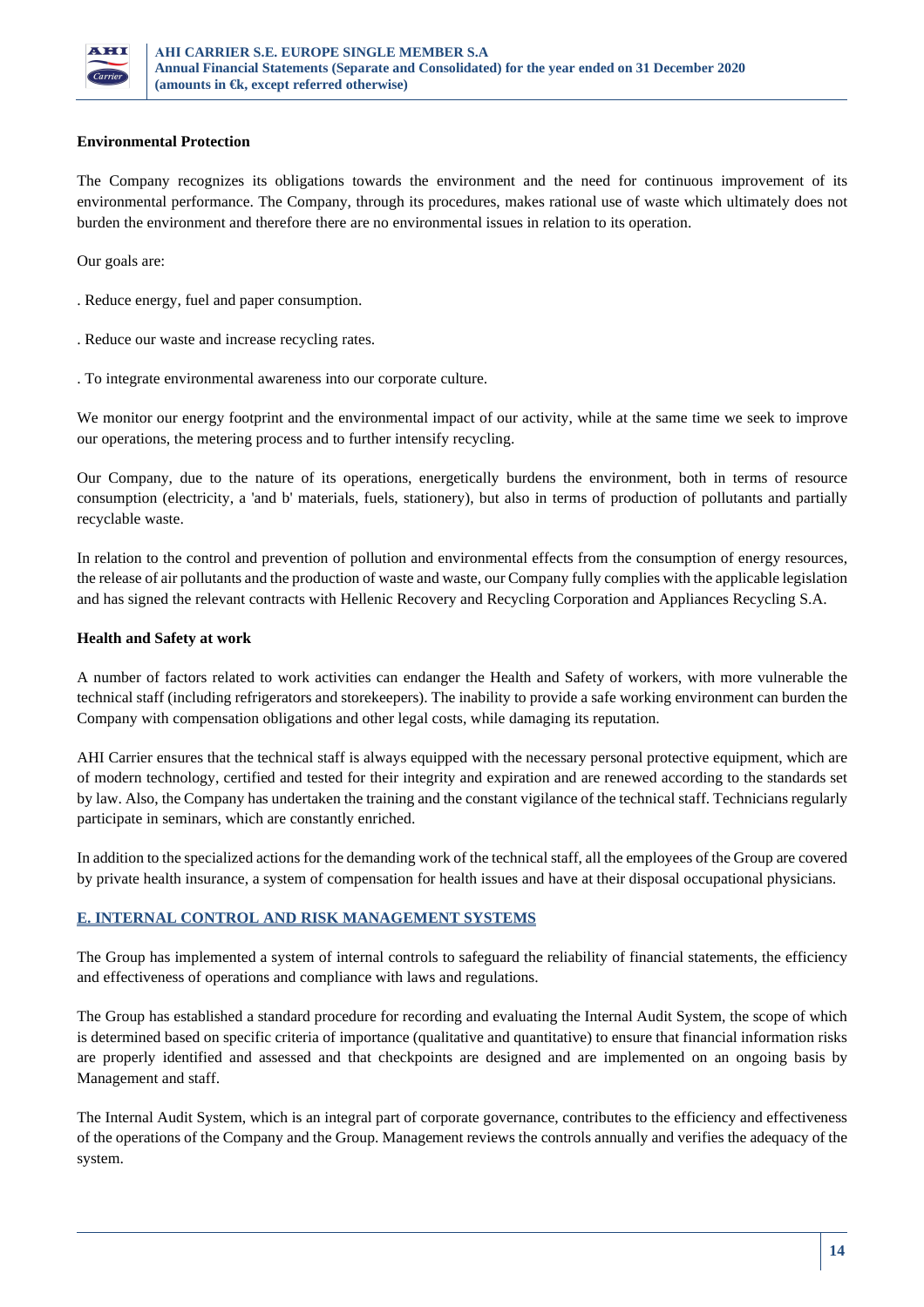**Environmental Protection**

The Company recognizes its obligations towards the environment and the need for continuous improvement of its environmental performance. The Company, through its procedures, makes rational use of waste which ultimately does not burden the environment and therefore there are no environmental issues in relation to its operation.

Our goals are:

. Reduce energy, fuel and paper consumption.

. Reduce our waste and increase recycling rates.

. To integrate environmental awareness into our corporate culture.

We monitor our energy footprint and the environmental impact of our activity, while at the same time we seek to improve our operations, the metering process and to further intensify recycling.

Our Company, due to the nature of its operations, energetically burdens the environment, both in terms of resource consumption (electricity, a 'and b' materials, fuels, stationery), but also in terms of production of pollutants and partially recyclable waste.

In relation to the control and prevention of pollution and environmental effects from the consumption of energy resources, the release of air pollutants and the production of waste and waste, our Company fully complies with the applicable legislation and has signed the relevant contracts with Hellenic Recovery and Recycling Corporation and Appliances Recycling S.A.

**Health and Safety at work**

A number of factors related to work activities can endanger the Health and Safety of workers, with more vulnerable the technical staff (including refrigerators and storekeepers). The inability to provide a safe working environment can burden the Company with compensation obligations and other legal costs, while damaging its reputation.

AHI Carrier ensures that the technical staff is always equipped with the necessary personal protective equipment, which are of modern technology, certified and tested for their integrity and expiration and are renewed according to the standards set by law. Also, the Company has undertaken the training and the constant vigilance of the technical staff. Technicians regularly participate in seminars, which are constantly enriched.

In addition to the specialized actions for the demanding work of the technical staff, all the employees of the Group are covered by private health insurance, a system of compensation for health issues and have at their disposal occupational physicians.

## E. INTERNAL CONTROL AND RISK MANAGEMENT SYSTEMS

The Group has implemented a system of internal controls to safeguard the reliability of financial statements, the efficiency and effectiveness of operations and compliance with laws and regulations.

The Group has established a standard procedure for recording and evaluating the Internal Audit System, the scope of which is determined based on specific criteria of importance (qualitative and quantitative) to ensure that financial information risks are properly identified and assessed and that checkpoints are designed and are implemented on an ongoing basis by Management and staff.

The Internal Audit System, which is an integral part of corporate governance, contributes to the efficiency and effectiveness of the operations of the Company and the Group. Management reviews the controls annually and verifies the adequacy of the system.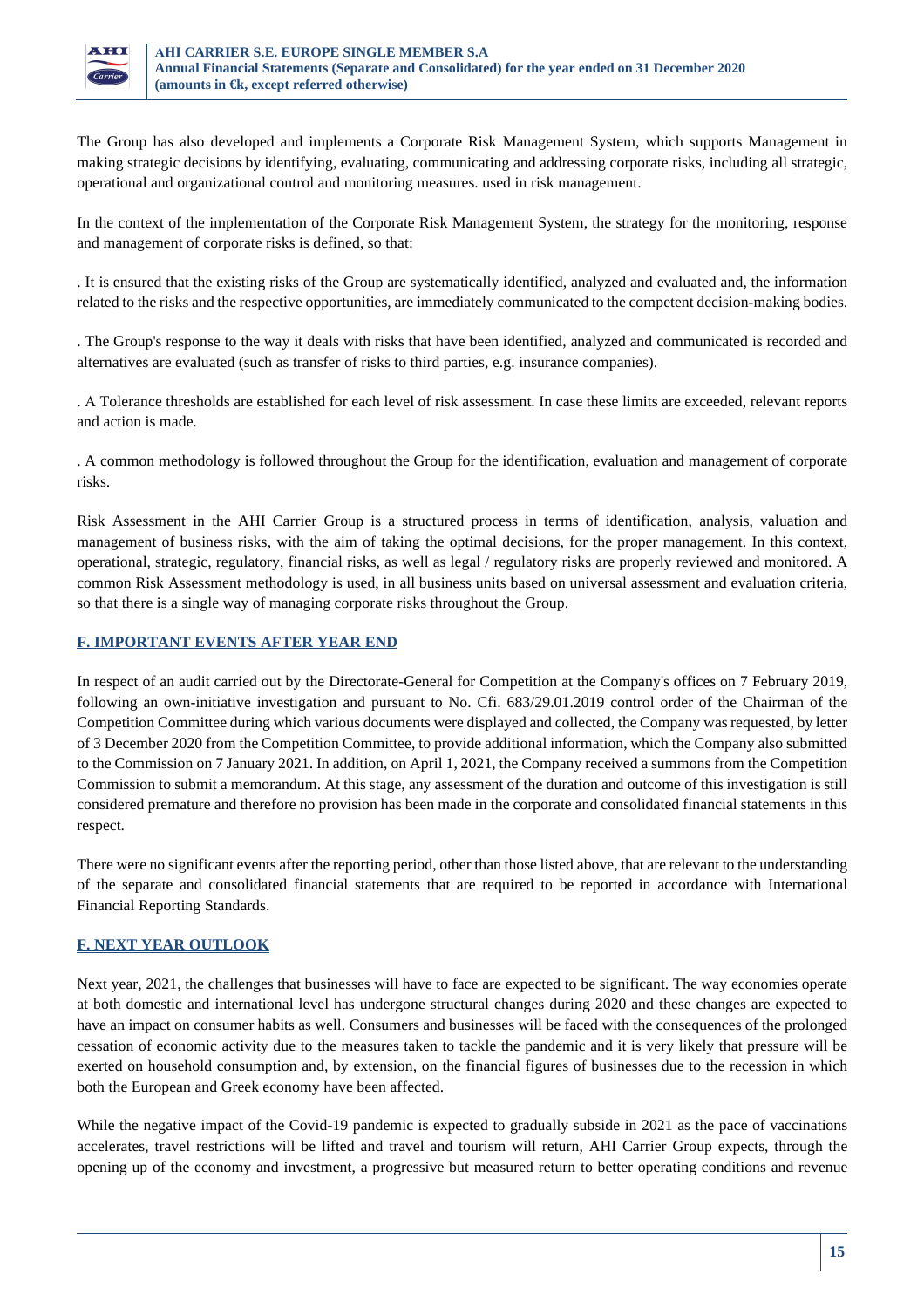The Group has also developed and implements a Corporate Risk Management System, which supports Management in making strategic decisions by identifying, evaluating, communicating and addressing corporate risks, including all strategic, operational and organizational control and monitoring measures. used in risk management.

In the context of the implementation of the Corporate Risk Management System, the strategy for the monitoring, response and management of corporate risks is defined, so that:

. It is ensured that the existing risks of the Group are systematically identified, analyzed and evaluated and, the information related to the risks and the respective opportunities, are immediately communicated to the competent decision-making bodies.

. The Group's response to the way it deals with risks that have been identified, analyzed and communicated is recorded and alternatives are evaluated (such as transfer of risks to third parties, e.g. insurance companies).

. A Tolerance thresholds are established for each level of risk assessment. In case these limits are exceeded, relevant reports and action is made.

. A common methodology is followed throughout the Group for the identification, evaluation and management of corporate risks.

Risk Assessment in the AHI Carrier Group is a structured process in terms of identification, analysis, valuation and management of business risks, with the aim of taking the optimal decisions, for the proper management. In this context, operational, strategic, regulatory, financial risks, as well as legal / regulatory risks are properly reviewed and monitored. A common Risk Assessment methodology is used, in all business units based on universal assessment and evaluation criteria, so that there is a single way of managing corporate risks throughout the Group.

## F. IMPORTANT EVENTS AFTER YEAR END

In respect of an audit carried out by the Directorate-General for Competition at the Company's offices on 7 February 2019, following an own-initiative investigation and pursuant to No. Cfi. 683/29.01.2019 control order of the Chairman of the Competition Committee during which various documents were displayed and collected, the Company was requested, by letter of 3 December 2020 from the Competition Committee, to provide additional information, which the Company also submitted to the Commission on 7 January 2021. In addition, on April 1, 2021, the Company received a summons from the Competition Commission to submit a memorandum. At this stage, any assessment of the duration and outcome of this investigation is still considered premature and therefore no provision has been made in the corporate and consolidated financial statements in this respect.

There were no significant events after the reporting period, other than those listed above, that are relevant to the understanding of the separate and consolidated financial statements that are required to be reported in accordance with International Financial Reporting Standards.

## F. NEXT YEAR OUTLOOK

Next year, 2021, the challenges that businesses will have to face are expected to be significant. The way economies operate at both domestic and international level has undergone structural changes during 2020 and these changes are expected to have an impact on consumer habits as well. Consumers and businesses will be faced with the consequences of the prolonged cessation of economic activity due to the measures taken to tackle the pandemic and it is very likely that pressure will be exerted on household consumption and, by extension, on the financial figures of businesses due to the recession in which both the European and Greek economy have been affected.

While the negative impact of the Covid-19 pandemic is expected to gradually subside in 2021 as the pace of vaccinations accelerates, travel restrictions will be lifted and travel and tourism will return, AHI Carrier Group expects, through the opening up of the economy and investment, a progressive but measured return to better operating conditions and revenue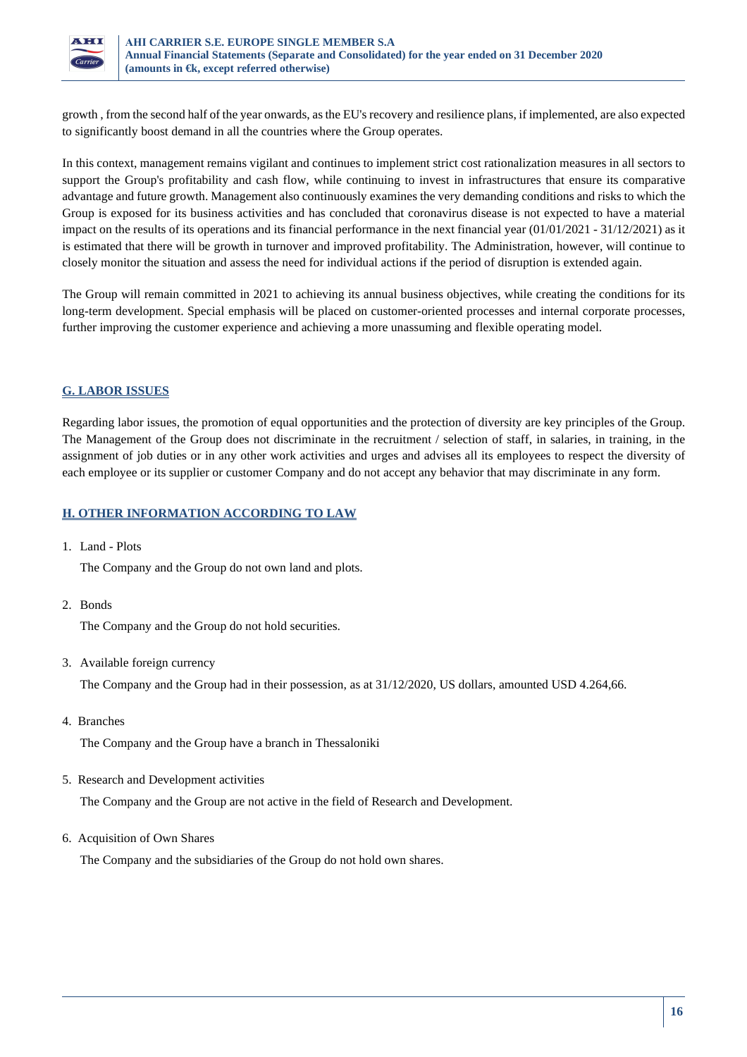growth , from the second half of the year onwards, as the EU's recovery and resilience plans, if implemented, are also expected to significantly boost demand in all the countries where the Group operates.

In this context, management remains vigilant and continues to implement strict cost rationalization measures in all sectors to support the Group's profitability and cash flow, while continuing to invest in infrastructures that ensure its comparative advantage and future growth. Management also continuously examines the very demanding conditions and risks to which the Group is exposed for its business activities and has concluded that coronavirus disease is not expected to have a material impact on the results of its operations and its financial performance in the next financial year (01/01/2021 - 31/12/2021) as it is estimated that there will be growth in turnover and improved profitability. The Administration, however, will continue to closely monitor the situation and assess the need for individual actions if the period of disruption is extended again.

The Group will remain committed in 2021 to achieving its annual business objectives, while creating the conditions for its long-term development. Special emphasis will be placed on customer-oriented processes and internal corporate processes, further improving the customer experience and achieving a more unassuming and flexible operating model.

## G. LABOR ISSUES

Regarding labor issues, the promotion of equal opportunities and the protection of diversity are key principles of the Group. The Management of the Group does not discriminate in the recruitment / selection of staff, in salaries, in training, in the assignment of job duties or in any other work activities and urges and advises all its employees to respect the diversity of each employee or its supplier or customer Company and do not accept any behavior that may discriminate in any form.

## H. OTHER INFORMATION ACCORDING TO LAW

1. Land - Plots

   The Company and the Group do not own land and plots.

2. Bonds

   The Company and the Group do not hold securities.

3. Available foreign currency

   The Company and the Group had in their possession, as at 31/12/2020, US dollars, amounted USD 4.264,66.

4. Branches

   The Company and the Group have a branch in Thessaloniki

5. Research and Development activities

   The Company and the Group are not active in the field of Research and Development.

6. Acquisition of Own Shares

   The Company and the subsidiaries of the Group do not hold own shares.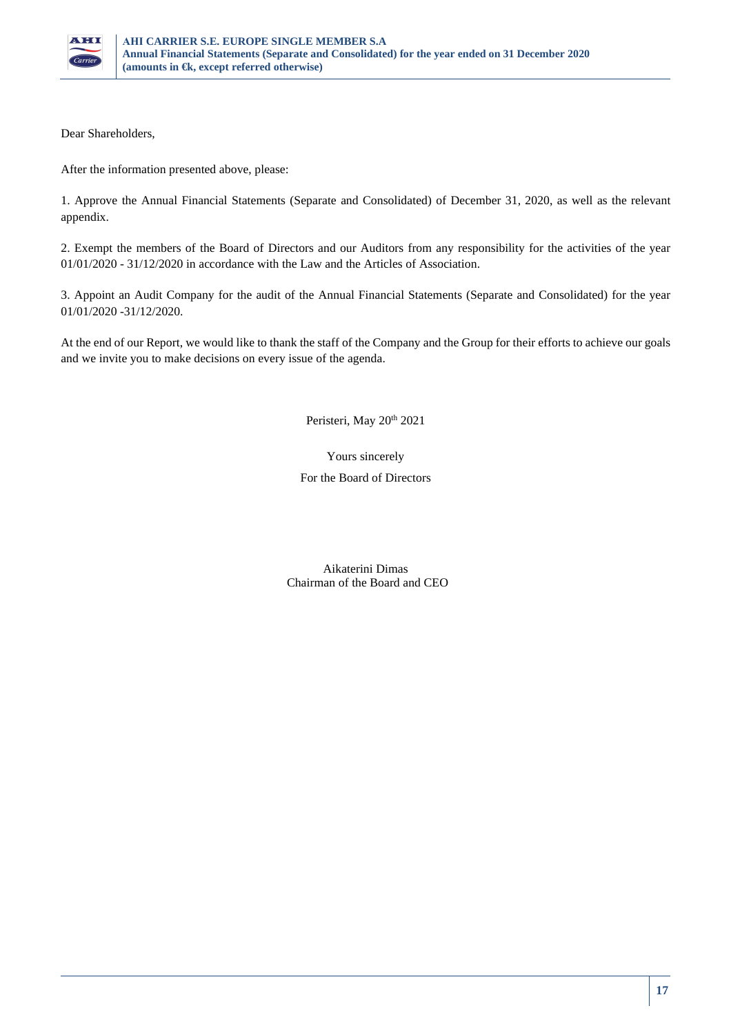Dear Shareholders,

After the information presented above, please:

1. Approve the Annual Financial Statements (Separate and Consolidated) of December 31, 2020, as well as the relevant appendix.

2. Exempt the members of the Board of Directors and our Auditors from any responsibility for the activities of the year 01/01/2020 - 31/12/2020 in accordance with the Law and the Articles of Association.

3. Appoint an Audit Company for the audit of the Annual Financial Statements (Separate and Consolidated) for the year 01/01/2020 -31/12/2020.

At the end of our Report, we would like to thank the staff of the Company and the Group for their efforts to achieve our goals and we invite you to make decisions on every issue of the agenda.

Peristeri, May 20th 2021

Yours sincerely

For the Board of Directors

Aikaterini Dimas
Chairman of the Board and CEO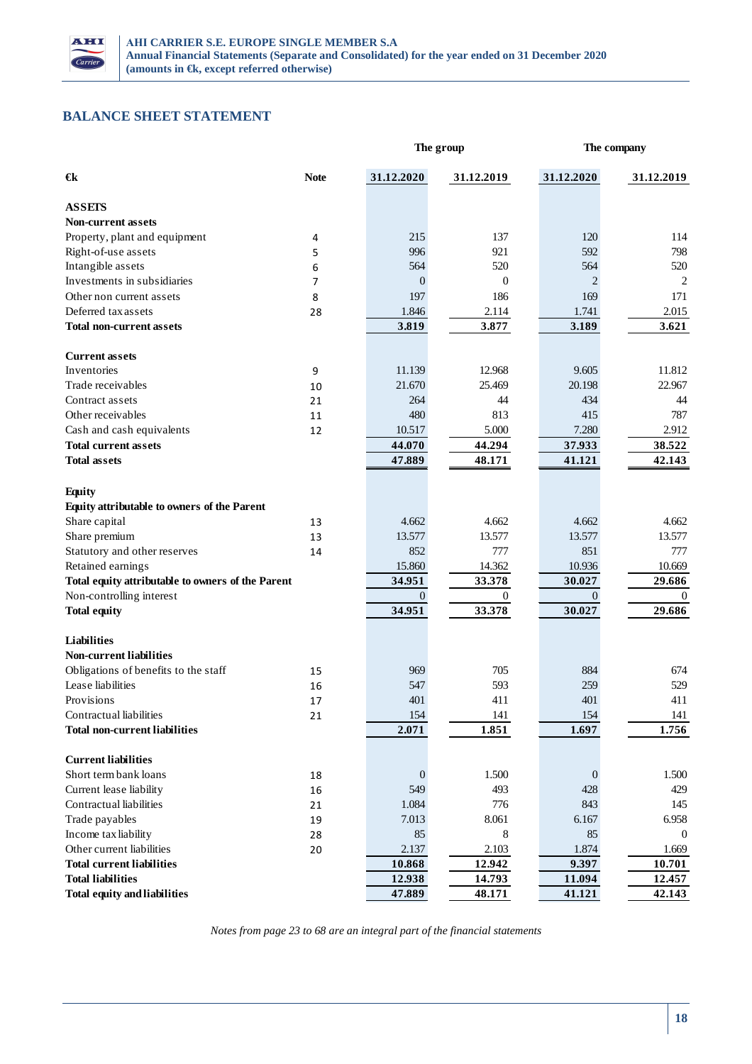## BALANCE SHEET STATEMENT

| €k | Note | The group 31.12.2020 | The group 31.12.2019 | The company 31.12.2020 | The company 31.12.2019 |
|---|---|---|---|---|---|
| **ASSETS** | | | | | |
| **Non-current assets** | | | | | |
| Property, plant and equipment | 4 | 215 | 137 | 120 | 114 |
| Right-of-use assets | 5 | 996 | 921 | 592 | 798 |
| Intangible assets | 6 | 564 | 520 | 564 | 520 |
| Investments in subsidiaries | 7 | 0 | 0 | 2 | 2 |
| Other non current assets | 8 | 197 | 186 | 169 | 171 |
| Deferred tax assets | 28 | 1.846 | 2.114 | 1.741 | 2.015 |
| **Total non-current assets** | | **3.819** | **3.877** | **3.189** | **3.621** |
| **Current assets** | | | | | |
| Inventories | 9 | 11.139 | 12.968 | 9.605 | 11.812 |
| Trade receivables | 10 | 21.670 | 25.469 | 20.198 | 22.967 |
| Contract assets | 21 | 264 | 44 | 434 | 44 |
| Other receivables | 11 | 480 | 813 | 415 | 787 |
| Cash and cash equivalents | 12 | 10.517 | 5.000 | 7.280 | 2.912 |
| **Total current assets** | | **44.070** | **44.294** | **37.933** | **38.522** |
| **Total assets** | | **47.889** | **48.171** | **41.121** | **42.143** |
| **Equity** | | | | | |
| **Equity attributable to owners of the Parent** | | | | | |
| Share capital | 13 | 4.662 | 4.662 | 4.662 | 4.662 |
| Share premium | 13 | 13.577 | 13.577 | 13.577 | 13.577 |
| Statutory and other reserves | 14 | 852 | 777 | 851 | 777 |
| Retained earnings | | 15.860 | 14.362 | 10.936 | 10.669 |
| **Total equity attributable to owners of the Parent** | | **34.951** | **33.378** | **30.027** | **29.686** |
| Non-controlling interest | | 0 | 0 | 0 | 0 |
| **Total equity** | | **34.951** | **33.378** | **30.027** | **29.686** |
| **Liabilities** | | | | | |
| **Non-current liabilities** | | | | | |
| Obligations of benefits to the staff | 15 | 969 | 705 | 884 | 674 |
| Lease liabilities | 16 | 547 | 593 | 259 | 529 |
| Provisions | 17 | 401 | 411 | 401 | 411 |
| Contractual liabilities | 21 | 154 | 141 | 154 | 141 |
| **Total non-current liabilities** | | **2.071** | **1.851** | **1.697** | **1.756** |
| **Current liabilities** | | | | | |
| Short term bank loans | 18 | 0 | 1.500 | 0 | 1.500 |
| Current lease liability | 16 | 549 | 493 | 428 | 429 |
| Contractual liabilities | 21 | 1.084 | 776 | 843 | 145 |
| Trade payables | 19 | 7.013 | 8.061 | 6.167 | 6.958 |
| Income tax liability | 28 | 85 | 8 | 85 | 0 |
| Other current liabilities | 20 | 2.137 | 2.103 | 1.874 | 1.669 |
| **Total current liabilities** | | **10.868** | **12.942** | **9.397** | **10.701** |
| **Total liabilities** | | **12.938** | **14.793** | **11.094** | **12.457** |
| **Total equity and liabilities** | | **47.889** | **48.171** | **41.121** | **42.143** |

*Notes from page 23 to 68 are an integral part of the financial statements*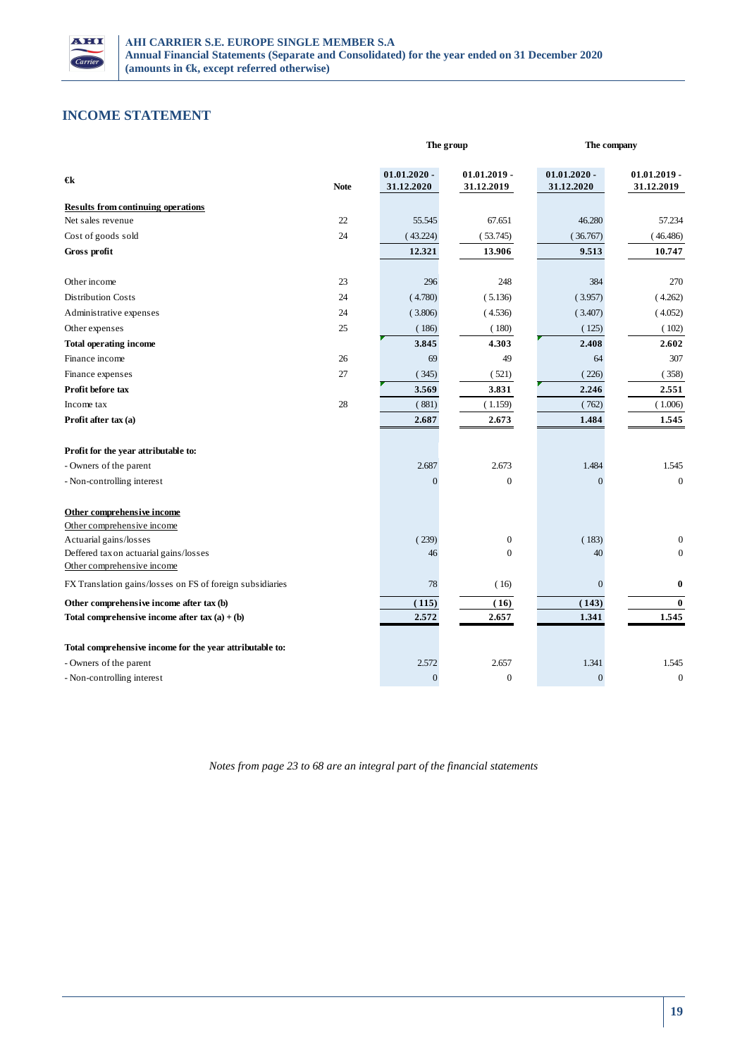## INCOME STATEMENT

| €k | Note | The group 01.01.2020 - 31.12.2020 | The group 01.01.2019 - 31.12.2019 | The company 01.01.2020 - 31.12.2020 | The company 01.01.2019 - 31.12.2019 |
|---|---|---|---|---|---|
| **Results from continuing operations** | | | | | |
| Net sales revenue | 22 | 55.545 | 67.651 | 46.280 | 57.234 |
| Cost of goods sold | 24 | ( 43.224) | ( 53.745) | ( 36.767) | ( 46.486) |
| **Gross profit** | | **12.321** | **13.906** | **9.513** | **10.747** |
| Other income | 23 | 296 | 248 | 384 | 270 |
| Distribution Costs | 24 | ( 4.780) | ( 5.136) | ( 3.957) | ( 4.262) |
| Administrative expenses | 24 | ( 3.806) | ( 4.536) | ( 3.407) | ( 4.052) |
| Other expenses | 25 | ( 186) | ( 180) | ( 125) | ( 102) |
| **Total operating income** | | **3.845** | **4.303** | **2.408** | **2.602** |
| Finance income | 26 | 69 | 49 | 64 | 307 |
| Finance expenses | 27 | ( 345) | ( 521) | ( 226) | ( 358) |
| **Profit before tax** | | **3.569** | **3.831** | **2.246** | **2.551** |
| Income tax | 28 | ( 881) | ( 1.159) | ( 762) | ( 1.006) |
| **Profit after tax (a)** | | **2.687** | **2.673** | **1.484** | **1.545** |
| **Profit for the year attributable to:** | | | | | |
| - Owners of the parent | | 2.687 | 2.673 | 1.484 | 1.545 |
| - Non-controlling interest | | 0 | 0 | 0 | 0 |
| **Other comprehensive income** | | | | | |
| Other comprehensive income | | | | | |
| Actuarial gains/losses | | ( 239) | 0 | ( 183) | 0 |
| Deffered tax on actuarial gains/losses | | 46 | 0 | 40 | 0 |
| Other comprehensive income | | | | | |
| FX Translation gains/losses on FS of foreign subsidiaries | | 78 | ( 16) | 0 | **0** |
| **Other comprehensive income after tax (b)** | | **( 115)** | **( 16)** | **( 143)** | **0** |
| **Total comprehensive income after tax (a) + (b)** | | **2.572** | **2.657** | **1.341** | **1.545** |
| **Total comprehensive income for the year attributable to:** | | | | | |
| - Owners of the parent | | 2.572 | 2.657 | 1.341 | 1.545 |
| - Non-controlling interest | | 0 | 0 | 0 | 0 |

*Notes from page 23 to 68 are an integral part of the financial statements*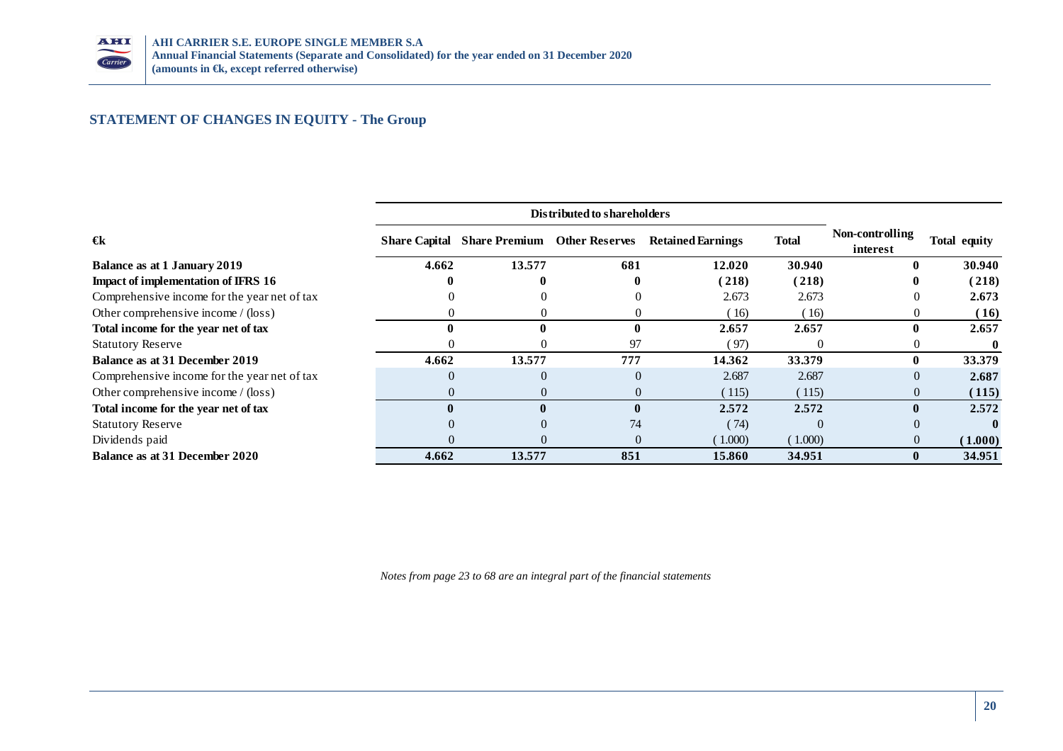## STATEMENT OF CHANGES IN EQUITY - The Group

| €k | Distributed to shareholders | | | | | | |
|---|---|---|---|---|---|---|---|
| | Share Capital | Share Premium | Other Reserves | Retained Earnings | Total | Non-controlling interest | Total equity |
| **Balance as at 1 January 2019** | **4.662** | **13.577** | **681** | **12.020** | **30.940** | **0** | **30.940** |
| **Impact of implementation of IFRS 16** | **0** | **0** | **0** | **(218)** | **(218)** | **0** | **(218)** |
| Comprehensive income for the year net of tax | 0 | 0 | 0 | 2.673 | 2.673 | 0 | **2.673** |
| Other comprehensive income / (loss) | 0 | 0 | 0 | (16) | (16) | 0 | **(16)** |
| **Total income for the year net of tax** | **0** | **0** | **0** | **2.657** | **2.657** | **0** | **2.657** |
| Statutory Reserve | 0 | 0 | 97 | (97) | 0 | 0 | **0** |
| **Balance as at 31 December 2019** | **4.662** | **13.577** | **777** | **14.362** | **33.379** | **0** | **33.379** |
| Comprehensive income for the year net of tax | 0 | 0 | 0 | 2.687 | 2.687 | 0 | **2.687** |
| Other comprehensive income / (loss) | 0 | 0 | 0 | (115) | (115) | 0 | **(115)** |
| **Total income for the year net of tax** | **0** | **0** | **0** | **2.572** | **2.572** | **0** | **2.572** |
| Statutory Reserve | 0 | 0 | 74 | (74) | 0 | 0 | **0** |
| Dividends paid | 0 | 0 | 0 | (1.000) | (1.000) | 0 | **(1.000)** |
| **Balance as at 31 December 2020** | **4.662** | **13.577** | **851** | **15.860** | **34.951** | **0** | **34.951** |

*Notes from page 23 to 68 are an integral part of the financial statements*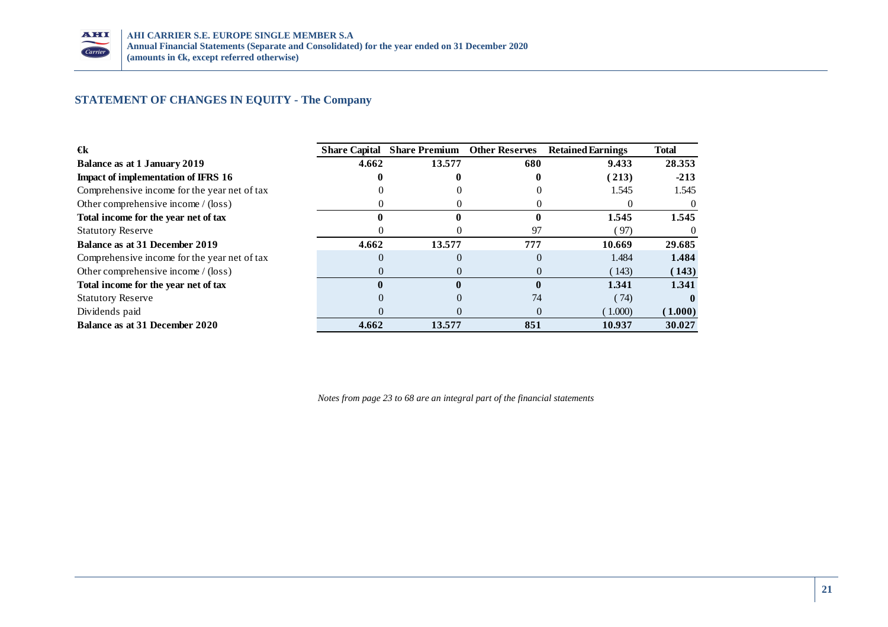## STATEMENT OF CHANGES IN EQUITY - The Company

| €k | Share Capital | Share Premium | Other Reserves | Retained Earnings | Total |
|---|---|---|---|---|---|
| **Balance as at 1 January 2019** | **4.662** | **13.577** | **680** | **9.433** | **28.353** |
| **Impact of implementation of IFRS 16** | **0** | **0** | **0** | **(213)** | **-213** |
| Comprehensive income for the year net of tax | 0 | 0 | 0 | 1.545 | 1.545 |
| Other comprehensive income / (loss) | 0 | 0 | 0 | 0 | 0 |
| **Total income for the year net of tax** | **0** | **0** | **0** | **1.545** | **1.545** |
| Statutory Reserve | 0 | 0 | 97 | (97) | 0 |
| **Balance as at 31 December 2019** | **4.662** | **13.577** | **777** | **10.669** | **29.685** |
| Comprehensive income for the year net of tax | 0 | 0 | 0 | 1.484 | **1.484** |
| Other comprehensive income / (loss) | 0 | 0 | 0 | (143) | **(143)** |
| **Total income for the year net of tax** | **0** | **0** | **0** | **1.341** | **1.341** |
| Statutory Reserve | 0 | 0 | 74 | (74) | **0** |
| Dividends paid | 0 | 0 | 0 | (1.000) | **(1.000)** |
| **Balance as at 31 December 2020** | **4.662** | **13.577** | **851** | **10.937** | **30.027** |

*Notes from page 23 to 68 are an integral part of the financial statements*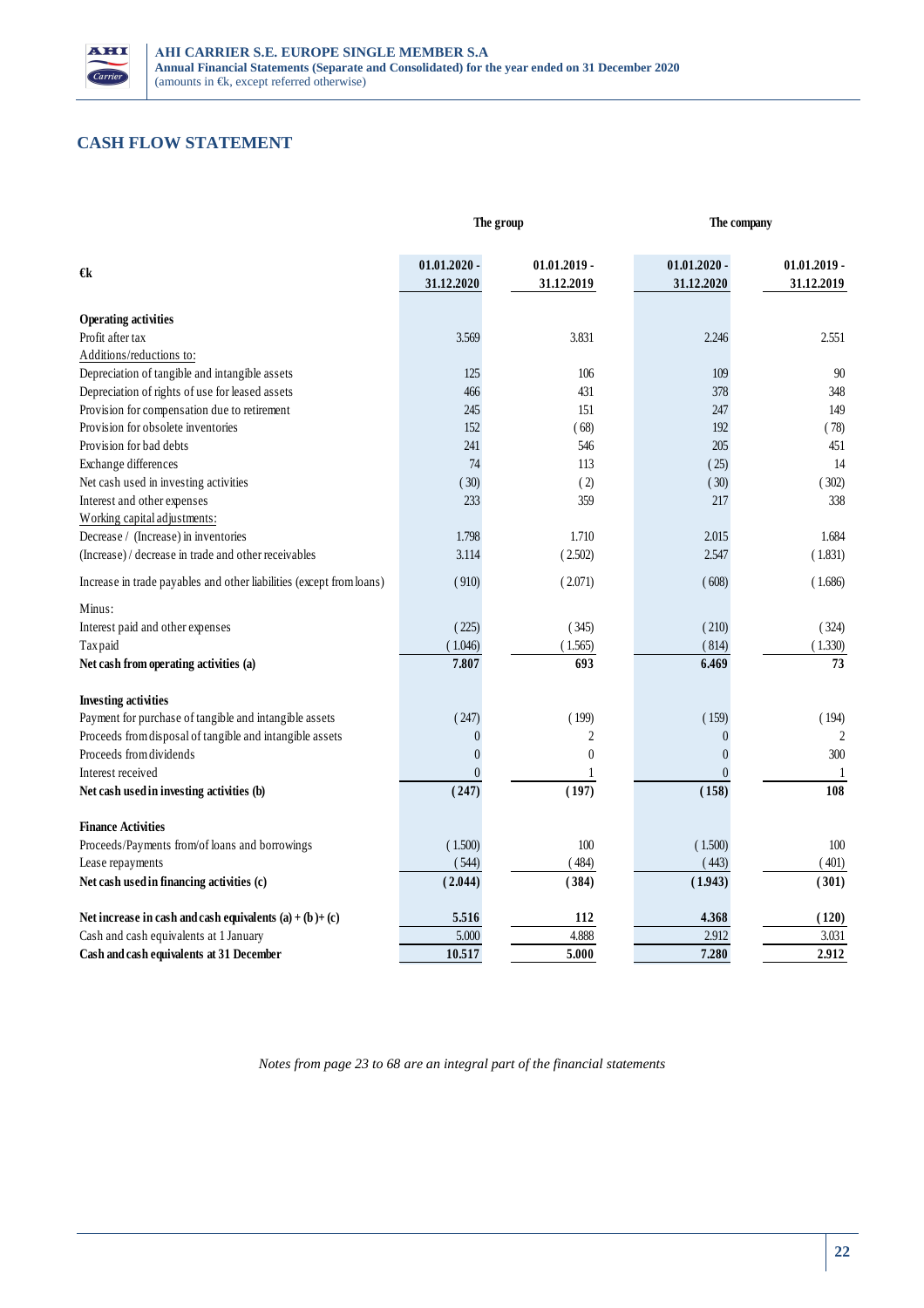## CASH FLOW STATEMENT

| €k | The group | | The company | |
|---|---|---|---|---|
| | 01.01.2020 - 31.12.2020 | 01.01.2019 - 31.12.2019 | 01.01.2020 - 31.12.2020 | 01.01.2019 - 31.12.2019 |
| **Operating activities** | | | | |
| Profit after tax | 3.569 | 3.831 | 2.246 | 2.551 |
| Additions/reductions to: | | | | |
| Depreciation of tangible and intangible assets | 125 | 106 | 109 | 90 |
| Depreciation of rights of use for leased assets | 466 | 431 | 378 | 348 |
| Provision for compensation due to retirement | 245 | 151 | 247 | 149 |
| Provision for obsolete inventories | 152 | (68) | 192 | (78) |
| Provision for bad debts | 241 | 546 | 205 | 451 |
| Exchange differences | 74 | 113 | (25) | 14 |
| Net cash used in investing activities | (30) | (2) | (30) | (302) |
| Interest and other expenses | 233 | 359 | 217 | 338 |
| Working capital adjustments: | | | | |
| Decrease / (Increase) in inventories | 1.798 | 1.710 | 2.015 | 1.684 |
| (Increase) / decrease in trade and other receivables | 3.114 | (2.502) | 2.547 | (1.831) |
| Increase in trade payables and other liabilities (except from loans) | (910) | (2.071) | (608) | (1.686) |
| Minus: | | | | |
| Interest paid and other expenses | (225) | (345) | (210) | (324) |
| Tax paid | (1.046) | (1.565) | (814) | (1.330) |
| **Net cash from operating activities (a)** | **7.807** | **693** | **6.469** | **73** |
| **Investing activities** | | | | |
| Payment for purchase of tangible and intangible assets | (247) | (199) | (159) | (194) |
| Proceeds from disposal of tangible and intangible assets | 0 | 2 | 0 | 2 |
| Proceeds from dividends | 0 | 0 | 0 | 300 |
| Interest received | 0 | 1 | 0 | 1 |
| **Net cash used in investing activities (b)** | **(247)** | **(197)** | **(158)** | **108** |
| **Finance Activities** | | | | |
| Proceeds/Payments from/of loans and borrowings | (1.500) | 100 | (1.500) | 100 |
| Lease repayments | (544) | (484) | (443) | (401) |
| **Net cash used in financing activities (c)** | **(2.044)** | **(384)** | **(1.943)** | **(301)** |
| **Net increase in cash and cash equivalents (a) + (b) + (c)** | **5.516** | **112** | **4.368** | **(120)** |
| Cash and cash equivalents at 1 January | 5.000 | 4.888 | 2.912 | 3.031 |
| **Cash and cash equivalents at 31 December** | **10.517** | **5.000** | **7.280** | **2.912** |

*Notes from page 23 to 68 are an integral part of the financial statements*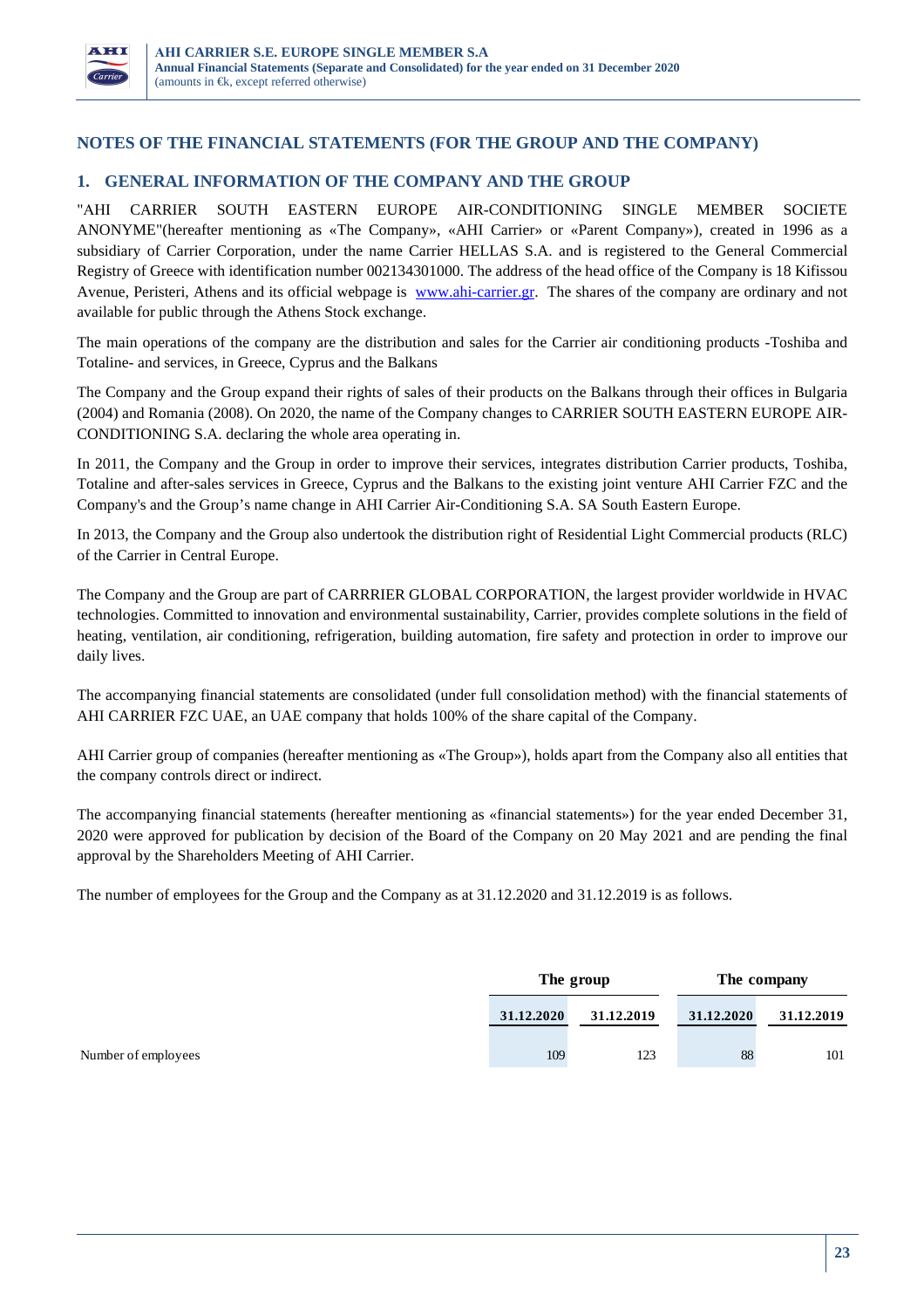# NOTES OF THE FINANCIAL STATEMENTS (FOR THE GROUP AND THE COMPANY)

## 1. GENERAL INFORMATION OF THE COMPANY AND THE GROUP

"AHI CARRIER SOUTH EASTERN EUROPE AIR-CONDITIONING SINGLE MEMBER SOCIETE ANONYME"(hereafter mentioning as «The Company», «AHI Carrier» or «Parent Company»), created in 1996 as a subsidiary of Carrier Corporation, under the name Carrier HELLAS S.A. and is registered to the General Commercial Registry of Greece with identification number 002134301000. The address of the head office of the Company is 18 Kifissou Avenue, Peristeri, Athens and its official webpage is [www.ahi-carrier.gr](http://www.ahi-carrier.gr). The shares of the company are ordinary and not available for public through the Athens Stock exchange.

The main operations of the company are the distribution and sales for the Carrier air conditioning products -Toshiba and Totaline- and services, in Greece, Cyprus and the Balkans

The Company and the Group expand their rights of sales of their products on the Balkans through their offices in Bulgaria (2004) and Romania (2008). On 2020, the name of the Company changes to CARRIER SOUTH EASTERN EUROPE AIR-CONDITIONING S.A. declaring the whole area operating in.

In 2011, the Company and the Group in order to improve their services, integrates distribution Carrier products, Toshiba, Totaline and after-sales services in Greece, Cyprus and the Balkans to the existing joint venture AHI Carrier FZC and the Company's and the Group's name change in AHI Carrier Air-Conditioning S.A. SA South Eastern Europe.

In 2013, the Company and the Group also undertook the distribution right of Residential Light Commercial products (RLC) of the Carrier in Central Europe.

The Company and the Group are part of CARRRIER GLOBAL CORPORATION, the largest provider worldwide in HVAC technologies. Committed to innovation and environmental sustainability, Carrier, provides complete solutions in the field of heating, ventilation, air conditioning, refrigeration, building automation, fire safety and protection in order to improve our daily lives.

The accompanying financial statements are consolidated (under full consolidation method) with the financial statements of AHI CARRIER FZC UAE, an UAE company that holds 100% of the share capital of the Company.

AHI Carrier group of companies (hereafter mentioning as «The Group»), holds apart from the Company also all entities that the company controls direct or indirect.

The accompanying financial statements (hereafter mentioning as «financial statements») for the year ended December 31, 2020 were approved for publication by decision of the Board of the Company on 20 May 2021 and are pending the final approval by the Shareholders Meeting of AHI Carrier.

The number of employees for the Group and the Company as at 31.12.2020 and 31.12.2019 is as follows.

| | The group | | The company | |
|---|---|---|---|---|
| | 31.12.2020 | 31.12.2019 | 31.12.2020 | 31.12.2019 |
| Number of employees | 109 | 123 | 88 | 101 |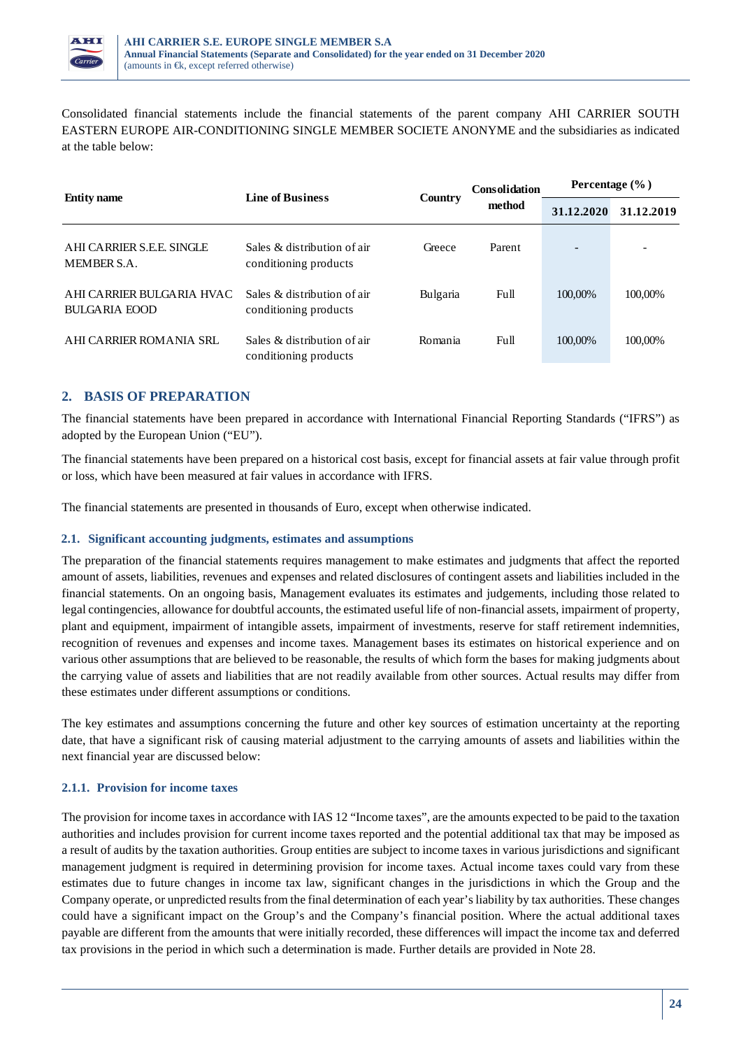Consolidated financial statements include the financial statements of the parent company AHI CARRIER SOUTH EASTERN EUROPE AIR-CONDITIONING SINGLE MEMBER SOCIETE ANONYME and the subsidiaries as indicated at the table below:

| Entity name | Line of Business | Country | Consolidation method | Percentage (%) | |
|---|---|---|---|---|---|
| | | | | 31.12.2020 | 31.12.2019 |
| AHI CARRIER S.E.E. SINGLE MEMBER S.A. | Sales & distribution of air conditioning products | Greece | Parent | - | - |
| AHI CARRIER BULGARIA HVAC BULGARIA EOOD | Sales & distribution of air conditioning products | Bulgaria | Full | 100,00% | 100,00% |
| AHI CARRIER ROMANIA SRL | Sales & distribution of air conditioning products | Romania | Full | 100,00% | 100,00% |

## 2. BASIS OF PREPARATION

The financial statements have been prepared in accordance with International Financial Reporting Standards ("IFRS") as adopted by the European Union ("EU").

The financial statements have been prepared on a historical cost basis, except for financial assets at fair value through profit or loss, which have been measured at fair values in accordance with IFRS.

The financial statements are presented in thousands of Euro, except when otherwise indicated.

### 2.1. Significant accounting judgments, estimates and assumptions

The preparation of the financial statements requires management to make estimates and judgments that affect the reported amount of assets, liabilities, revenues and expenses and related disclosures of contingent assets and liabilities included in the financial statements. On an ongoing basis, Management evaluates its estimates and judgements, including those related to legal contingencies, allowance for doubtful accounts, the estimated useful life of non-financial assets, impairment of property, plant and equipment, impairment of intangible assets, impairment of investments, reserve for staff retirement indemnities, recognition of revenues and expenses and income taxes. Management bases its estimates on historical experience and on various other assumptions that are believed to be reasonable, the results of which form the bases for making judgments about the carrying value of assets and liabilities that are not readily available from other sources. Actual results may differ from these estimates under different assumptions or conditions.

The key estimates and assumptions concerning the future and other key sources of estimation uncertainty at the reporting date, that have a significant risk of causing material adjustment to the carrying amounts of assets and liabilities within the next financial year are discussed below:

#### 2.1.1. Provision for income taxes

The provision for income taxes in accordance with IAS 12 "Income taxes", are the amounts expected to be paid to the taxation authorities and includes provision for current income taxes reported and the potential additional tax that may be imposed as a result of audits by the taxation authorities. Group entities are subject to income taxes in various jurisdictions and significant management judgment is required in determining provision for income taxes. Actual income taxes could vary from these estimates due to future changes in income tax law, significant changes in the jurisdictions in which the Group and the Company operate, or unpredicted results from the final determination of each year's liability by tax authorities. These changes could have a significant impact on the Group's and the Company's financial position. Where the actual additional taxes payable are different from the amounts that were initially recorded, these differences will impact the income tax and deferred tax provisions in the period in which such a determination is made. Further details are provided in Note 28.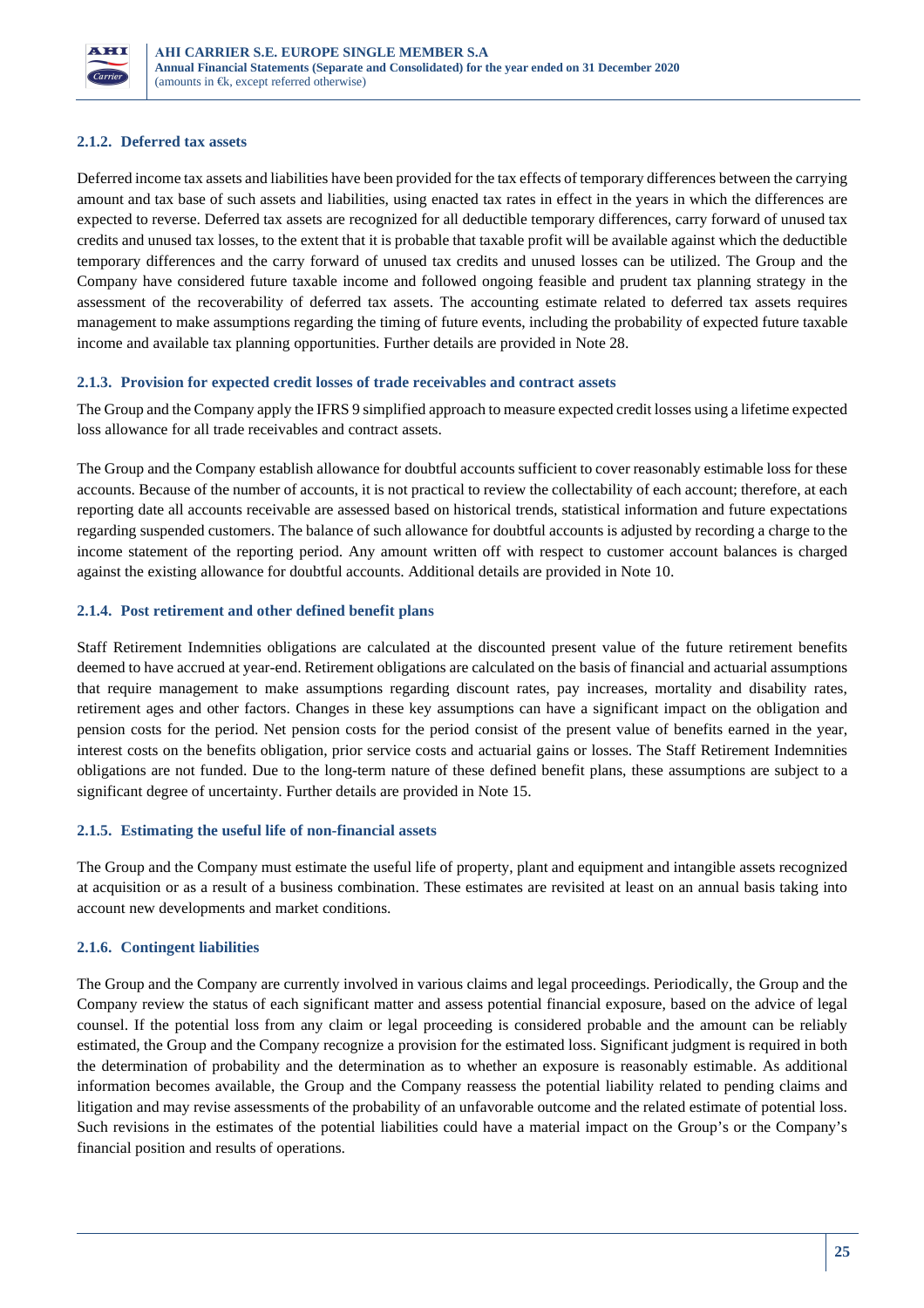#### 2.1.2. Deferred tax assets

Deferred income tax assets and liabilities have been provided for the tax effects of temporary differences between the carrying amount and tax base of such assets and liabilities, using enacted tax rates in effect in the years in which the differences are expected to reverse. Deferred tax assets are recognized for all deductible temporary differences, carry forward of unused tax credits and unused tax losses, to the extent that it is probable that taxable profit will be available against which the deductible temporary differences and the carry forward of unused tax credits and unused losses can be utilized. The Group and the Company have considered future taxable income and followed ongoing feasible and prudent tax planning strategy in the assessment of the recoverability of deferred tax assets. The accounting estimate related to deferred tax assets requires management to make assumptions regarding the timing of future events, including the probability of expected future taxable income and available tax planning opportunities. Further details are provided in Note 28.

#### 2.1.3. Provision for expected credit losses of trade receivables and contract assets

The Group and the Company apply the IFRS 9 simplified approach to measure expected credit losses using a lifetime expected loss allowance for all trade receivables and contract assets.

The Group and the Company establish allowance for doubtful accounts sufficient to cover reasonably estimable loss for these accounts. Because of the number of accounts, it is not practical to review the collectability of each account; therefore, at each reporting date all accounts receivable are assessed based on historical trends, statistical information and future expectations regarding suspended customers. The balance of such allowance for doubtful accounts is adjusted by recording a charge to the income statement of the reporting period. Any amount written off with respect to customer account balances is charged against the existing allowance for doubtful accounts. Additional details are provided in Note 10.

#### 2.1.4. Post retirement and other defined benefit plans

Staff Retirement Indemnities obligations are calculated at the discounted present value of the future retirement benefits deemed to have accrued at year-end. Retirement obligations are calculated on the basis of financial and actuarial assumptions that require management to make assumptions regarding discount rates, pay increases, mortality and disability rates, retirement ages and other factors. Changes in these key assumptions can have a significant impact on the obligation and pension costs for the period. Net pension costs for the period consist of the present value of benefits earned in the year, interest costs on the benefits obligation, prior service costs and actuarial gains or losses. The Staff Retirement Indemnities obligations are not funded. Due to the long-term nature of these defined benefit plans, these assumptions are subject to a significant degree of uncertainty. Further details are provided in Note 15.

#### 2.1.5. Estimating the useful life of non-financial assets

The Group and the Company must estimate the useful life of property, plant and equipment and intangible assets recognized at acquisition or as a result of a business combination. These estimates are revisited at least on an annual basis taking into account new developments and market conditions.

#### 2.1.6. Contingent liabilities

The Group and the Company are currently involved in various claims and legal proceedings. Periodically, the Group and the Company review the status of each significant matter and assess potential financial exposure, based on the advice of legal counsel. If the potential loss from any claim or legal proceeding is considered probable and the amount can be reliably estimated, the Group and the Company recognize a provision for the estimated loss. Significant judgment is required in both the determination of probability and the determination as to whether an exposure is reasonably estimable. As additional information becomes available, the Group and the Company reassess the potential liability related to pending claims and litigation and may revise assessments of the probability of an unfavorable outcome and the related estimate of potential loss. Such revisions in the estimates of the potential liabilities could have a material impact on the Group's or the Company's financial position and results of operations.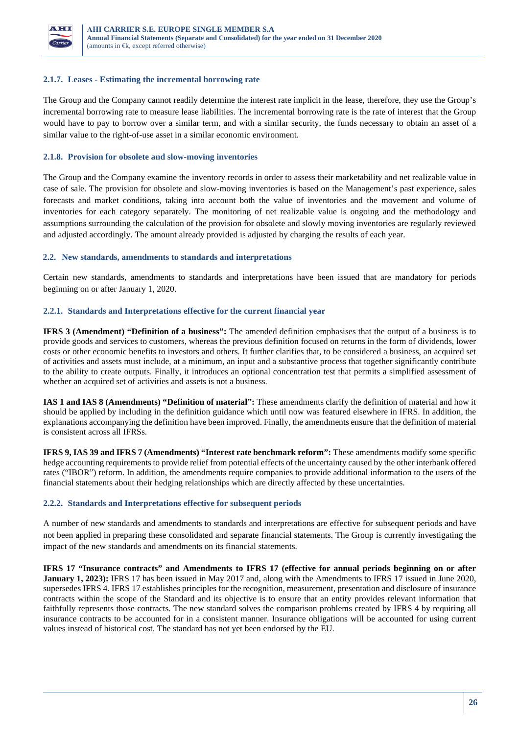#### 2.1.7. Leases - Estimating the incremental borrowing rate

The Group and the Company cannot readily determine the interest rate implicit in the lease, therefore, they use the Group's incremental borrowing rate to measure lease liabilities. The incremental borrowing rate is the rate of interest that the Group would have to pay to borrow over a similar term, and with a similar security, the funds necessary to obtain an asset of a similar value to the right-of-use asset in a similar economic environment.

#### 2.1.8. Provision for obsolete and slow-moving inventories

The Group and the Company examine the inventory records in order to assess their marketability and net realizable value in case of sale. The provision for obsolete and slow-moving inventories is based on the Management's past experience, sales forecasts and market conditions, taking into account both the value of inventories and the movement and volume of inventories for each category separately. The monitoring of net realizable value is ongoing and the methodology and assumptions surrounding the calculation of the provision for obsolete and slowly moving inventories are regularly reviewed and adjusted accordingly. The amount already provided is adjusted by charging the results of each year.

### 2.2. New standards, amendments to standards and interpretations

Certain new standards, amendments to standards and interpretations have been issued that are mandatory for periods beginning on or after January 1, 2020.

#### 2.2.1. Standards and Interpretations effective for the current financial year

**IFRS 3 (Amendment) "Definition of a business":** The amended definition emphasises that the output of a business is to provide goods and services to customers, whereas the previous definition focused on returns in the form of dividends, lower costs or other economic benefits to investors and others. It further clarifies that, to be considered a business, an acquired set of activities and assets must include, at a minimum, an input and a substantive process that together significantly contribute to the ability to create outputs. Finally, it introduces an optional concentration test that permits a simplified assessment of whether an acquired set of activities and assets is not a business.

**IAS 1 and IAS 8 (Amendments) "Definition of material":** These amendments clarify the definition of material and how it should be applied by including in the definition guidance which until now was featured elsewhere in IFRS. In addition, the explanations accompanying the definition have been improved. Finally, the amendments ensure that the definition of material is consistent across all IFRSs.

**IFRS 9, IAS 39 and IFRS 7 (Amendments) "Interest rate benchmark reform":** These amendments modify some specific hedge accounting requirements to provide relief from potential effects of the uncertainty caused by the other interbank offered rates ("IBOR") reform. In addition, the amendments require companies to provide additional information to the users of the financial statements about their hedging relationships which are directly affected by these uncertainties.

#### 2.2.2. Standards and Interpretations effective for subsequent periods

A number of new standards and amendments to standards and interpretations are effective for subsequent periods and have not been applied in preparing these consolidated and separate financial statements. The Group is currently investigating the impact of the new standards and amendments on its financial statements.

**IFRS 17 "Insurance contracts" and Amendments to IFRS 17 (effective for annual periods beginning on or after January 1, 2023):** IFRS 17 has been issued in May 2017 and, along with the Amendments to IFRS 17 issued in June 2020, supersedes IFRS 4. IFRS 17 establishes principles for the recognition, measurement, presentation and disclosure of insurance contracts within the scope of the Standard and its objective is to ensure that an entity provides relevant information that faithfully represents those contracts. The new standard solves the comparison problems created by IFRS 4 by requiring all insurance contracts to be accounted for in a consistent manner. Insurance obligations will be accounted for using current values instead of historical cost. The standard has not yet been endorsed by the EU.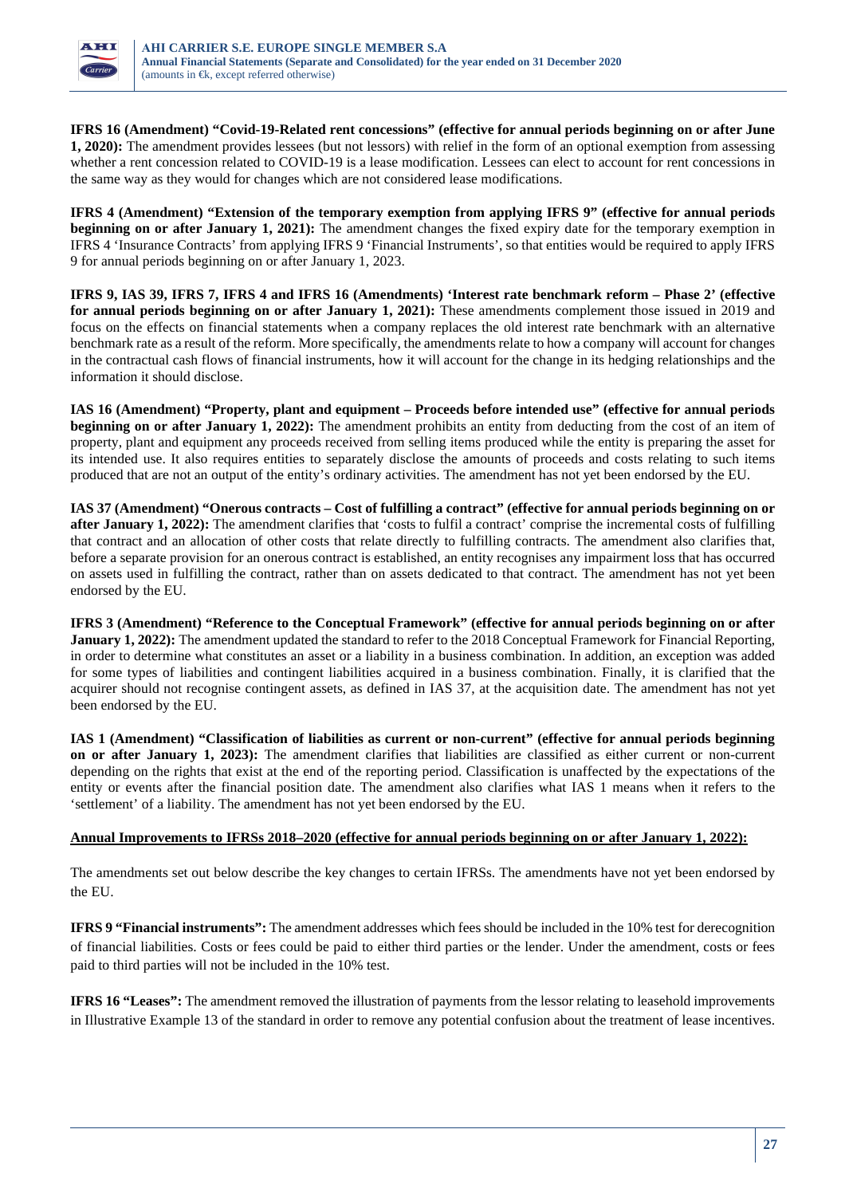**IFRS 16 (Amendment) "Covid-19-Related rent concessions" (effective for annual periods beginning on or after June 1, 2020):** The amendment provides lessees (but not lessors) with relief in the form of an optional exemption from assessing whether a rent concession related to COVID-19 is a lease modification. Lessees can elect to account for rent concessions in the same way as they would for changes which are not considered lease modifications.

**IFRS 4 (Amendment) "Extension of the temporary exemption from applying IFRS 9" (effective for annual periods beginning on or after January 1, 2021):** The amendment changes the fixed expiry date for the temporary exemption in IFRS 4 'Insurance Contracts' from applying IFRS 9 'Financial Instruments', so that entities would be required to apply IFRS 9 for annual periods beginning on or after January 1, 2023.

**IFRS 9, IAS 39, IFRS 7, IFRS 4 and IFRS 16 (Amendments) 'Interest rate benchmark reform – Phase 2' (effective for annual periods beginning on or after January 1, 2021):** These amendments complement those issued in 2019 and focus on the effects on financial statements when a company replaces the old interest rate benchmark with an alternative benchmark rate as a result of the reform. More specifically, the amendments relate to how a company will account for changes in the contractual cash flows of financial instruments, how it will account for the change in its hedging relationships and the information it should disclose.

**IAS 16 (Amendment) "Property, plant and equipment – Proceeds before intended use" (effective for annual periods beginning on or after January 1, 2022):** The amendment prohibits an entity from deducting from the cost of an item of property, plant and equipment any proceeds received from selling items produced while the entity is preparing the asset for its intended use. It also requires entities to separately disclose the amounts of proceeds and costs relating to such items produced that are not an output of the entity's ordinary activities. The amendment has not yet been endorsed by the EU.

**IAS 37 (Amendment) "Onerous contracts – Cost of fulfilling a contract" (effective for annual periods beginning on or after January 1, 2022):** The amendment clarifies that 'costs to fulfil a contract' comprise the incremental costs of fulfilling that contract and an allocation of other costs that relate directly to fulfilling contracts. The amendment also clarifies that, before a separate provision for an onerous contract is established, an entity recognises any impairment loss that has occurred on assets used in fulfilling the contract, rather than on assets dedicated to that contract. The amendment has not yet been endorsed by the EU.

**IFRS 3 (Amendment) "Reference to the Conceptual Framework" (effective for annual periods beginning on or after January 1, 2022):** The amendment updated the standard to refer to the 2018 Conceptual Framework for Financial Reporting, in order to determine what constitutes an asset or a liability in a business combination. In addition, an exception was added for some types of liabilities and contingent liabilities acquired in a business combination. Finally, it is clarified that the acquirer should not recognise contingent assets, as defined in IAS 37, at the acquisition date. The amendment has not yet been endorsed by the EU.

**IAS 1 (Amendment) "Classification of liabilities as current or non-current" (effective for annual periods beginning on or after January 1, 2023):** The amendment clarifies that liabilities are classified as either current or non-current depending on the rights that exist at the end of the reporting period. Classification is unaffected by the expectations of the entity or events after the financial position date. The amendment also clarifies what IAS 1 means when it refers to the 'settlement' of a liability. The amendment has not yet been endorsed by the EU.

**Annual Improvements to IFRSs 2018–2020 (effective for annual periods beginning on or after January 1, 2022):**

The amendments set out below describe the key changes to certain IFRSs. The amendments have not yet been endorsed by the EU.

**IFRS 9 "Financial instruments":** The amendment addresses which fees should be included in the 10% test for derecognition of financial liabilities. Costs or fees could be paid to either third parties or the lender. Under the amendment, costs or fees paid to third parties will not be included in the 10% test.

**IFRS 16 "Leases":** The amendment removed the illustration of payments from the lessor relating to leasehold improvements in Illustrative Example 13 of the standard in order to remove any potential confusion about the treatment of lease incentives.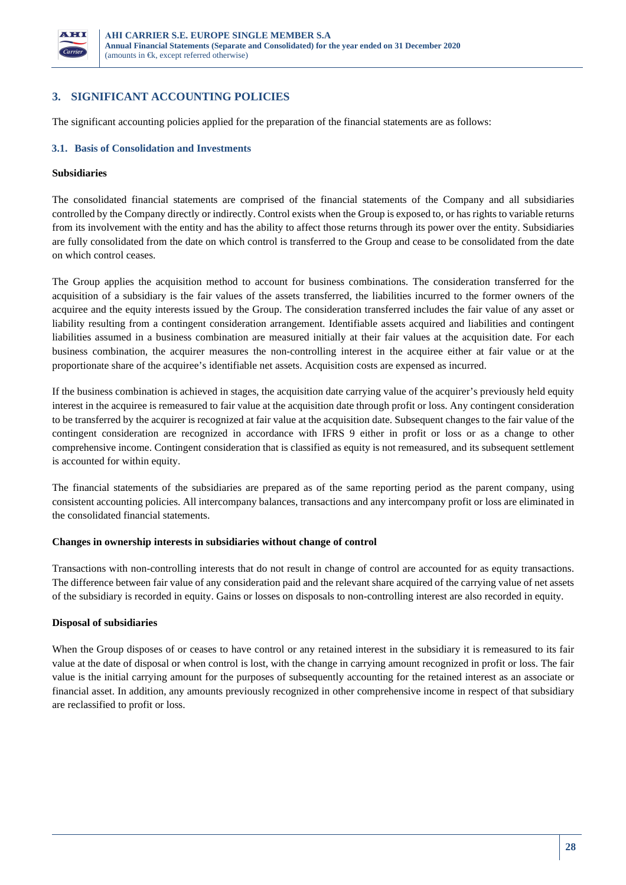## 3. SIGNIFICANT ACCOUNTING POLICIES

The significant accounting policies applied for the preparation of the financial statements are as follows:

### 3.1. Basis of Consolidation and Investments

**Subsidiaries**

The consolidated financial statements are comprised of the financial statements of the Company and all subsidiaries controlled by the Company directly or indirectly. Control exists when the Group is exposed to, or has rights to variable returns from its involvement with the entity and has the ability to affect those returns through its power over the entity. Subsidiaries are fully consolidated from the date on which control is transferred to the Group and cease to be consolidated from the date on which control ceases.

The Group applies the acquisition method to account for business combinations. The consideration transferred for the acquisition of a subsidiary is the fair values of the assets transferred, the liabilities incurred to the former owners of the acquiree and the equity interests issued by the Group. The consideration transferred includes the fair value of any asset or liability resulting from a contingent consideration arrangement. Identifiable assets acquired and liabilities and contingent liabilities assumed in a business combination are measured initially at their fair values at the acquisition date. For each business combination, the acquirer measures the non-controlling interest in the acquiree either at fair value or at the proportionate share of the acquiree's identifiable net assets. Acquisition costs are expensed as incurred.

If the business combination is achieved in stages, the acquisition date carrying value of the acquirer's previously held equity interest in the acquiree is remeasured to fair value at the acquisition date through profit or loss. Any contingent consideration to be transferred by the acquirer is recognized at fair value at the acquisition date. Subsequent changes to the fair value of the contingent consideration are recognized in accordance with IFRS 9 either in profit or loss or as a change to other comprehensive income. Contingent consideration that is classified as equity is not remeasured, and its subsequent settlement is accounted for within equity.

The financial statements of the subsidiaries are prepared as of the same reporting period as the parent company, using consistent accounting policies. All intercompany balances, transactions and any intercompany profit or loss are eliminated in the consolidated financial statements.

**Changes in ownership interests in subsidiaries without change of control**

Transactions with non-controlling interests that do not result in change of control are accounted for as equity transactions. The difference between fair value of any consideration paid and the relevant share acquired of the carrying value of net assets of the subsidiary is recorded in equity. Gains or losses on disposals to non-controlling interest are also recorded in equity.

**Disposal of subsidiaries**

When the Group disposes of or ceases to have control or any retained interest in the subsidiary it is remeasured to its fair value at the date of disposal or when control is lost, with the change in carrying amount recognized in profit or loss. The fair value is the initial carrying amount for the purposes of subsequently accounting for the retained interest as an associate or financial asset. In addition, any amounts previously recognized in other comprehensive income in respect of that subsidiary are reclassified to profit or loss.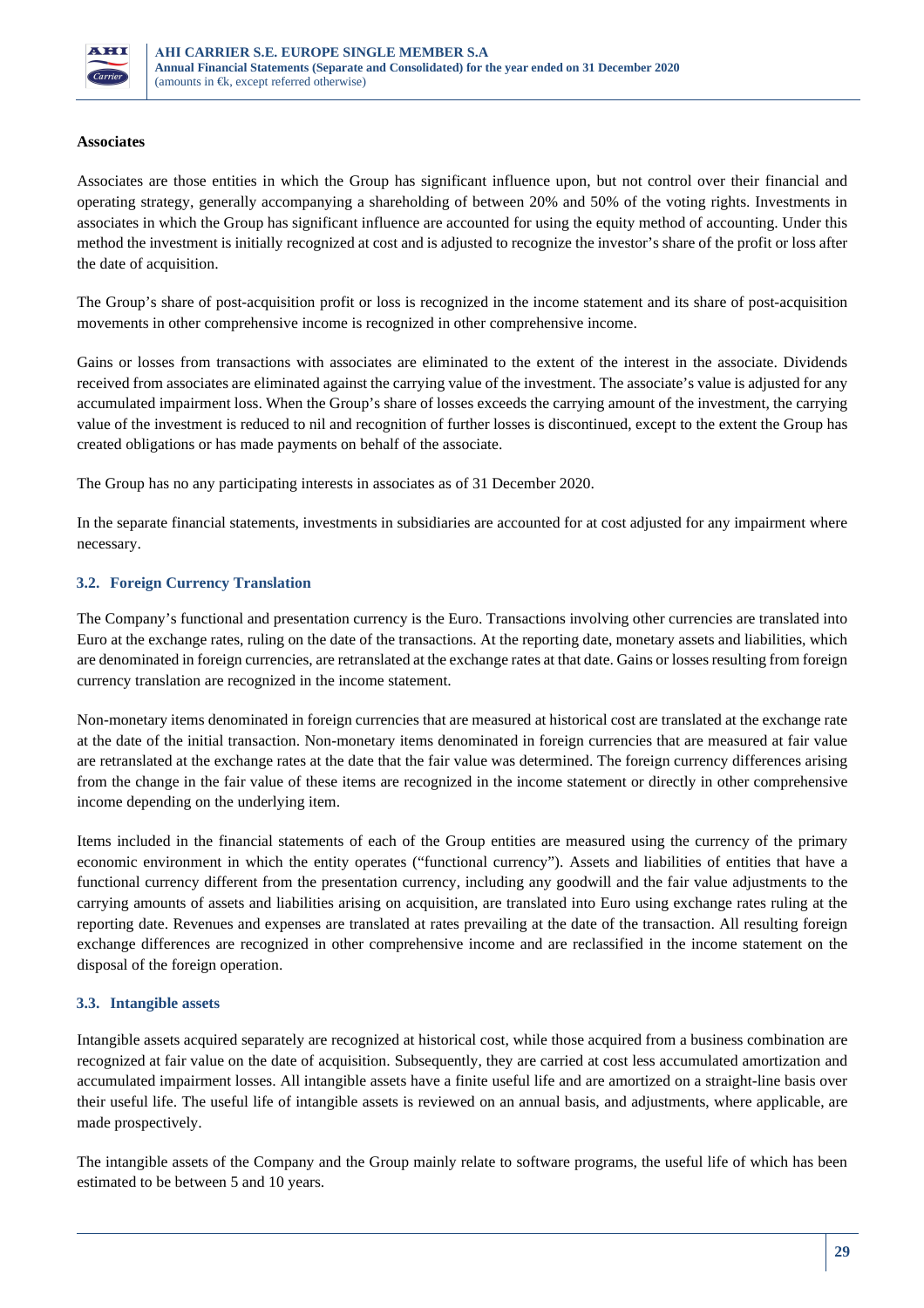**Associates**

Associates are those entities in which the Group has significant influence upon, but not control over their financial and operating strategy, generally accompanying a shareholding of between 20% and 50% of the voting rights. Investments in associates in which the Group has significant influence are accounted for using the equity method of accounting. Under this method the investment is initially recognized at cost and is adjusted to recognize the investor's share of the profit or loss after the date of acquisition.

The Group's share of post-acquisition profit or loss is recognized in the income statement and its share of post-acquisition movements in other comprehensive income is recognized in other comprehensive income.

Gains or losses from transactions with associates are eliminated to the extent of the interest in the associate. Dividends received from associates are eliminated against the carrying value of the investment. The associate's value is adjusted for any accumulated impairment loss. When the Group's share of losses exceeds the carrying amount of the investment, the carrying value of the investment is reduced to nil and recognition of further losses is discontinued, except to the extent the Group has created obligations or has made payments on behalf of the associate.

The Group has no any participating interests in associates as of 31 December 2020.

In the separate financial statements, investments in subsidiaries are accounted for at cost adjusted for any impairment where necessary.

### 3.2. Foreign Currency Translation

The Company's functional and presentation currency is the Euro. Transactions involving other currencies are translated into Euro at the exchange rates, ruling on the date of the transactions. At the reporting date, monetary assets and liabilities, which are denominated in foreign currencies, are retranslated at the exchange rates at that date. Gains or losses resulting from foreign currency translation are recognized in the income statement.

Non-monetary items denominated in foreign currencies that are measured at historical cost are translated at the exchange rate at the date of the initial transaction. Non-monetary items denominated in foreign currencies that are measured at fair value are retranslated at the exchange rates at the date that the fair value was determined. The foreign currency differences arising from the change in the fair value of these items are recognized in the income statement or directly in other comprehensive income depending on the underlying item.

Items included in the financial statements of each of the Group entities are measured using the currency of the primary economic environment in which the entity operates ("functional currency"). Assets and liabilities of entities that have a functional currency different from the presentation currency, including any goodwill and the fair value adjustments to the carrying amounts of assets and liabilities arising on acquisition, are translated into Euro using exchange rates ruling at the reporting date. Revenues and expenses are translated at rates prevailing at the date of the transaction. All resulting foreign exchange differences are recognized in other comprehensive income and are reclassified in the income statement on the disposal of the foreign operation.

### 3.3. Intangible assets

Intangible assets acquired separately are recognized at historical cost, while those acquired from a business combination are recognized at fair value on the date of acquisition. Subsequently, they are carried at cost less accumulated amortization and accumulated impairment losses. All intangible assets have a finite useful life and are amortized on a straight-line basis over their useful life. The useful life of intangible assets is reviewed on an annual basis, and adjustments, where applicable, are made prospectively.

The intangible assets of the Company and the Group mainly relate to software programs, the useful life of which has been estimated to be between 5 and 10 years.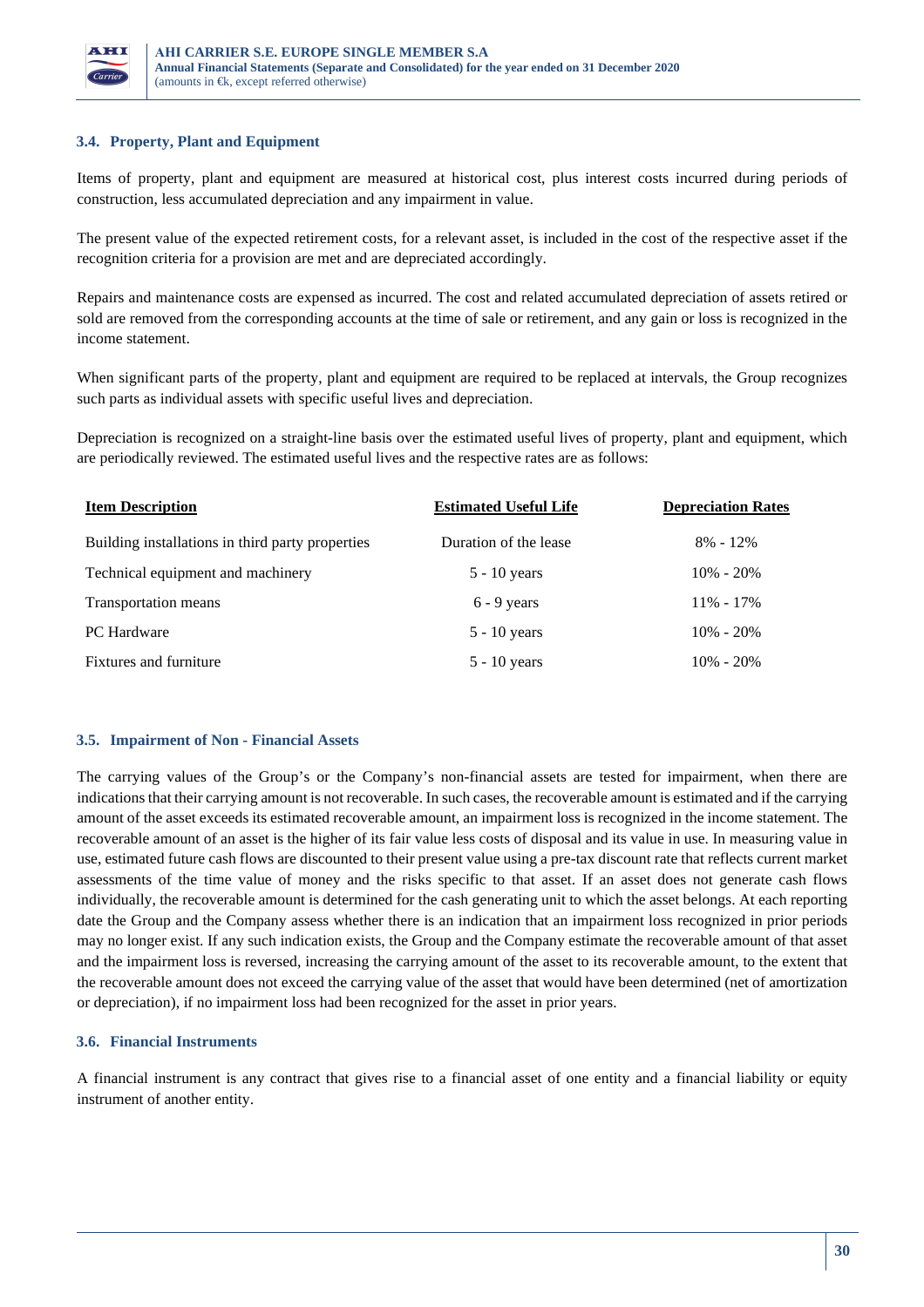### 3.4. Property, Plant and Equipment

Items of property, plant and equipment are measured at historical cost, plus interest costs incurred during periods of construction, less accumulated depreciation and any impairment in value.

The present value of the expected retirement costs, for a relevant asset, is included in the cost of the respective asset if the recognition criteria for a provision are met and are depreciated accordingly.

Repairs and maintenance costs are expensed as incurred. The cost and related accumulated depreciation of assets retired or sold are removed from the corresponding accounts at the time of sale or retirement, and any gain or loss is recognized in the income statement.

When significant parts of the property, plant and equipment are required to be replaced at intervals, the Group recognizes such parts as individual assets with specific useful lives and depreciation.

Depreciation is recognized on a straight-line basis over the estimated useful lives of property, plant and equipment, which are periodically reviewed. The estimated useful lives and the respective rates are as follows:

| Item Description | Estimated Useful Life | Depreciation Rates |
|---|---|---|
| Building installations in third party properties | Duration of the lease | 8% - 12% |
| Technical equipment and machinery | 5 - 10 years | 10% - 20% |
| Transportation means | 6 - 9 years | 11% - 17% |
| PC Hardware | 5 - 10 years | 10% - 20% |
| Fixtures and furniture | 5 - 10 years | 10% - 20% |

### 3.5. Impairment of Non - Financial Assets

The carrying values of the Group's or the Company's non-financial assets are tested for impairment, when there are indications that their carrying amount is not recoverable. In such cases, the recoverable amount is estimated and if the carrying amount of the asset exceeds its estimated recoverable amount, an impairment loss is recognized in the income statement. The recoverable amount of an asset is the higher of its fair value less costs of disposal and its value in use. In measuring value in use, estimated future cash flows are discounted to their present value using a pre-tax discount rate that reflects current market assessments of the time value of money and the risks specific to that asset. If an asset does not generate cash flows individually, the recoverable amount is determined for the cash generating unit to which the asset belongs. At each reporting date the Group and the Company assess whether there is an indication that an impairment loss recognized in prior periods may no longer exist. If any such indication exists, the Group and the Company estimate the recoverable amount of that asset and the impairment loss is reversed, increasing the carrying amount of the asset to its recoverable amount, to the extent that the recoverable amount does not exceed the carrying value of the asset that would have been determined (net of amortization or depreciation), if no impairment loss had been recognized for the asset in prior years.

### 3.6. Financial Instruments

A financial instrument is any contract that gives rise to a financial asset of one entity and a financial liability or equity instrument of another entity.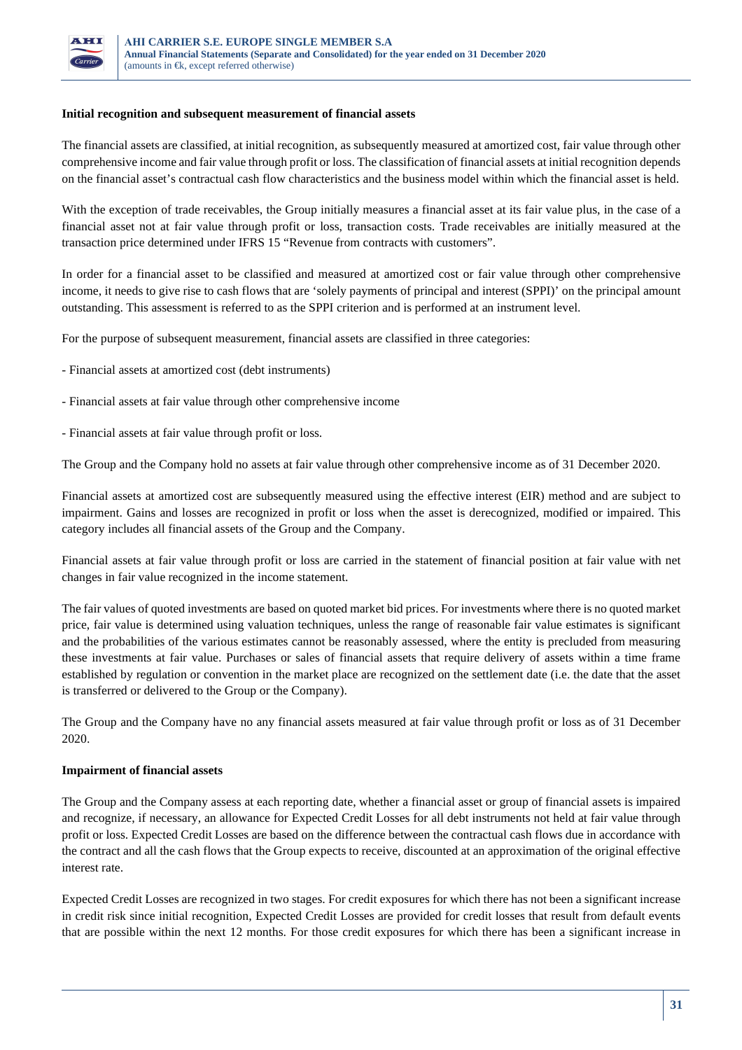**Initial recognition and subsequent measurement of financial assets**

The financial assets are classified, at initial recognition, as subsequently measured at amortized cost, fair value through other comprehensive income and fair value through profit or loss. The classification of financial assets at initial recognition depends on the financial asset's contractual cash flow characteristics and the business model within which the financial asset is held.

With the exception of trade receivables, the Group initially measures a financial asset at its fair value plus, in the case of a financial asset not at fair value through profit or loss, transaction costs. Trade receivables are initially measured at the transaction price determined under IFRS 15 "Revenue from contracts with customers".

In order for a financial asset to be classified and measured at amortized cost or fair value through other comprehensive income, it needs to give rise to cash flows that are 'solely payments of principal and interest (SPPI)' on the principal amount outstanding. This assessment is referred to as the SPPI criterion and is performed at an instrument level.

For the purpose of subsequent measurement, financial assets are classified in three categories:

- Financial assets at amortized cost (debt instruments)

- Financial assets at fair value through other comprehensive income

- Financial assets at fair value through profit or loss.

The Group and the Company hold no assets at fair value through other comprehensive income as of 31 December 2020.

Financial assets at amortized cost are subsequently measured using the effective interest (EIR) method and are subject to impairment. Gains and losses are recognized in profit or loss when the asset is derecognized, modified or impaired. This category includes all financial assets of the Group and the Company.

Financial assets at fair value through profit or loss are carried in the statement of financial position at fair value with net changes in fair value recognized in the income statement.

The fair values of quoted investments are based on quoted market bid prices. For investments where there is no quoted market price, fair value is determined using valuation techniques, unless the range of reasonable fair value estimates is significant and the probabilities of the various estimates cannot be reasonably assessed, where the entity is precluded from measuring these investments at fair value. Purchases or sales of financial assets that require delivery of assets within a time frame established by regulation or convention in the market place are recognized on the settlement date (i.e. the date that the asset is transferred or delivered to the Group or the Company).

The Group and the Company have no any financial assets measured at fair value through profit or loss as of 31 December 2020.

**Impairment of financial assets**

The Group and the Company assess at each reporting date, whether a financial asset or group of financial assets is impaired and recognize, if necessary, an allowance for Expected Credit Losses for all debt instruments not held at fair value through profit or loss. Expected Credit Losses are based on the difference between the contractual cash flows due in accordance with the contract and all the cash flows that the Group expects to receive, discounted at an approximation of the original effective interest rate.

Expected Credit Losses are recognized in two stages. For credit exposures for which there has not been a significant increase in credit risk since initial recognition, Expected Credit Losses are provided for credit losses that result from default events that are possible within the next 12 months. For those credit exposures for which there has been a significant increase in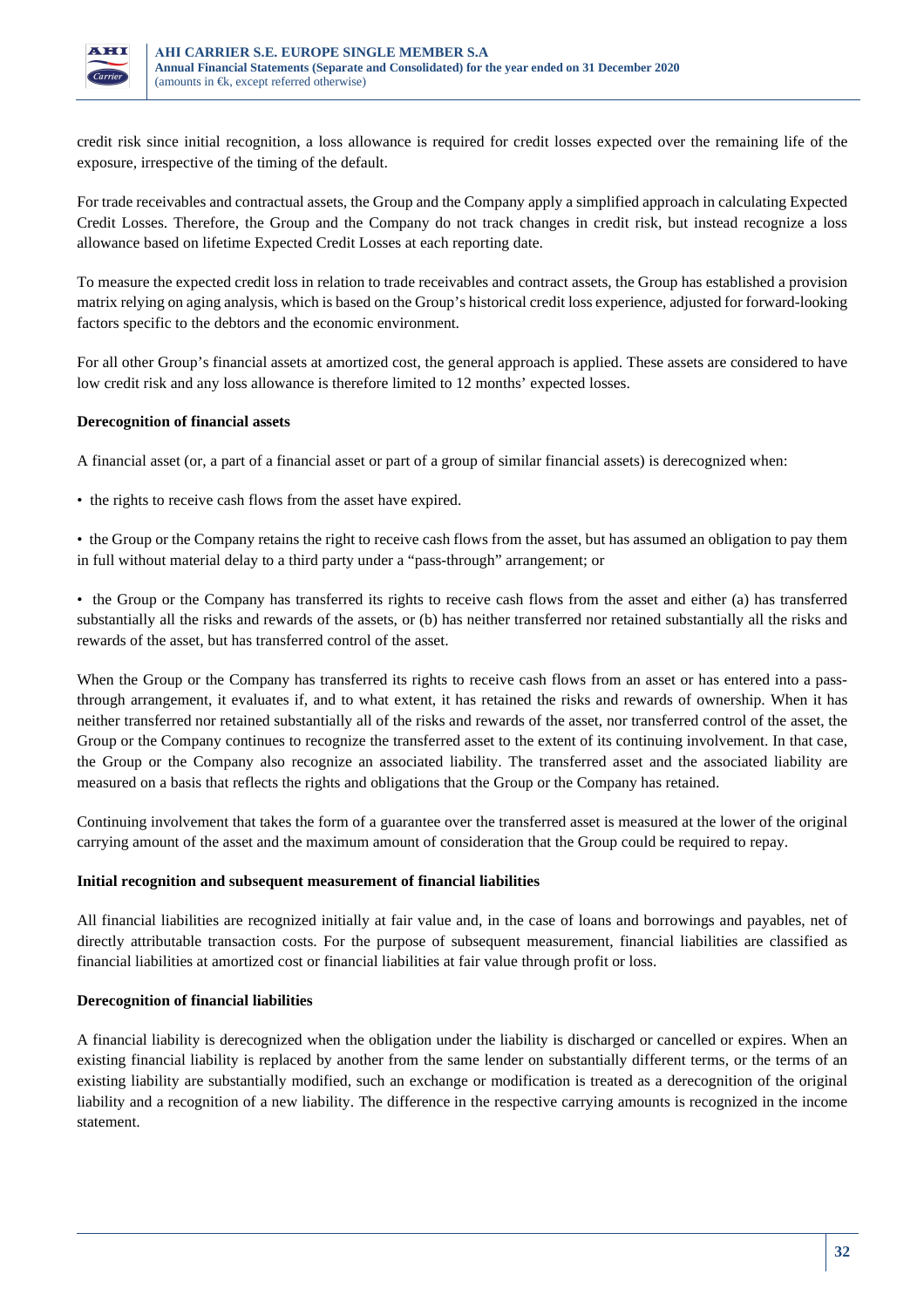credit risk since initial recognition, a loss allowance is required for credit losses expected over the remaining life of the exposure, irrespective of the timing of the default.

For trade receivables and contractual assets, the Group and the Company apply a simplified approach in calculating Expected Credit Losses. Therefore, the Group and the Company do not track changes in credit risk, but instead recognize a loss allowance based on lifetime Expected Credit Losses at each reporting date.

To measure the expected credit loss in relation to trade receivables and contract assets, the Group has established a provision matrix relying on aging analysis, which is based on the Group's historical credit loss experience, adjusted for forward-looking factors specific to the debtors and the economic environment.

For all other Group's financial assets at amortized cost, the general approach is applied. These assets are considered to have low credit risk and any loss allowance is therefore limited to 12 months' expected losses.

**Derecognition of financial assets**

A financial asset (or, a part of a financial asset or part of a group of similar financial assets) is derecognized when:

- the rights to receive cash flows from the asset have expired.

- the Group or the Company retains the right to receive cash flows from the asset, but has assumed an obligation to pay them in full without material delay to a third party under a "pass-through" arrangement; or

- the Group or the Company has transferred its rights to receive cash flows from the asset and either (a) has transferred substantially all the risks and rewards of the assets, or (b) has neither transferred nor retained substantially all the risks and rewards of the asset, but has transferred control of the asset.

When the Group or the Company has transferred its rights to receive cash flows from an asset or has entered into a pass-through arrangement, it evaluates if, and to what extent, it has retained the risks and rewards of ownership. When it has neither transferred nor retained substantially all of the risks and rewards of the asset, nor transferred control of the asset, the Group or the Company continues to recognize the transferred asset to the extent of its continuing involvement. In that case, the Group or the Company also recognize an associated liability. The transferred asset and the associated liability are measured on a basis that reflects the rights and obligations that the Group or the Company has retained.

Continuing involvement that takes the form of a guarantee over the transferred asset is measured at the lower of the original carrying amount of the asset and the maximum amount of consideration that the Group could be required to repay.

**Initial recognition and subsequent measurement of financial liabilities**

All financial liabilities are recognized initially at fair value and, in the case of loans and borrowings and payables, net of directly attributable transaction costs. For the purpose of subsequent measurement, financial liabilities are classified as financial liabilities at amortized cost or financial liabilities at fair value through profit or loss.

**Derecognition of financial liabilities**

A financial liability is derecognized when the obligation under the liability is discharged or cancelled or expires. When an existing financial liability is replaced by another from the same lender on substantially different terms, or the terms of an existing liability are substantially modified, such an exchange or modification is treated as a derecognition of the original liability and a recognition of a new liability. The difference in the respective carrying amounts is recognized in the income statement.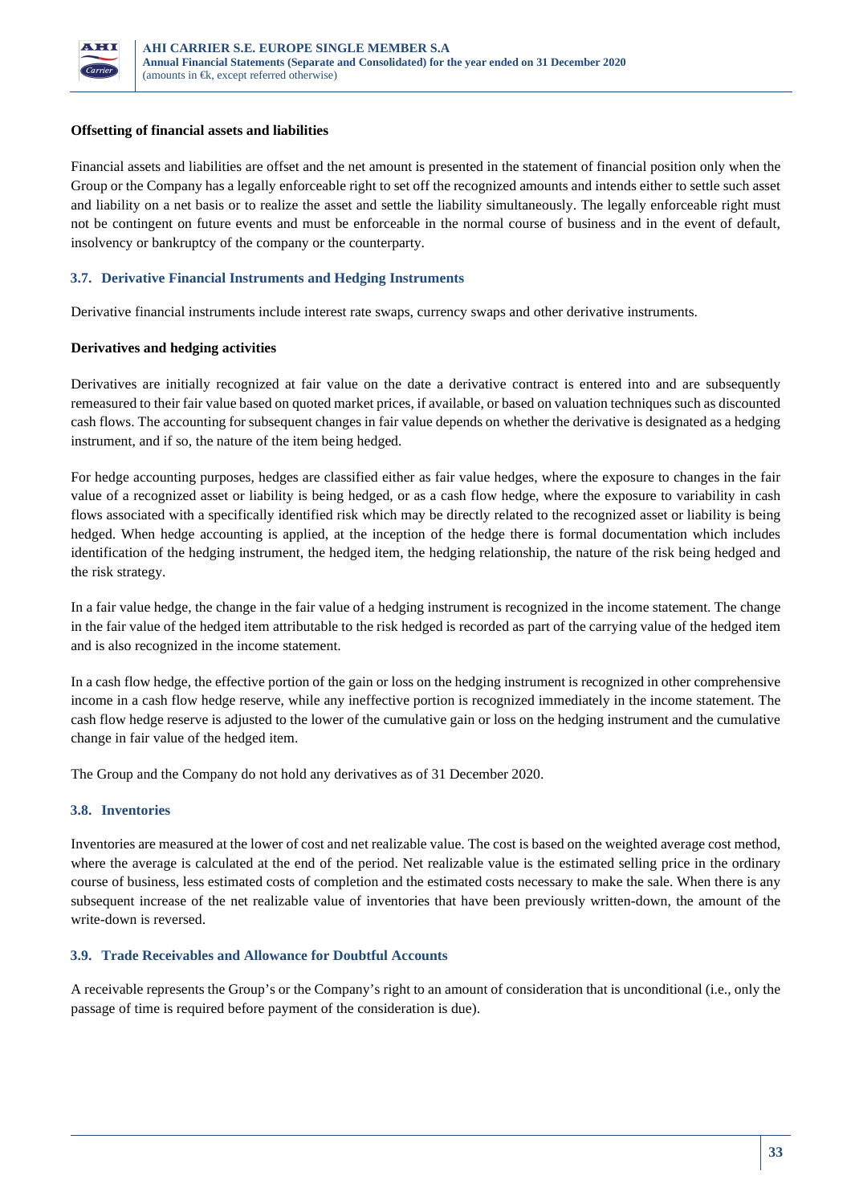**Offsetting of financial assets and liabilities**

Financial assets and liabilities are offset and the net amount is presented in the statement of financial position only when the Group or the Company has a legally enforceable right to set off the recognized amounts and intends either to settle such asset and liability on a net basis or to realize the asset and settle the liability simultaneously. The legally enforceable right must not be contingent on future events and must be enforceable in the normal course of business and in the event of default, insolvency or bankruptcy of the company or the counterparty.

### 3.7. Derivative Financial Instruments and Hedging Instruments

Derivative financial instruments include interest rate swaps, currency swaps and other derivative instruments.

**Derivatives and hedging activities**

Derivatives are initially recognized at fair value on the date a derivative contract is entered into and are subsequently remeasured to their fair value based on quoted market prices, if available, or based on valuation techniques such as discounted cash flows. The accounting for subsequent changes in fair value depends on whether the derivative is designated as a hedging instrument, and if so, the nature of the item being hedged.

For hedge accounting purposes, hedges are classified either as fair value hedges, where the exposure to changes in the fair value of a recognized asset or liability is being hedged, or as a cash flow hedge, where the exposure to variability in cash flows associated with a specifically identified risk which may be directly related to the recognized asset or liability is being hedged. When hedge accounting is applied, at the inception of the hedge there is formal documentation which includes identification of the hedging instrument, the hedged item, the hedging relationship, the nature of the risk being hedged and the risk strategy.

In a fair value hedge, the change in the fair value of a hedging instrument is recognized in the income statement. The change in the fair value of the hedged item attributable to the risk hedged is recorded as part of the carrying value of the hedged item and is also recognized in the income statement.

In a cash flow hedge, the effective portion of the gain or loss on the hedging instrument is recognized in other comprehensive income in a cash flow hedge reserve, while any ineffective portion is recognized immediately in the income statement. The cash flow hedge reserve is adjusted to the lower of the cumulative gain or loss on the hedging instrument and the cumulative change in fair value of the hedged item.

The Group and the Company do not hold any derivatives as of 31 December 2020.

### 3.8. Inventories

Inventories are measured at the lower of cost and net realizable value. The cost is based on the weighted average cost method, where the average is calculated at the end of the period. Net realizable value is the estimated selling price in the ordinary course of business, less estimated costs of completion and the estimated costs necessary to make the sale. When there is any subsequent increase of the net realizable value of inventories that have been previously written-down, the amount of the write-down is reversed.

### 3.9. Trade Receivables and Allowance for Doubtful Accounts

A receivable represents the Group's or the Company's right to an amount of consideration that is unconditional (i.e., only the passage of time is required before payment of the consideration is due).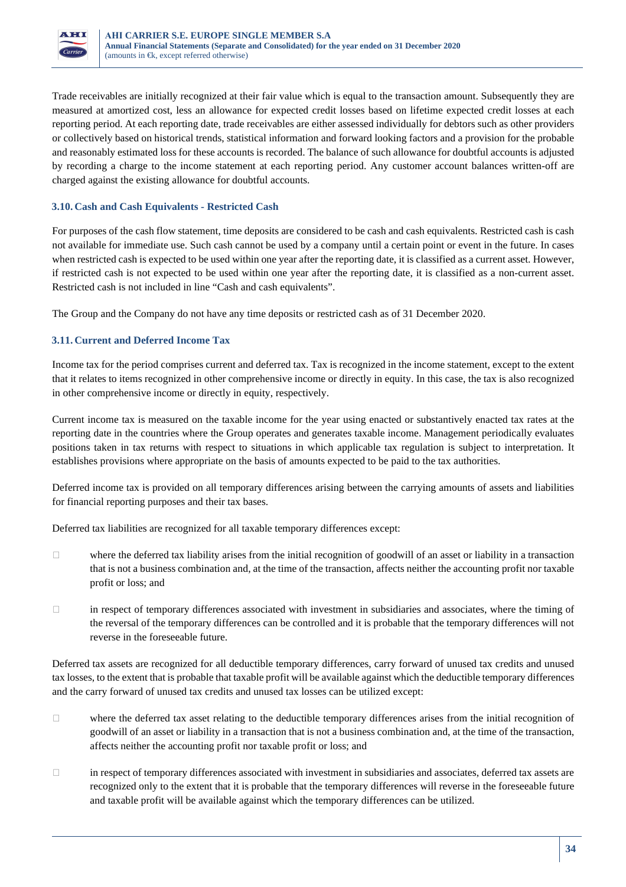Trade receivables are initially recognized at their fair value which is equal to the transaction amount. Subsequently they are measured at amortized cost, less an allowance for expected credit losses based on lifetime expected credit losses at each reporting period. At each reporting date, trade receivables are either assessed individually for debtors such as other providers or collectively based on historical trends, statistical information and forward looking factors and a provision for the probable and reasonably estimated loss for these accounts is recorded. The balance of such allowance for doubtful accounts is adjusted by recording a charge to the income statement at each reporting period. Any customer account balances written-off are charged against the existing allowance for doubtful accounts.

### 3.10. Cash and Cash Equivalents - Restricted Cash

For purposes of the cash flow statement, time deposits are considered to be cash and cash equivalents. Restricted cash is cash not available for immediate use. Such cash cannot be used by a company until a certain point or event in the future. In cases when restricted cash is expected to be used within one year after the reporting date, it is classified as a current asset. However, if restricted cash is not expected to be used within one year after the reporting date, it is classified as a non-current asset. Restricted cash is not included in line "Cash and cash equivalents".

The Group and the Company do not have any time deposits or restricted cash as of 31 December 2020.

### 3.11. Current and Deferred Income Tax

Income tax for the period comprises current and deferred tax. Tax is recognized in the income statement, except to the extent that it relates to items recognized in other comprehensive income or directly in equity. In this case, the tax is also recognized in other comprehensive income or directly in equity, respectively.

Current income tax is measured on the taxable income for the year using enacted or substantively enacted tax rates at the reporting date in the countries where the Group operates and generates taxable income. Management periodically evaluates positions taken in tax returns with respect to situations in which applicable tax regulation is subject to interpretation. It establishes provisions where appropriate on the basis of amounts expected to be paid to the tax authorities.

Deferred income tax is provided on all temporary differences arising between the carrying amounts of assets and liabilities for financial reporting purposes and their tax bases.

Deferred tax liabilities are recognized for all taxable temporary differences except:

- where the deferred tax liability arises from the initial recognition of goodwill of an asset or liability in a transaction that is not a business combination and, at the time of the transaction, affects neither the accounting profit nor taxable profit or loss; and
- in respect of temporary differences associated with investment in subsidiaries and associates, where the timing of the reversal of the temporary differences can be controlled and it is probable that the temporary differences will not reverse in the foreseeable future.

Deferred tax assets are recognized for all deductible temporary differences, carry forward of unused tax credits and unused tax losses, to the extent that is probable that taxable profit will be available against which the deductible temporary differences and the carry forward of unused tax credits and unused tax losses can be utilized except:

- where the deferred tax asset relating to the deductible temporary differences arises from the initial recognition of goodwill of an asset or liability in a transaction that is not a business combination and, at the time of the transaction, affects neither the accounting profit nor taxable profit or loss; and
- in respect of temporary differences associated with investment in subsidiaries and associates, deferred tax assets are recognized only to the extent that it is probable that the temporary differences will reverse in the foreseeable future and taxable profit will be available against which the temporary differences can be utilized.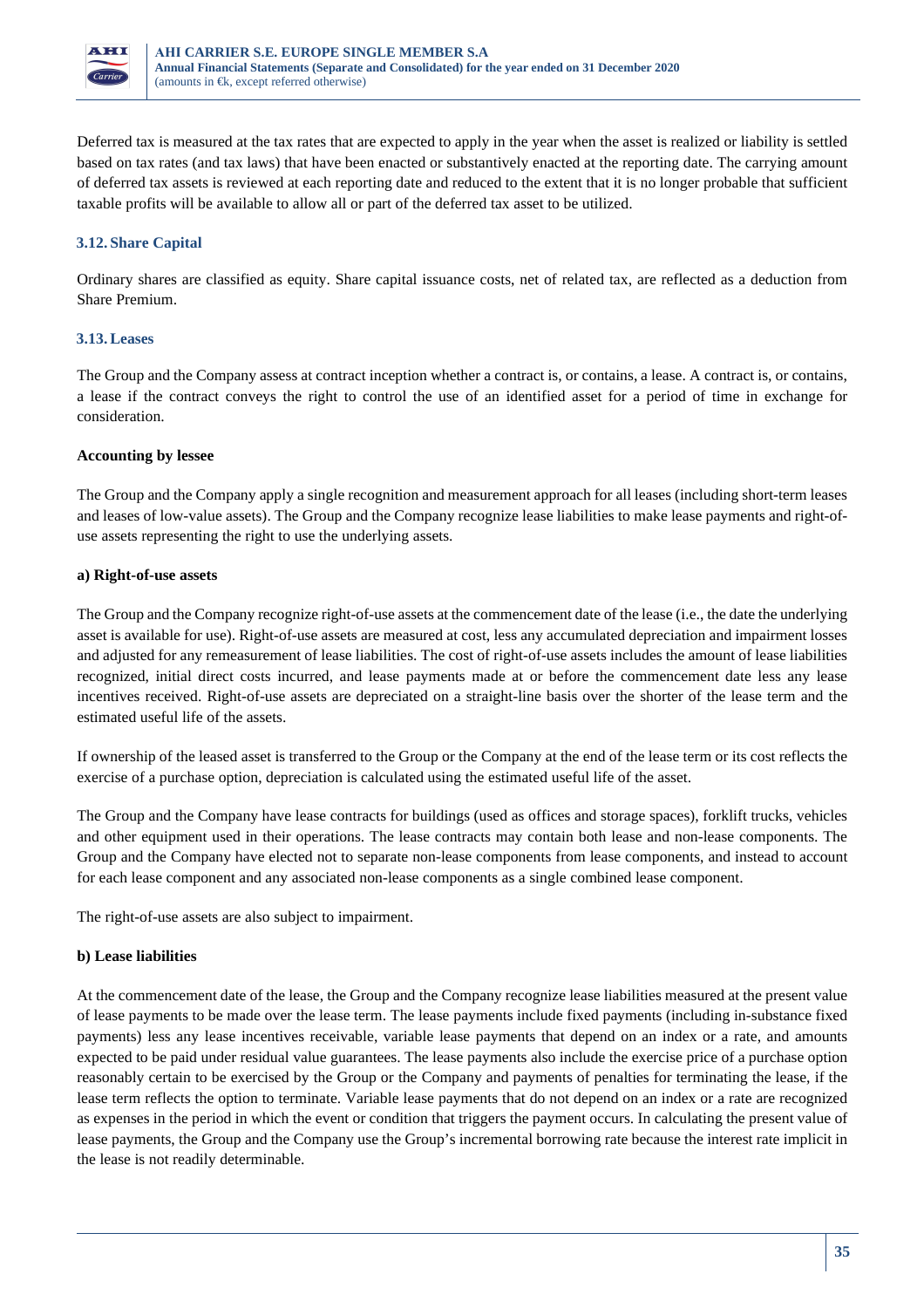Deferred tax is measured at the tax rates that are expected to apply in the year when the asset is realized or liability is settled based on tax rates (and tax laws) that have been enacted or substantively enacted at the reporting date. The carrying amount of deferred tax assets is reviewed at each reporting date and reduced to the extent that it is no longer probable that sufficient taxable profits will be available to allow all or part of the deferred tax asset to be utilized.

### 3.12. Share Capital

Ordinary shares are classified as equity. Share capital issuance costs, net of related tax, are reflected as a deduction from Share Premium.

### 3.13. Leases

The Group and the Company assess at contract inception whether a contract is, or contains, a lease. A contract is, or contains, a lease if the contract conveys the right to control the use of an identified asset for a period of time in exchange for consideration.

**Accounting by lessee**

The Group and the Company apply a single recognition and measurement approach for all leases (including short-term leases and leases of low-value assets). The Group and the Company recognize lease liabilities to make lease payments and right-of-use assets representing the right to use the underlying assets.

**a) Right-of-use assets**

The Group and the Company recognize right-of-use assets at the commencement date of the lease (i.e., the date the underlying asset is available for use). Right-of-use assets are measured at cost, less any accumulated depreciation and impairment losses and adjusted for any remeasurement of lease liabilities. The cost of right-of-use assets includes the amount of lease liabilities recognized, initial direct costs incurred, and lease payments made at or before the commencement date less any lease incentives received. Right-of-use assets are depreciated on a straight-line basis over the shorter of the lease term and the estimated useful life of the assets.

If ownership of the leased asset is transferred to the Group or the Company at the end of the lease term or its cost reflects the exercise of a purchase option, depreciation is calculated using the estimated useful life of the asset.

The Group and the Company have lease contracts for buildings (used as offices and storage spaces), forklift trucks, vehicles and other equipment used in their operations. The lease contracts may contain both lease and non-lease components. The Group and the Company have elected not to separate non-lease components from lease components, and instead to account for each lease component and any associated non-lease components as a single combined lease component.

The right-of-use assets are also subject to impairment.

**b) Lease liabilities**

At the commencement date of the lease, the Group and the Company recognize lease liabilities measured at the present value of lease payments to be made over the lease term. The lease payments include fixed payments (including in-substance fixed payments) less any lease incentives receivable, variable lease payments that depend on an index or a rate, and amounts expected to be paid under residual value guarantees. The lease payments also include the exercise price of a purchase option reasonably certain to be exercised by the Group or the Company and payments of penalties for terminating the lease, if the lease term reflects the option to terminate. Variable lease payments that do not depend on an index or a rate are recognized as expenses in the period in which the event or condition that triggers the payment occurs. In calculating the present value of lease payments, the Group and the Company use the Group's incremental borrowing rate because the interest rate implicit in the lease is not readily determinable.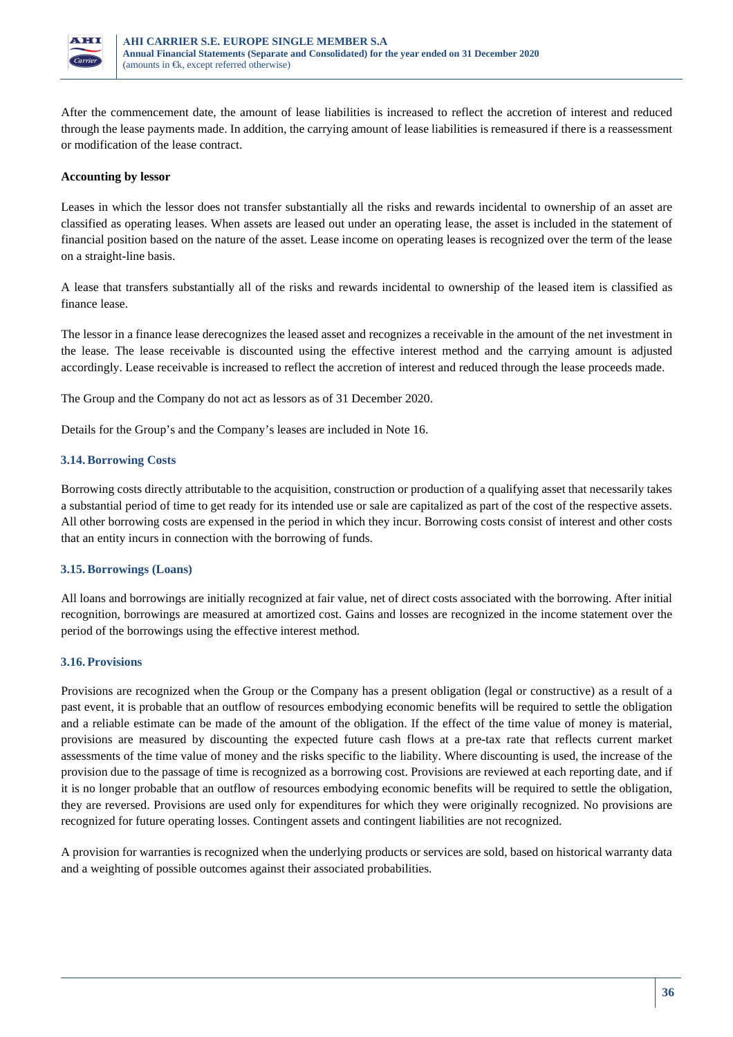After the commencement date, the amount of lease liabilities is increased to reflect the accretion of interest and reduced through the lease payments made. In addition, the carrying amount of lease liabilities is remeasured if there is a reassessment or modification of the lease contract.

**Accounting by lessor**

Leases in which the lessor does not transfer substantially all the risks and rewards incidental to ownership of an asset are classified as operating leases. When assets are leased out under an operating lease, the asset is included in the statement of financial position based on the nature of the asset. Lease income on operating leases is recognized over the term of the lease on a straight-line basis.

A lease that transfers substantially all of the risks and rewards incidental to ownership of the leased item is classified as finance lease.

The lessor in a finance lease derecognizes the leased asset and recognizes a receivable in the amount of the net investment in the lease. The lease receivable is discounted using the effective interest method and the carrying amount is adjusted accordingly. Lease receivable is increased to reflect the accretion of interest and reduced through the lease proceeds made.

The Group and the Company do not act as lessors as of 31 December 2020.

Details for the Group's and the Company's leases are included in Note 16.

### 3.14. Borrowing Costs

Borrowing costs directly attributable to the acquisition, construction or production of a qualifying asset that necessarily takes a substantial period of time to get ready for its intended use or sale are capitalized as part of the cost of the respective assets. All other borrowing costs are expensed in the period in which they incur. Borrowing costs consist of interest and other costs that an entity incurs in connection with the borrowing of funds.

### 3.15. Borrowings (Loans)

All loans and borrowings are initially recognized at fair value, net of direct costs associated with the borrowing. After initial recognition, borrowings are measured at amortized cost. Gains and losses are recognized in the income statement over the period of the borrowings using the effective interest method.

### 3.16. Provisions

Provisions are recognized when the Group or the Company has a present obligation (legal or constructive) as a result of a past event, it is probable that an outflow of resources embodying economic benefits will be required to settle the obligation and a reliable estimate can be made of the amount of the obligation. If the effect of the time value of money is material, provisions are measured by discounting the expected future cash flows at a pre-tax rate that reflects current market assessments of the time value of money and the risks specific to the liability. Where discounting is used, the increase of the provision due to the passage of time is recognized as a borrowing cost. Provisions are reviewed at each reporting date, and if it is no longer probable that an outflow of resources embodying economic benefits will be required to settle the obligation, they are reversed. Provisions are used only for expenditures for which they were originally recognized. No provisions are recognized for future operating losses. Contingent assets and contingent liabilities are not recognized.

A provision for warranties is recognized when the underlying products or services are sold, based on historical warranty data and a weighting of possible outcomes against their associated probabilities.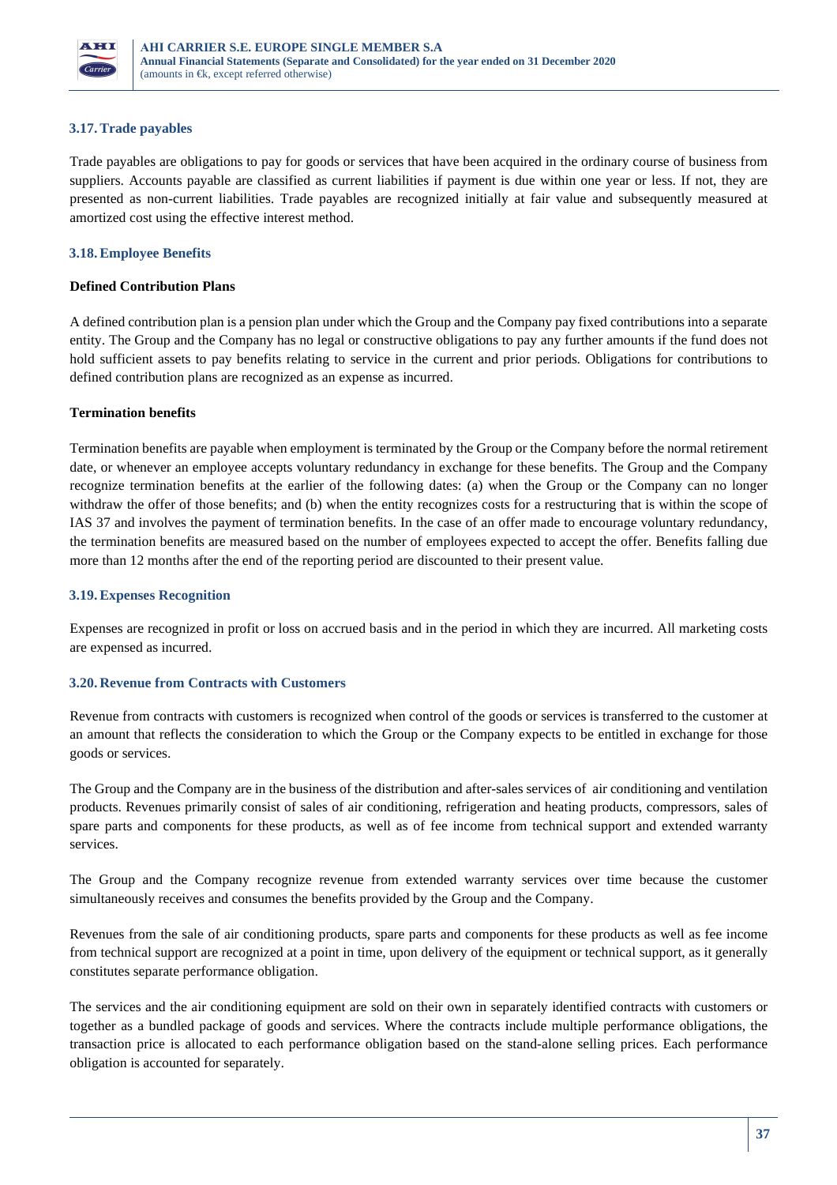### 3.17. Trade payables

Trade payables are obligations to pay for goods or services that have been acquired in the ordinary course of business from suppliers. Accounts payable are classified as current liabilities if payment is due within one year or less. If not, they are presented as non-current liabilities. Trade payables are recognized initially at fair value and subsequently measured at amortized cost using the effective interest method.

### 3.18. Employee Benefits

**Defined Contribution Plans**

A defined contribution plan is a pension plan under which the Group and the Company pay fixed contributions into a separate entity. The Group and the Company has no legal or constructive obligations to pay any further amounts if the fund does not hold sufficient assets to pay benefits relating to service in the current and prior periods. Obligations for contributions to defined contribution plans are recognized as an expense as incurred.

**Termination benefits**

Termination benefits are payable when employment is terminated by the Group or the Company before the normal retirement date, or whenever an employee accepts voluntary redundancy in exchange for these benefits. The Group and the Company recognize termination benefits at the earlier of the following dates: (a) when the Group or the Company can no longer withdraw the offer of those benefits; and (b) when the entity recognizes costs for a restructuring that is within the scope of IAS 37 and involves the payment of termination benefits. In the case of an offer made to encourage voluntary redundancy, the termination benefits are measured based on the number of employees expected to accept the offer. Benefits falling due more than 12 months after the end of the reporting period are discounted to their present value.

### 3.19. Expenses Recognition

Expenses are recognized in profit or loss on accrued basis and in the period in which they are incurred. All marketing costs are expensed as incurred.

### 3.20. Revenue from Contracts with Customers

Revenue from contracts with customers is recognized when control of the goods or services is transferred to the customer at an amount that reflects the consideration to which the Group or the Company expects to be entitled in exchange for those goods or services.

The Group and the Company are in the business of the distribution and after-sales services of air conditioning and ventilation products. Revenues primarily consist of sales of air conditioning, refrigeration and heating products, compressors, sales of spare parts and components for these products, as well as of fee income from technical support and extended warranty services.

The Group and the Company recognize revenue from extended warranty services over time because the customer simultaneously receives and consumes the benefits provided by the Group and the Company.

Revenues from the sale of air conditioning products, spare parts and components for these products as well as fee income from technical support are recognized at a point in time, upon delivery of the equipment or technical support, as it generally constitutes separate performance obligation.

The services and the air conditioning equipment are sold on their own in separately identified contracts with customers or together as a bundled package of goods and services. Where the contracts include multiple performance obligations, the transaction price is allocated to each performance obligation based on the stand-alone selling prices. Each performance obligation is accounted for separately.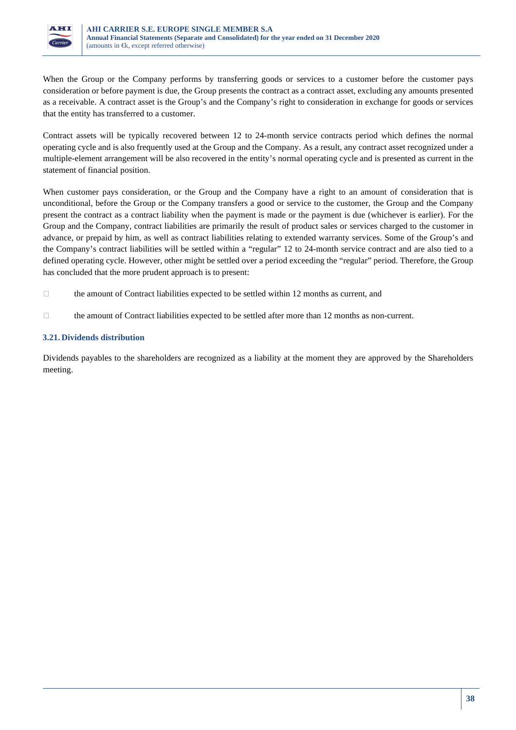When the Group or the Company performs by transferring goods or services to a customer before the customer pays consideration or before payment is due, the Group presents the contract as a contract asset, excluding any amounts presented as a receivable. A contract asset is the Group's and the Company's right to consideration in exchange for goods or services that the entity has transferred to a customer.

Contract assets will be typically recovered between 12 to 24-month service contracts period which defines the normal operating cycle and is also frequently used at the Group and the Company. As a result, any contract asset recognized under a multiple-element arrangement will be also recovered in the entity's normal operating cycle and is presented as current in the statement of financial position.

When customer pays consideration, or the Group and the Company have a right to an amount of consideration that is unconditional, before the Group or the Company transfers a good or service to the customer, the Group and the Company present the contract as a contract liability when the payment is made or the payment is due (whichever is earlier). For the Group and the Company, contract liabilities are primarily the result of product sales or services charged to the customer in advance, or prepaid by him, as well as contract liabilities relating to extended warranty services. Some of the Group's and the Company's contract liabilities will be settled within a "regular" 12 to 24-month service contract and are also tied to a defined operating cycle. However, other might be settled over a period exceeding the "regular" period. Therefore, the Group has concluded that the more prudent approach is to present:

- the amount of Contract liabilities expected to be settled within 12 months as current, and
- the amount of Contract liabilities expected to be settled after more than 12 months as non-current.

### 3.21. Dividends distribution

Dividends payables to the shareholders are recognized as a liability at the moment they are approved by the Shareholders meeting.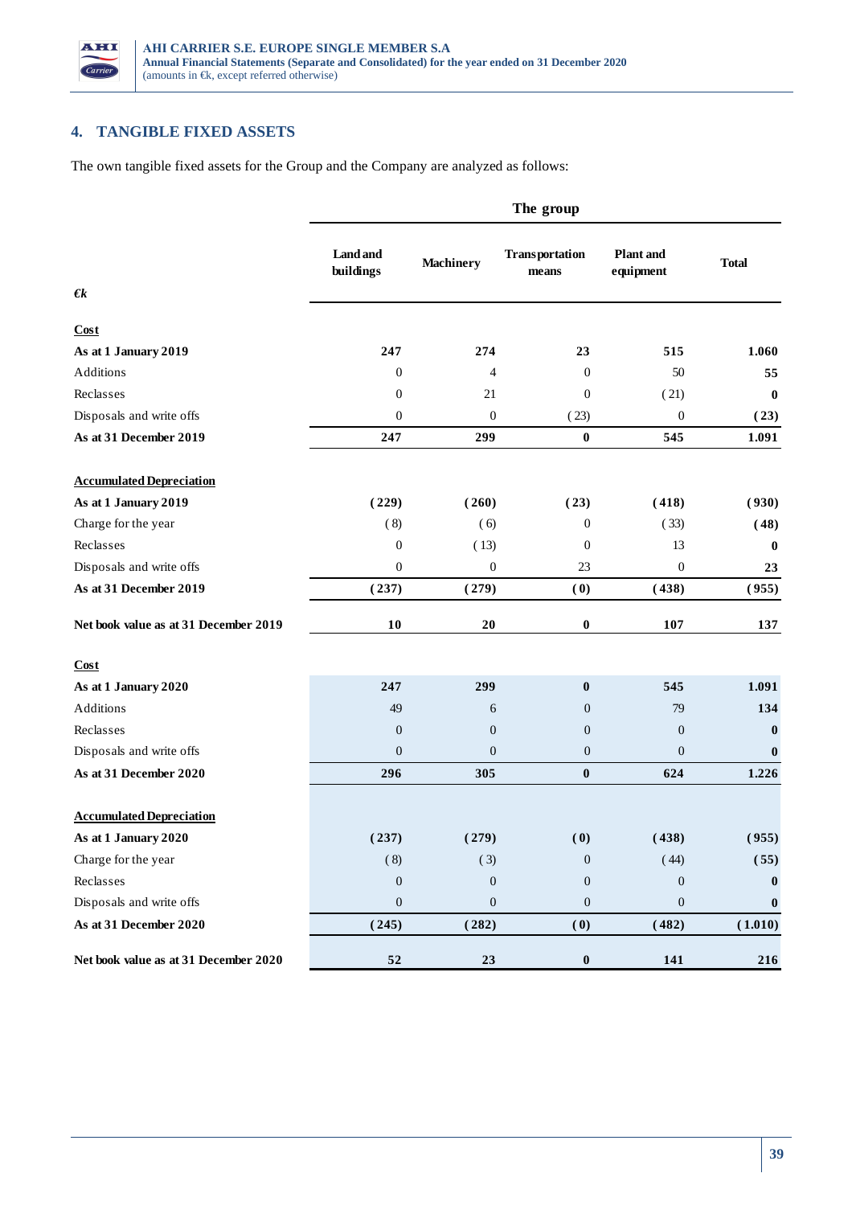## 4. TANGIBLE FIXED ASSETS

The own tangible fixed assets for the Group and the Company are analyzed as follows:

| | The group | | | | |
|---|---|---|---|---|---|
| €k | Land and buildings | Machinery | Transportation means | Plant and equipment | Total |
| **Cost** | | | | | |
| **As at 1 January 2019** | **247** | **274** | **23** | **515** | **1.060** |
| Additions | 0 | 4 | 0 | 50 | **55** |
| Reclasses | 0 | 21 | 0 | (21) | **0** |
| Disposals and write offs | 0 | 0 | (23) | 0 | **(23)** |
| **As at 31 December 2019** | **247** | **299** | **0** | **545** | **1.091** |
| **Accumulated Depreciation** | | | | | |
| **As at 1 January 2019** | **(229)** | **(260)** | **(23)** | **(418)** | **(930)** |
| Charge for the year | (8) | (6) | 0 | (33) | **(48)** |
| Reclasses | 0 | (13) | 0 | 13 | **0** |
| Disposals and write offs | 0 | 0 | 23 | 0 | **23** |
| **As at 31 December 2019** | **(237)** | **(279)** | **(0)** | **(438)** | **(955)** |
| **Net book value as at 31 December 2019** | **10** | **20** | **0** | **107** | **137** |
| **Cost** | | | | | |
| **As at 1 January 2020** | **247** | **299** | **0** | **545** | **1.091** |
| Additions | 49 | 6 | 0 | 79 | **134** |
| Reclasses | 0 | 0 | 0 | 0 | **0** |
| Disposals and write offs | 0 | 0 | 0 | 0 | **0** |
| **As at 31 December 2020** | **296** | **305** | **0** | **624** | **1.226** |
| **Accumulated Depreciation** | | | | | |
| **As at 1 January 2020** | **(237)** | **(279)** | **(0)** | **(438)** | **(955)** |
| Charge for the year | (8) | (3) | 0 | (44) | **(55)** |
| Reclasses | 0 | 0 | 0 | 0 | **0** |
| Disposals and write offs | 0 | 0 | 0 | 0 | **0** |
| **As at 31 December 2020** | **(245)** | **(282)** | **(0)** | **(482)** | **(1.010)** |
| **Net book value as at 31 December 2020** | **52** | **23** | **0** | **141** | **216** |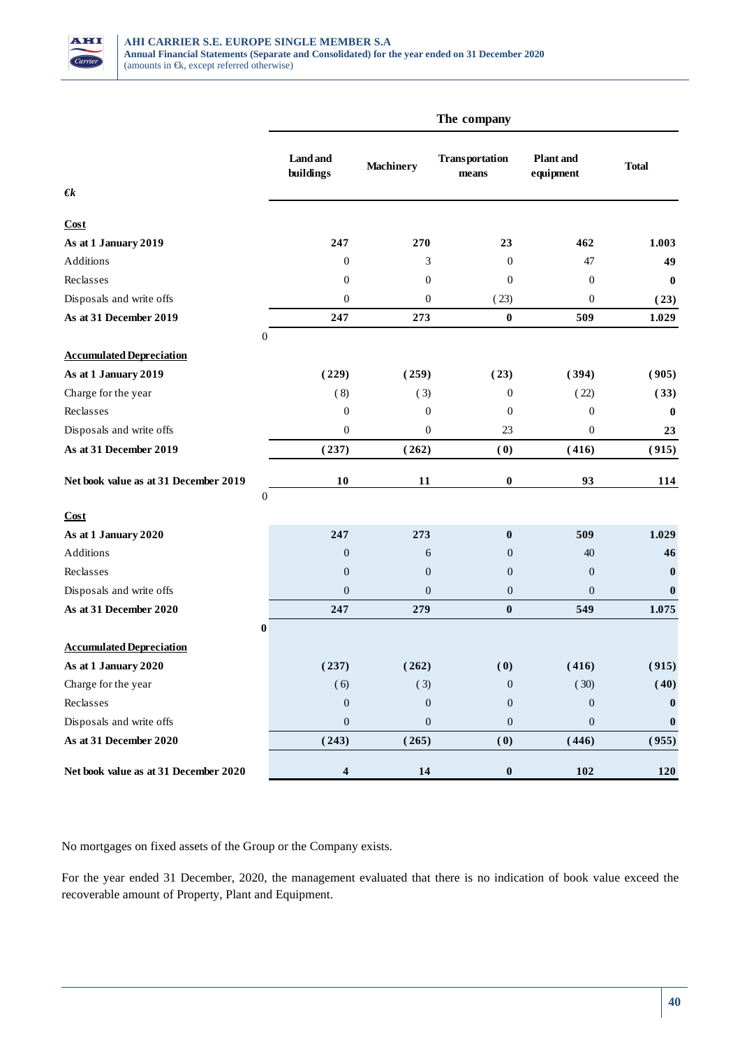| €k | The company | | | | |
|---|---|---|---|---|---|
| | Land and buildings | Machinery | Transportation means | Plant and equipment | Total |
| **Cost** | | | | | |
| **As at 1 January 2019** | **247** | **270** | **23** | **462** | **1.003** |
| Additions | 0 | 3 | 0 | 47 | **49** |
| Reclasses | 0 | 0 | 0 | 0 | **0** |
| Disposals and write offs | 0 | 0 | (23) | 0 | **(23)** |
| **As at 31 December 2019** | **247** | **273** | **0** | **509** | **1.029** |
| 0 | | | | | |
| **Accumulated Depreciation** | | | | | |
| **As at 1 January 2019** | **(229)** | **(259)** | **(23)** | **(394)** | **(905)** |
| Charge for the year | (8) | (3) | 0 | (22) | **(33)** |
| Reclasses | 0 | 0 | 0 | 0 | **0** |
| Disposals and write offs | 0 | 0 | 23 | 0 | **23** |
| **As at 31 December 2019** | **(237)** | **(262)** | **(0)** | **(416)** | **(915)** |
| **Net book value as at 31 December 2019** | **10** | **11** | **0** | **93** | **114** |
| 0 | | | | | |
| **Cost** | | | | | |
| **As at 1 January 2020** | **247** | **273** | **0** | **509** | **1.029** |
| Additions | 0 | 6 | 0 | 40 | **46** |
| Reclasses | 0 | 0 | 0 | 0 | **0** |
| Disposals and write offs | 0 | 0 | 0 | 0 | **0** |
| **As at 31 December 2020** | **247** | **279** | **0** | **549** | **1.075** |
| **0** | | | | | |
| **Accumulated Depreciation** | | | | | |
| **As at 1 January 2020** | **(237)** | **(262)** | **(0)** | **(416)** | **(915)** |
| Charge for the year | (6) | (3) | 0 | (30) | **(40)** |
| Reclasses | 0 | 0 | 0 | 0 | **0** |
| Disposals and write offs | 0 | 0 | 0 | 0 | **0** |
| **As at 31 December 2020** | **(243)** | **(265)** | **(0)** | **(446)** | **(955)** |
| **Net book value as at 31 December 2020** | **4** | **14** | **0** | **102** | **120** |

No mortgages on fixed assets of the Group or the Company exists.

For the year ended 31 December, 2020, the management evaluated that there is no indication of book value exceed the recoverable amount of Property, Plant and Equipment.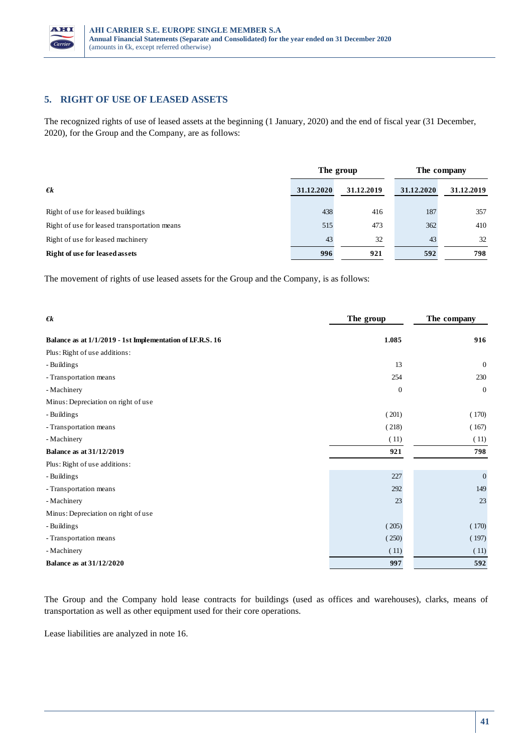## 5. RIGHT OF USE OF LEASED ASSETS

The recognized rights of use of leased assets at the beginning (1 January, 2020) and the end of fiscal year (31 December, 2020), for the Group and the Company, are as follows:

| | The group | | The company | |
|---|---|---|---|---|
| *€k* | **31.12.2020** | **31.12.2019** | **31.12.2020** | **31.12.2019** |
| Right of use for leased buildings | 438 | 416 | 187 | 357 |
| Right of use for leased transportation means | 515 | 473 | 362 | 410 |
| Right of use for leased machinery | 43 | 32 | 43 | 32 |
| **Right of use for leased assets** | **996** | **921** | **592** | **798** |

The movement of rights of use leased assets for the Group and the Company, is as follows:

| *€k* | **The group** | **The company** |
|---|---|---|
| **Balance as at 1/1/2019 - 1st Implementation of I.F.R.S. 16** | **1.085** | **916** |
| Plus: Right of use additions: | | |
| - Buildings | 13 | 0 |
| - Transportation means | 254 | 230 |
| - Machinery | 0 | 0 |
| Minus: Depreciation on right of use | | |
| - Buildings | ( 201) | ( 170) |
| - Transportation means | ( 218) | ( 167) |
| - Machinery | ( 11) | ( 11) |
| **Balance as at 31/12/2019** | **921** | **798** |
| Plus: Right of use additions: | | |
| - Buildings | 227 | 0 |
| - Transportation means | 292 | 149 |
| - Machinery | 23 | 23 |
| Minus: Depreciation on right of use | | |
| - Buildings | ( 205) | ( 170) |
| - Transportation means | ( 250) | ( 197) |
| - Machinery | ( 11) | ( 11) |
| **Balance as at 31/12/2020** | **997** | **592** |

The Group and the Company hold lease contracts for buildings (used as offices and warehouses), clarks, means of transportation as well as other equipment used for their core operations.

Lease liabilities are analyzed in note 16.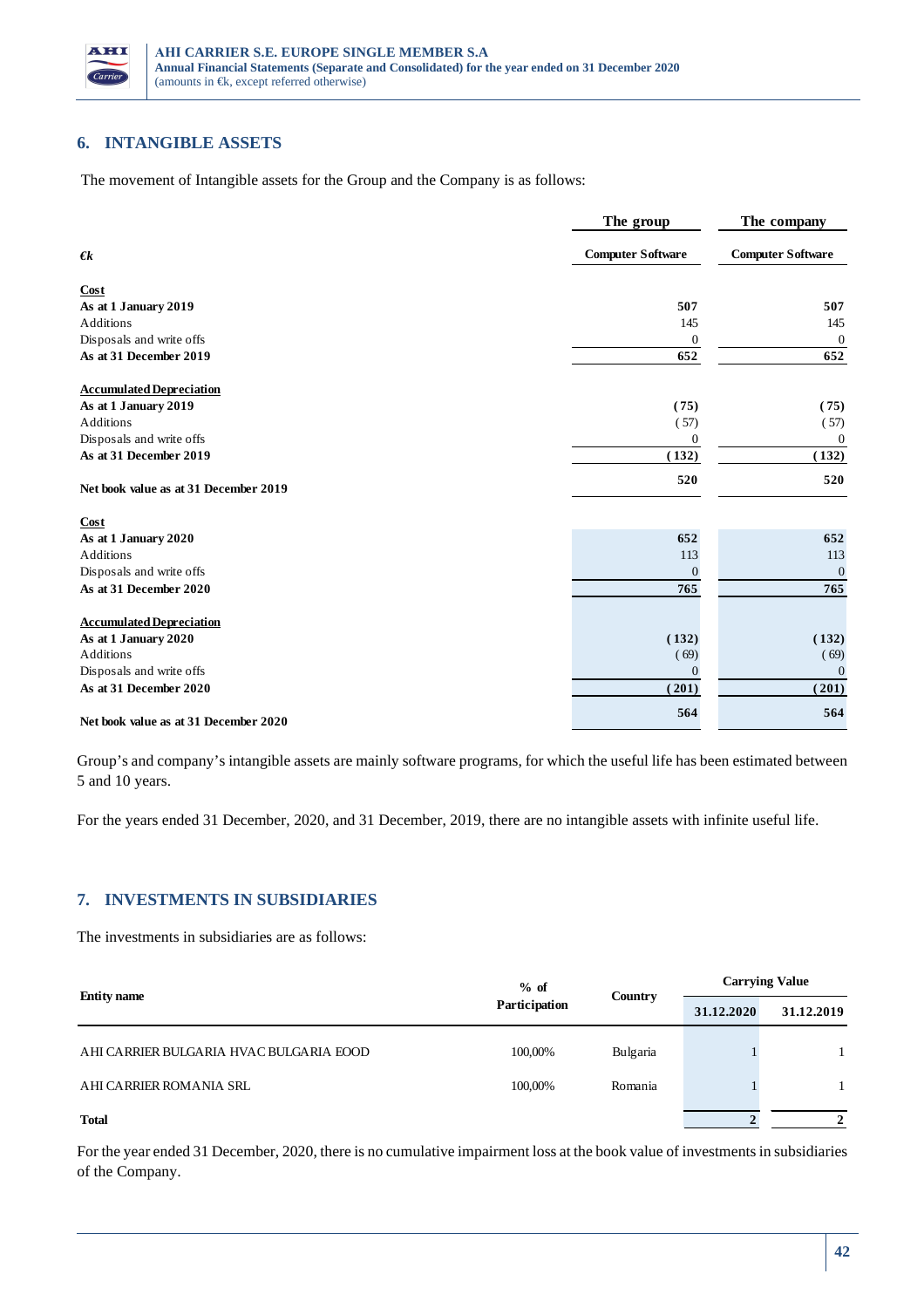## 6. INTANGIBLE ASSETS

The movement of Intangible assets for the Group and the Company is as follows:

| €k | The group | The company |
|---|---|---|
| | Computer Software | Computer Software |
| **Cost** | | |
| **As at 1 January 2019** | **507** | **507** |
| Additions | 145 | 145 |
| Disposals and write offs | 0 | 0 |
| **As at 31 December 2019** | **652** | **652** |
| **Accumulated Depreciation** | | |
| **As at 1 January 2019** | **(75)** | **(75)** |
| Additions | (57) | (57) |
| Disposals and write offs | 0 | 0 |
| **As at 31 December 2019** | **(132)** | **(132)** |
| **Net book value as at 31 December 2019** | **520** | **520** |
| **Cost** | | |
| **As at 1 January 2020** | **652** | **652** |
| Additions | 113 | 113 |
| Disposals and write offs | 0 | 0 |
| **As at 31 December 2020** | **765** | **765** |
| **Accumulated Depreciation** | | |
| **As at 1 January 2020** | **(132)** | **(132)** |
| Additions | (69) | (69) |
| Disposals and write offs | 0 | 0 |
| **As at 31 December 2020** | **(201)** | **(201)** |
| **Net book value as at 31 December 2020** | **564** | **564** |

Group's and company's intangible assets are mainly software programs, for which the useful life has been estimated between 5 and 10 years.

For the years ended 31 December, 2020, and 31 December, 2019, there are no intangible assets with infinite useful life.

## 7. INVESTMENTS IN SUBSIDIARIES

The investments in subsidiaries are as follows:

| Entity name | % of Participation | Country | Carrying Value | |
|---|---|---|---|---|
| | | | 31.12.2020 | 31.12.2019 |
| AHI CARRIER BULGARIA HVAC BULGARIA EOOD | 100,00% | Bulgaria | 1 | 1 |
| AHI CARRIER ROMANIA SRL | 100,00% | Romania | 1 | 1 |
| **Total** | | | **2** | **2** |

For the year ended 31 December, 2020, there is no cumulative impairment loss at the book value of investments in subsidiaries of the Company.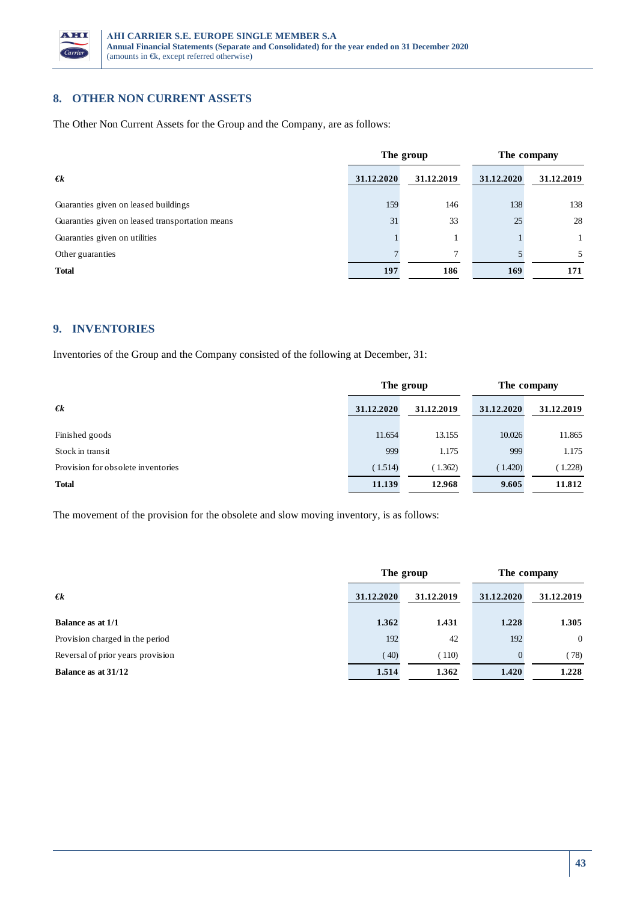## 8. OTHER NON CURRENT ASSETS

The Other Non Current Assets for the Group and the Company, are as follows:

| *€k* | The group | | The company | |
|---|---|---|---|---|
| | **31.12.2020** | **31.12.2019** | **31.12.2020** | **31.12.2019** |
| Guaranties given on leased buildings | 159 | 146 | 138 | 138 |
| Guaranties given on leased transportation means | 31 | 33 | 25 | 28 |
| Guaranties given on utilities | 1 | 1 | 1 | 1 |
| Other guaranties | 7 | 7 | 5 | 5 |
| **Total** | **197** | **186** | **169** | **171** |

## 9. INVENTORIES

Inventories of the Group and the Company consisted of the following at December, 31:

| *€k* | The group | | The company | |
|---|---|---|---|---|
| | **31.12.2020** | **31.12.2019** | **31.12.2020** | **31.12.2019** |
| Finished goods | 11.654 | 13.155 | 10.026 | 11.865 |
| Stock in transit | 999 | 1.175 | 999 | 1.175 |
| Provision for obsolete inventories | ( 1.514) | ( 1.362) | ( 1.420) | ( 1.228) |
| **Total** | **11.139** | **12.968** | **9.605** | **11.812** |

The movement of the provision for the obsolete and slow moving inventory, is as follows:

| *€k* | The group | | The company | |
|---|---|---|---|---|
| | **31.12.2020** | **31.12.2019** | **31.12.2020** | **31.12.2019** |
| **Balance as at 1/1** | **1.362** | **1.431** | **1.228** | **1.305** |
| Provision charged in the period | 192 | 42 | 192 | 0 |
| Reversal of prior years provision | ( 40) | ( 110) | 0 | ( 78) |
| **Balance as at 31/12** | **1.514** | **1.362** | **1.420** | **1.228** |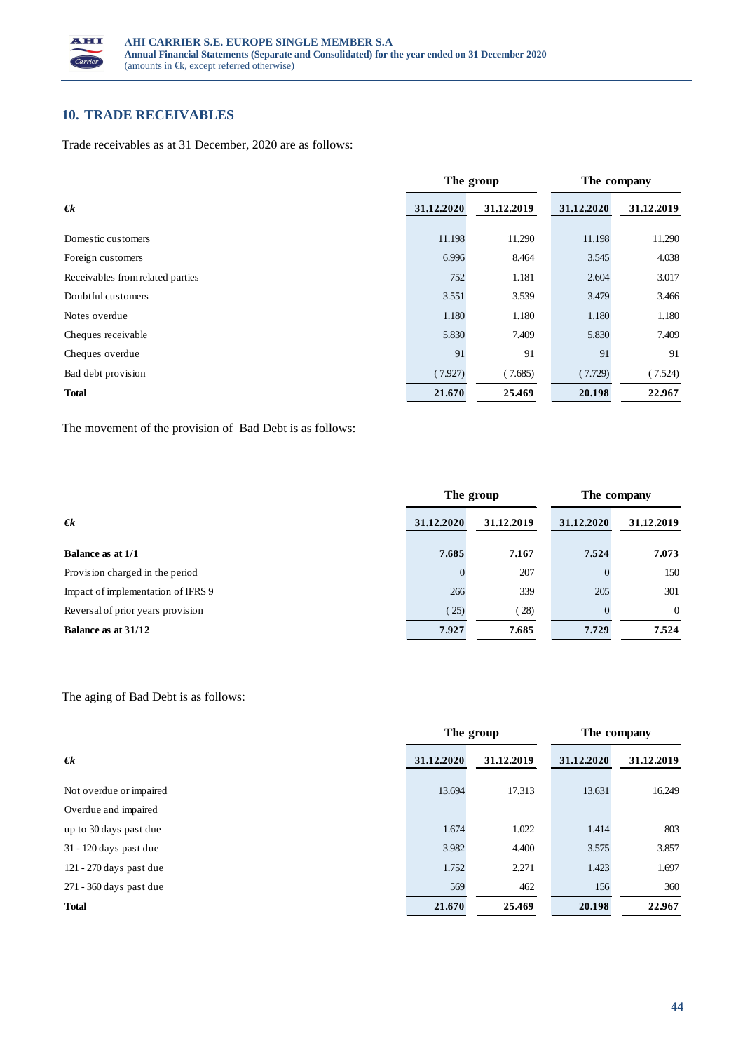## 10. TRADE RECEIVABLES

Trade receivables as at 31 December, 2020 are as follows:

| €k | The group | | The company | |
|---|---|---|---|---|
| | 31.12.2020 | 31.12.2019 | 31.12.2020 | 31.12.2019 |
| Domestic customers | 11.198 | 11.290 | 11.198 | 11.290 |
| Foreign customers | 6.996 | 8.464 | 3.545 | 4.038 |
| Receivables from related parties | 752 | 1.181 | 2.604 | 3.017 |
| Doubtful customers | 3.551 | 3.539 | 3.479 | 3.466 |
| Notes overdue | 1.180 | 1.180 | 1.180 | 1.180 |
| Cheques receivable | 5.830 | 7.409 | 5.830 | 7.409 |
| Cheques overdue | 91 | 91 | 91 | 91 |
| Bad debt provision | ( 7.927) | ( 7.685) | ( 7.729) | ( 7.524) |
| **Total** | **21.670** | **25.469** | **20.198** | **22.967** |

The movement of the provision of Bad Debt is as follows:

| €k | The group | | The company | |
|---|---|---|---|---|
| | 31.12.2020 | 31.12.2019 | 31.12.2020 | 31.12.2019 |
| **Balance as at 1/1** | **7.685** | **7.167** | **7.524** | **7.073** |
| Provision charged in the period | 0 | 207 | 0 | 150 |
| Impact of implementation of IFRS 9 | 266 | 339 | 205 | 301 |
| Reversal of prior years provision | ( 25) | ( 28) | 0 | 0 |
| **Balance as at 31/12** | **7.927** | **7.685** | **7.729** | **7.524** |

The aging of Bad Debt is as follows:

| €k | The group | | The company | |
|---|---|---|---|---|
| | 31.12.2020 | 31.12.2019 | 31.12.2020 | 31.12.2019 |
| Not overdue or impaired | 13.694 | 17.313 | 13.631 | 16.249 |
| Overdue and impaired | | | | |
| up to 30 days past due | 1.674 | 1.022 | 1.414 | 803 |
| 31 - 120 days past due | 3.982 | 4.400 | 3.575 | 3.857 |
| 121 - 270 days past due | 1.752 | 2.271 | 1.423 | 1.697 |
| 271 - 360 days past due | 569 | 462 | 156 | 360 |
| **Total** | **21.670** | **25.469** | **20.198** | **22.967** |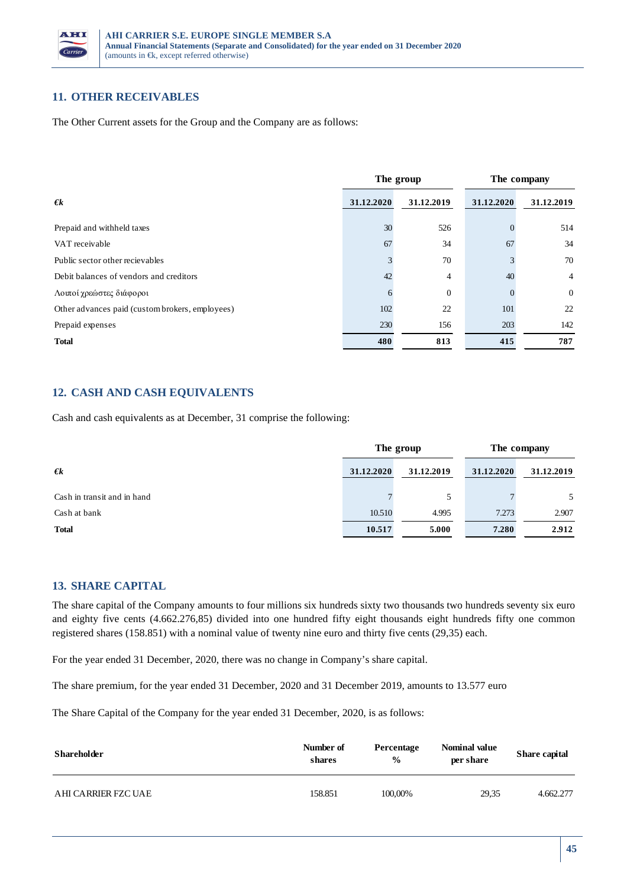## 11. OTHER RECEIVABLES

The Other Current assets for the Group and the Company are as follows:

| €k | The group | | The company | |
|---|---|---|---|---|
| | 31.12.2020 | 31.12.2019 | 31.12.2020 | 31.12.2019 |
| Prepaid and withheld taxes | 30 | 526 | 0 | 514 |
| VAT receivable | 67 | 34 | 67 | 34 |
| Public sector other recievables | 3 | 70 | 3 | 70 |
| Debit balances of vendors and creditors | 42 | 4 | 40 | 4 |
| Λοιποί χρεώστες διάφοροι | 6 | 0 | 0 | 0 |
| Other advances paid (custom brokers, employees) | 102 | 22 | 101 | 22 |
| Prepaid expenses | 230 | 156 | 203 | 142 |
| **Total** | **480** | **813** | **415** | **787** |

## 12. CASH AND CASH EQUIVALENTS

Cash and cash equivalents as at December, 31 comprise the following:

| €k | The group | | The company | |
|---|---|---|---|---|
| | 31.12.2020 | 31.12.2019 | 31.12.2020 | 31.12.2019 |
| Cash in transit and in hand | 7 | 5 | 7 | 5 |
| Cash at bank | 10.510 | 4.995 | 7.273 | 2.907 |
| **Total** | **10.517** | **5.000** | **7.280** | **2.912** |

## 13. SHARE CAPITAL

The share capital of the Company amounts to four millions six hundreds sixty two thousands two hundreds seventy six euro and eighty five cents (4.662.276,85) divided into one hundred fifty eight thousands eight hundreds fifty one common registered shares (158.851) with a nominal value of twenty nine euro and thirty five cents (29,35) each.

For the year ended 31 December, 2020, there was no change in Company's share capital.

The share premium, for the year ended 31 December, 2020 and 31 December 2019, amounts to 13.577 euro

The Share Capital of the Company for the year ended 31 December, 2020, is as follows:

| Shareholder | Number of shares | Percentage % | Nominal value per share | Share capital |
|---|---|---|---|---|
| AHI CARRIER FZC UAE | 158.851 | 100,00% | 29,35 | 4.662.277 |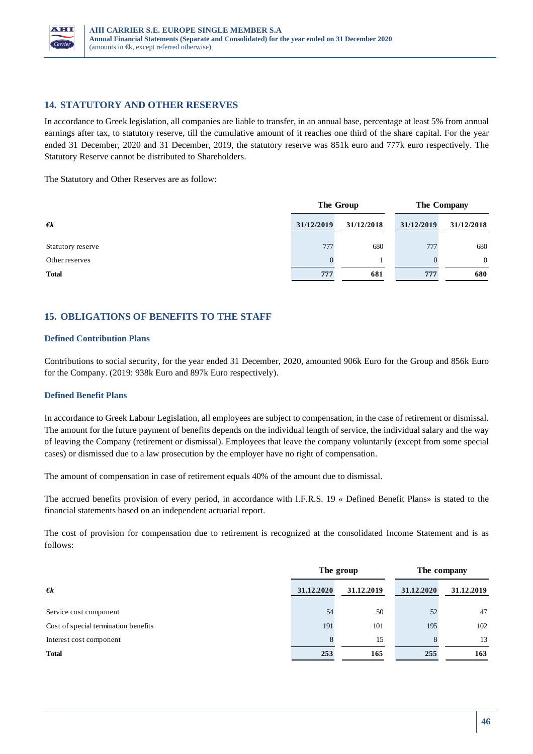## 14. STATUTORY AND OTHER RESERVES

In accordance to Greek legislation, all companies are liable to transfer, in an annual base, percentage at least 5% from annual earnings after tax, to statutory reserve, till the cumulative amount of it reaches one third of the share capital. For the year ended 31 December, 2020 and 31 December, 2019, the statutory reserve was 851k euro and 777k euro respectively. The Statutory Reserve cannot be distributed to Shareholders.

The Statutory and Other Reserves are as follow:

| | The Group | | The Company | |
|---|---|---|---|---|
| **€k** | **31/12/2019** | **31/12/2018** | **31/12/2019** | **31/12/2018** |
| Statutory reserve | 777 | 680 | 777 | 680 |
| Other reserves | 0 | 1 | 0 | 0 |
| **Total** | **777** | **681** | **777** | **680** |

## 15. OBLIGATIONS OF BENEFITS TO THE STAFF

### Defined Contribution Plans

Contributions to social security, for the year ended 31 December, 2020, amounted 906k Euro for the Group and 856k Euro for the Company. (2019: 938k Euro and 897k Euro respectively).

### Defined Benefit Plans

In accordance to Greek Labour Legislation, all employees are subject to compensation, in the case of retirement or dismissal. The amount for the future payment of benefits depends on the individual length of service, the individual salary and the way of leaving the Company (retirement or dismissal). Employees that leave the company voluntarily (except from some special cases) or dismissed due to a law prosecution by the employer have no right of compensation.

The amount of compensation in case of retirement equals 40% of the amount due to dismissal.

The accrued benefits provision of every period, in accordance with I.F.R.S. 19 « Defined Benefit Plans» is stated to the financial statements based on an independent actuarial report.

The cost of provision for compensation due to retirement is recognized at the consolidated Income Statement and is as follows:

| | The group | | The company | |
|---|---|---|---|---|
| **€k** | **31.12.2020** | **31.12.2019** | **31.12.2020** | **31.12.2019** |
| Service cost component | 54 | 50 | 52 | 47 |
| Cost of special termination benefits | 191 | 101 | 195 | 102 |
| Interest cost component | 8 | 15 | 8 | 13 |
| **Total** | **253** | **165** | **255** | **163** |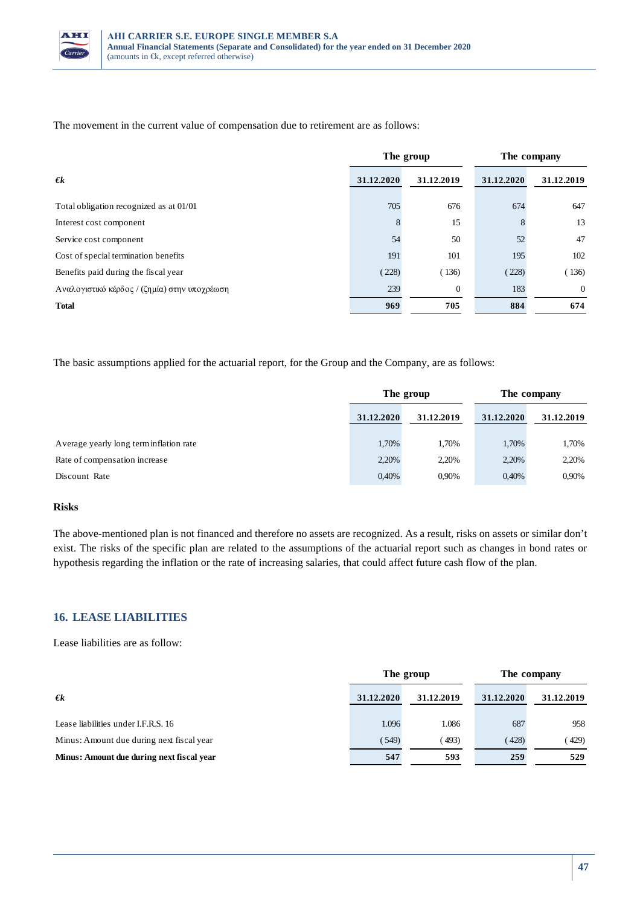The movement in the current value of compensation due to retirement are as follows:

| €k | The group | | The company | |
|---|---|---|---|---|
| | 31.12.2020 | 31.12.2019 | 31.12.2020 | 31.12.2019 |
| Total obligation recognized as at 01/01 | 705 | 676 | 674 | 647 |
| Interest cost component | 8 | 15 | 8 | 13 |
| Service cost component | 54 | 50 | 52 | 47 |
| Cost of special termination benefits | 191 | 101 | 195 | 102 |
| Benefits paid during the fiscal year | (228) | (136) | (228) | (136) |
| Αναλογιστικό κέρδος / (ζημία) στην υποχρέωση | 239 | 0 | 183 | 0 |
| **Total** | **969** | **705** | **884** | **674** |

The basic assumptions applied for the actuarial report, for the Group and the Company, are as follows:

| | The group | | The company | |
|---|---|---|---|---|
| | 31.12.2020 | 31.12.2019 | 31.12.2020 | 31.12.2019 |
| Average yearly long term inflation rate | 1,70% | 1,70% | 1,70% | 1,70% |
| Rate of compensation increase | 2,20% | 2,20% | 2,20% | 2,20% |
| Discount Rate | 0,40% | 0,90% | 0,40% | 0,90% |

**Risks**

The above-mentioned plan is not financed and therefore no assets are recognized. As a result, risks on assets or similar don't exist. The risks of the specific plan are related to the assumptions of the actuarial report such as changes in bond rates or hypothesis regarding the inflation or the rate of increasing salaries, that could affect future cash flow of the plan.

## 16. LEASE LIABILITIES

Lease liabilities are as follow:

| €k | The group | | The company | |
|---|---|---|---|---|
| | 31.12.2020 | 31.12.2019 | 31.12.2020 | 31.12.2019 |
| Lease liabilities under I.F.R.S. 16 | 1.096 | 1.086 | 687 | 958 |
| Minus: Amount due during next fiscal year | (549) | (493) | (428) | (429) |
| **Minus: Amount due during next fiscal year** | **547** | **593** | **259** | **529** |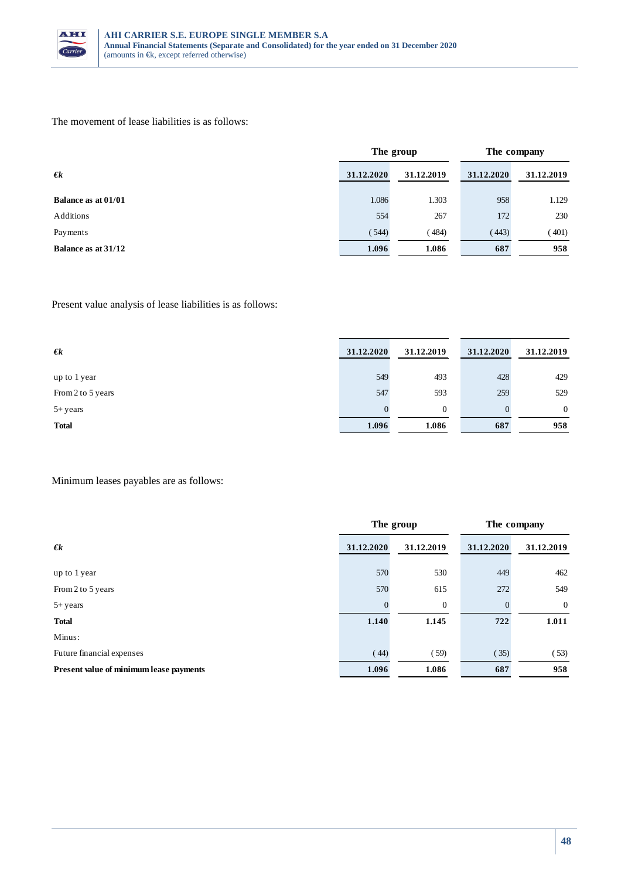The movement of lease liabilities is as follows:

| | The group | | The company | |
|---|---|---|---|---|
| **€k** | **31.12.2020** | **31.12.2019** | **31.12.2020** | **31.12.2019** |
| **Balance as at 01/01** | 1.086 | 1.303 | 958 | 1.129 |
| Additions | 554 | 267 | 172 | 230 |
| Payments | (544) | (484) | (443) | (401) |
| **Balance as at 31/12** | **1.096** | **1.086** | **687** | **958** |

Present value analysis of lease liabilities is as follows:

| **€k** | **31.12.2020** | **31.12.2019** | **31.12.2020** | **31.12.2019** |
|---|---|---|---|---|
| up to 1 year | 549 | 493 | 428 | 429 |
| From 2 to 5 years | 547 | 593 | 259 | 529 |
| 5+ years | 0 | 0 | 0 | 0 |
| **Total** | **1.096** | **1.086** | **687** | **958** |

Minimum leases payables are as follows:

| | The group | | The company | |
|---|---|---|---|---|
| **€k** | **31.12.2020** | **31.12.2019** | **31.12.2020** | **31.12.2019** |
| up to 1 year | 570 | 530 | 449 | 462 |
| From 2 to 5 years | 570 | 615 | 272 | 549 |
| 5+ years | 0 | 0 | 0 | 0 |
| **Total** | **1.140** | **1.145** | **722** | **1.011** |
| Minus: | | | | |
| Future financial expenses | (44) | (59) | (35) | (53) |
| **Present value of minimum lease payments** | **1.096** | **1.086** | **687** | **958** |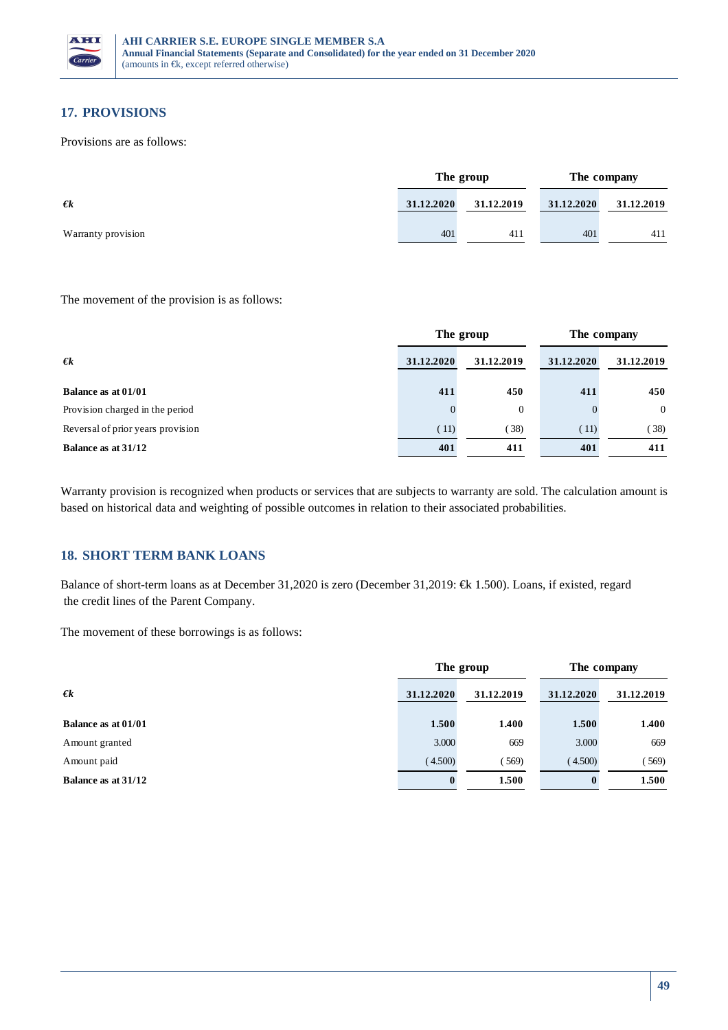## 17. PROVISIONS

Provisions are as follows:

| | The group | | The company | |
|---|---|---|---|---|
| **€k** | **31.12.2020** | **31.12.2019** | **31.12.2020** | **31.12.2019** |
| Warranty provision | 401 | 411 | 401 | 411 |

The movement of the provision is as follows:

| | The group | | The company | |
|---|---|---|---|---|
| **€k** | **31.12.2020** | **31.12.2019** | **31.12.2020** | **31.12.2019** |
| **Balance as at 01/01** | **411** | **450** | **411** | **450** |
| Provision charged in the period | 0 | 0 | 0 | 0 |
| Reversal of prior years provision | (11) | (38) | (11) | (38) |
| **Balance as at 31/12** | **401** | **411** | **401** | **411** |

Warranty provision is recognized when products or services that are subjects to warranty are sold. The calculation amount is based on historical data and weighting of possible outcomes in relation to their associated probabilities.

## 18. SHORT TERM BANK LOANS

Balance of short-term loans as at December 31,2020 is zero (December 31,2019: €k 1.500). Loans, if existed, regard the credit lines of the Parent Company.

The movement of these borrowings is as follows:

| | The group | | The company | |
|---|---|---|---|---|
| **€k** | **31.12.2020** | **31.12.2019** | **31.12.2020** | **31.12.2019** |
| **Balance as at 01/01** | **1.500** | **1.400** | **1.500** | **1.400** |
| Amount granted | 3.000 | 669 | 3.000 | 669 |
| Amount paid | (4.500) | (569) | (4.500) | (569) |
| **Balance as at 31/12** | **0** | **1.500** | **0** | **1.500** |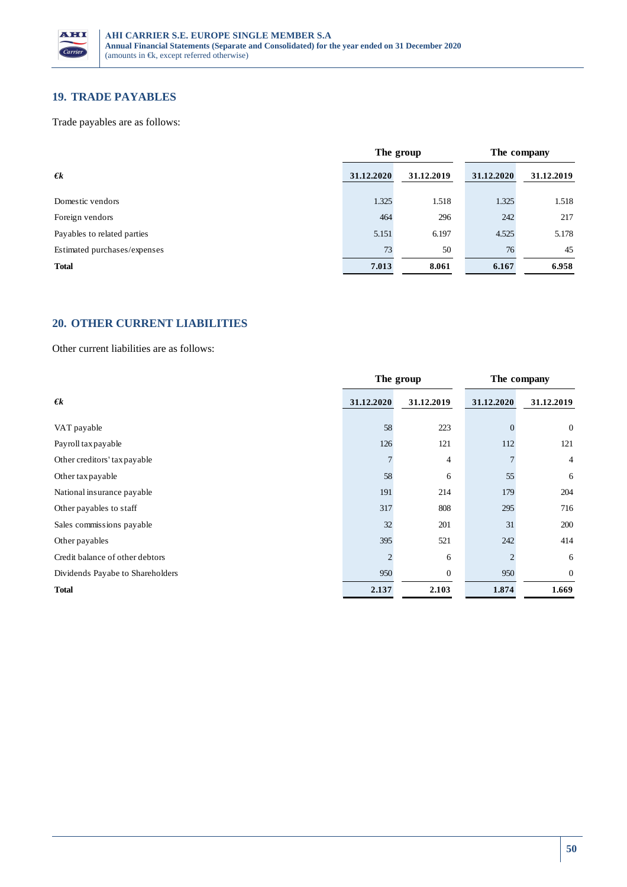## 19. TRADE PAYABLES

Trade payables are as follows:

| €k | The group | | The company | |
|---|---|---|---|---|
| | 31.12.2020 | 31.12.2019 | 31.12.2020 | 31.12.2019 |
| Domestic vendors | 1.325 | 1.518 | 1.325 | 1.518 |
| Foreign vendors | 464 | 296 | 242 | 217 |
| Payables to related parties | 5.151 | 6.197 | 4.525 | 5.178 |
| Estimated purchases/expenses | 73 | 50 | 76 | 45 |
| **Total** | **7.013** | **8.061** | **6.167** | **6.958** |

## 20. OTHER CURRENT LIABILITIES

Other current liabilities are as follows:

| €k | The group | | The company | |
|---|---|---|---|---|
| | 31.12.2020 | 31.12.2019 | 31.12.2020 | 31.12.2019 |
| VAT payable | 58 | 223 | 0 | 0 |
| Payroll tax payable | 126 | 121 | 112 | 121 |
| Other creditors' tax payable | 7 | 4 | 7 | 4 |
| Other tax payable | 58 | 6 | 55 | 6 |
| National insurance payable | 191 | 214 | 179 | 204 |
| Other payables to staff | 317 | 808 | 295 | 716 |
| Sales commissions payable | 32 | 201 | 31 | 200 |
| Other payables | 395 | 521 | 242 | 414 |
| Credit balance of other debtors | 2 | 6 | 2 | 6 |
| Dividends Payabe to Shareholders | 950 | 0 | 950 | 0 |
| **Total** | **2.137** | **2.103** | **1.874** | **1.669** |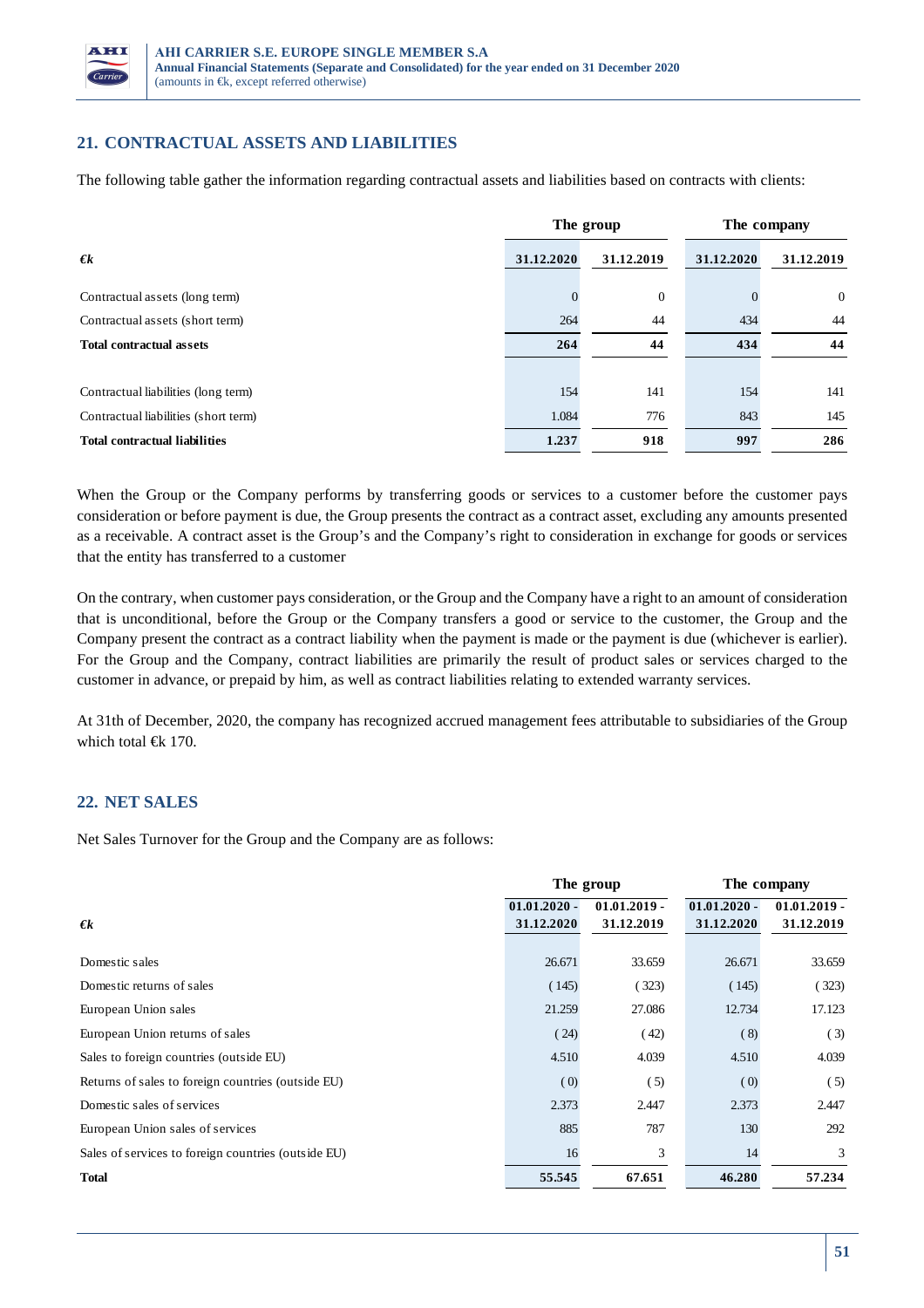## 21. CONTRACTUAL ASSETS AND LIABILITIES

The following table gather the information regarding contractual assets and liabilities based on contracts with clients:

| | The group | | The company | |
|---|---|---|---|---|
| ***€k*** | **31.12.2020** | **31.12.2019** | **31.12.2020** | **31.12.2019** |
| Contractual assets (long term) | 0 | 0 | 0 | 0 |
| Contractual assets (short term) | 264 | 44 | 434 | 44 |
| **Total contractual assets** | **264** | **44** | **434** | **44** |
| Contractual liabilities (long term) | 154 | 141 | 154 | 141 |
| Contractual liabilities (short term) | 1.084 | 776 | 843 | 145 |
| **Total contractual liabilities** | **1.237** | **918** | **997** | **286** |

When the Group or the Company performs by transferring goods or services to a customer before the customer pays consideration or before payment is due, the Group presents the contract as a contract asset, excluding any amounts presented as a receivable. A contract asset is the Group's and the Company's right to consideration in exchange for goods or services that the entity has transferred to a customer

On the contrary, when customer pays consideration, or the Group and the Company have a right to an amount of consideration that is unconditional, before the Group or the Company transfers a good or service to the customer, the Group and the Company present the contract as a contract liability when the payment is made or the payment is due (whichever is earlier). For the Group and the Company, contract liabilities are primarily the result of product sales or services charged to the customer in advance, or prepaid by him, as well as contract liabilities relating to extended warranty services.

At 31th of December, 2020, the company has recognized accrued management fees attributable to subsidiaries of the Group which total €k 170.

## 22. NET SALES

Net Sales Turnover for the Group and the Company are as follows:

| | The group | | The company | |
|---|---|---|---|---|
| ***€k*** | **01.01.2020 - 31.12.2020** | **01.01.2019 - 31.12.2019** | **01.01.2020 - 31.12.2020** | **01.01.2019 - 31.12.2019** |
| Domestic sales | 26.671 | 33.659 | 26.671 | 33.659 |
| Domestic returns of sales | (145) | (323) | (145) | (323) |
| European Union sales | 21.259 | 27.086 | 12.734 | 17.123 |
| European Union returns of sales | (24) | (42) | (8) | (3) |
| Sales to foreign countries (outside EU) | 4.510 | 4.039 | 4.510 | 4.039 |
| Returns of sales to foreign countries (outside EU) | (0) | (5) | (0) | (5) |
| Domestic sales of services | 2.373 | 2.447 | 2.373 | 2.447 |
| European Union sales of services | 885 | 787 | 130 | 292 |
| Sales of services to foreign countries (outside EU) | 16 | 3 | 14 | 3 |
| **Total** | **55.545** | **67.651** | **46.280** | **57.234** |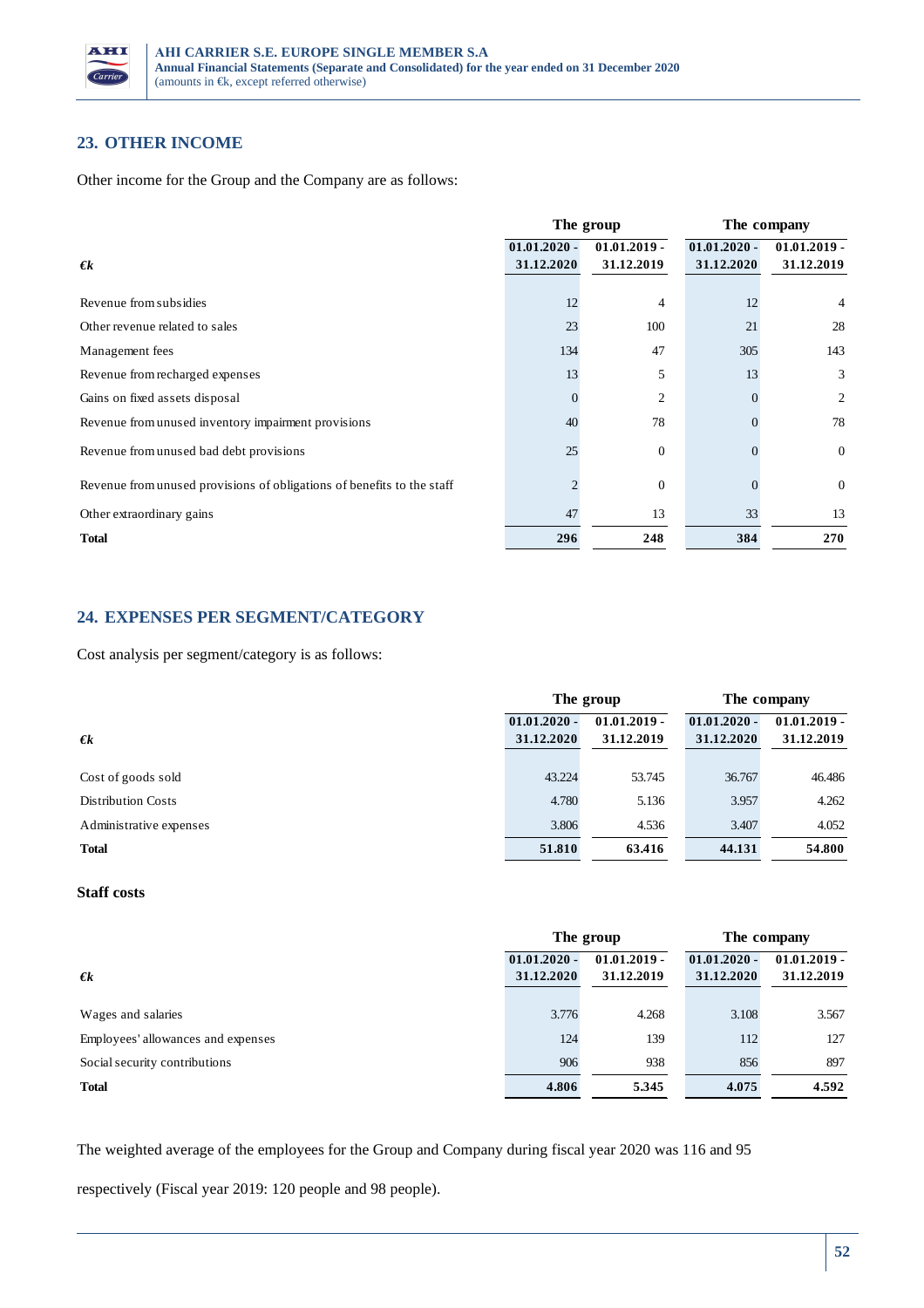## 23. OTHER INCOME

Other income for the Group and the Company are as follows:

| | The group | | The company | |
|---|---|---|---|---|
| *€k* | 01.01.2020 - 31.12.2020 | 01.01.2019 - 31.12.2019 | 01.01.2020 - 31.12.2020 | 01.01.2019 - 31.12.2019 |
| Revenue from subsidies | 12 | 4 | 12 | 4 |
| Other revenue related to sales | 23 | 100 | 21 | 28 |
| Management fees | 134 | 47 | 305 | 143 |
| Revenue from recharged expenses | 13 | 5 | 13 | 3 |
| Gains on fixed assets disposal | 0 | 2 | 0 | 2 |
| Revenue from unused inventory impairment provisions | 40 | 78 | 0 | 78 |
| Revenue from unused bad debt provisions | 25 | 0 | 0 | 0 |
| Revenue from unused provisions of obligations of benefits to the staff | 2 | 0 | 0 | 0 |
| Other extraordinary gains | 47 | 13 | 33 | 13 |
| **Total** | **296** | **248** | **384** | **270** |

## 24. EXPENSES PER SEGMENT/CATEGORY

Cost analysis per segment/category is as follows:

| | The group | | The company | |
|---|---|---|---|---|
| *€k* | 01.01.2020 - 31.12.2020 | 01.01.2019 - 31.12.2019 | 01.01.2020 - 31.12.2020 | 01.01.2019 - 31.12.2019 |
| Cost of goods sold | 43.224 | 53.745 | 36.767 | 46.486 |
| Distribution Costs | 4.780 | 5.136 | 3.957 | 4.262 |
| Administrative expenses | 3.806 | 4.536 | 3.407 | 4.052 |
| **Total** | **51.810** | **63.416** | **44.131** | **54.800** |

**Staff costs**

| | The group | | The company | |
|---|---|---|---|---|
| *€k* | 01.01.2020 - 31.12.2020 | 01.01.2019 - 31.12.2019 | 01.01.2020 - 31.12.2020 | 01.01.2019 - 31.12.2019 |
| Wages and salaries | 3.776 | 4.268 | 3.108 | 3.567 |
| Employees' allowances and expenses | 124 | 139 | 112 | 127 |
| Social security contributions | 906 | 938 | 856 | 897 |
| **Total** | **4.806** | **5.345** | **4.075** | **4.592** |

The weighted average of the employees for the Group and Company during fiscal year 2020 was 116 and 95 respectively (Fiscal year 2019: 120 people and 98 people).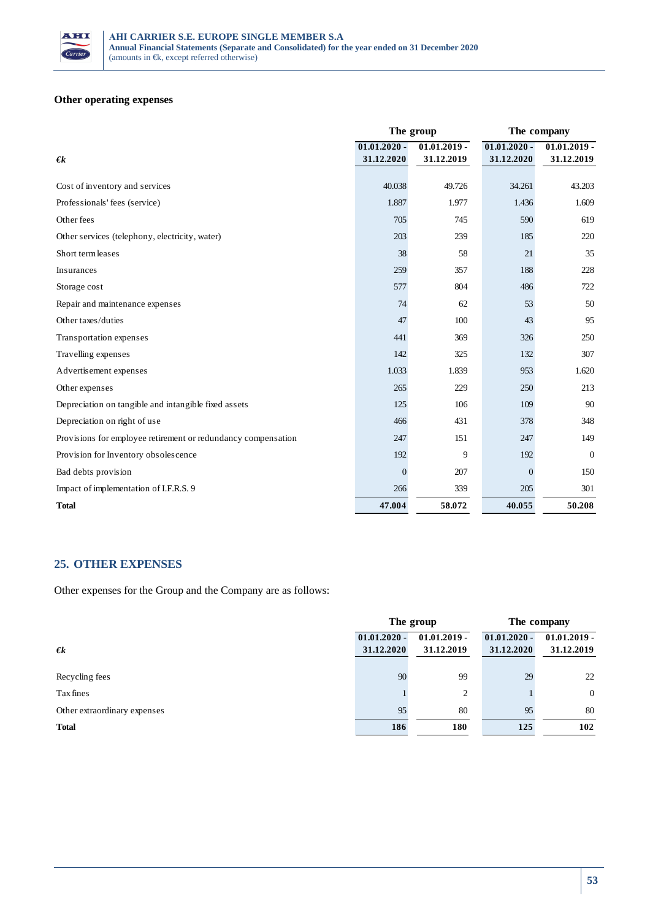### Other operating expenses

| €k | The group | | The company | |
|---|---|---|---|---|
| | 01.01.2020 - 31.12.2020 | 01.01.2019 - 31.12.2019 | 01.01.2020 - 31.12.2020 | 01.01.2019 - 31.12.2019 |
| Cost of inventory and services | 40.038 | 49.726 | 34.261 | 43.203 |
| Professionals' fees (service) | 1.887 | 1.977 | 1.436 | 1.609 |
| Other fees | 705 | 745 | 590 | 619 |
| Other services (telephony, electricity, water) | 203 | 239 | 185 | 220 |
| Short term leases | 38 | 58 | 21 | 35 |
| Insurances | 259 | 357 | 188 | 228 |
| Storage cost | 577 | 804 | 486 | 722 |
| Repair and maintenance expenses | 74 | 62 | 53 | 50 |
| Other taxes/duties | 47 | 100 | 43 | 95 |
| Transportation expenses | 441 | 369 | 326 | 250 |
| Travelling expenses | 142 | 325 | 132 | 307 |
| Advertisement expenses | 1.033 | 1.839 | 953 | 1.620 |
| Other expenses | 265 | 229 | 250 | 213 |
| Depreciation on tangible and intangible fixed assets | 125 | 106 | 109 | 90 |
| Depreciation on right of use | 466 | 431 | 378 | 348 |
| Provisions for employee retirement or redundancy compensation | 247 | 151 | 247 | 149 |
| Provision for Inventory obsolescence | 192 | 9 | 192 | 0 |
| Bad debts provision | 0 | 207 | 0 | 150 |
| Impact of implementation of I.F.R.S. 9 | 266 | 339 | 205 | 301 |
| **Total** | **47.004** | **58.072** | **40.055** | **50.208** |

## 25. OTHER EXPENSES

Other expenses for the Group and the Company are as follows:

| €k | The group | | The company | |
|---|---|---|---|---|
| | 01.01.2020 - 31.12.2020 | 01.01.2019 - 31.12.2019 | 01.01.2020 - 31.12.2020 | 01.01.2019 - 31.12.2019 |
| Recycling fees | 90 | 99 | 29 | 22 |
| Tax fines | 1 | 2 | 1 | 0 |
| Other extraordinary expenses | 95 | 80 | 95 | 80 |
| **Total** | **186** | **180** | **125** | **102** |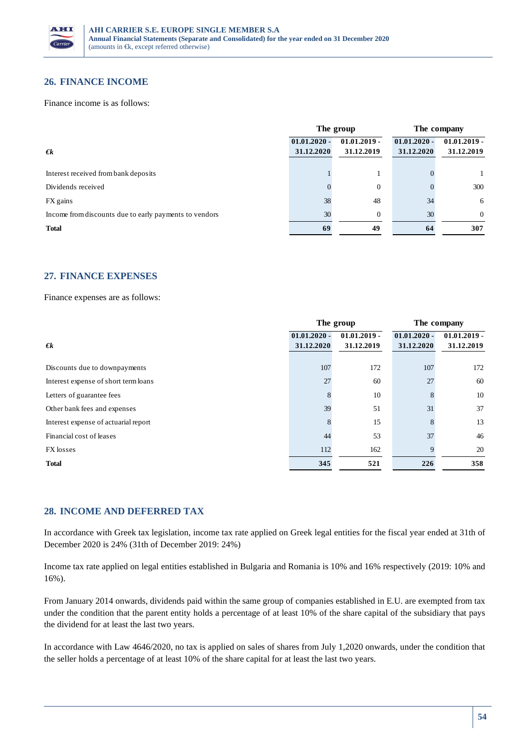## 26. FINANCE INCOME

Finance income is as follows:

| €k | The group | | The company | |
|---|---|---|---|---|
| | 01.01.2020 - 31.12.2020 | 01.01.2019 - 31.12.2019 | 01.01.2020 - 31.12.2020 | 01.01.2019 - 31.12.2019 |
| Interest received from bank deposits | 1 | 1 | 0 | 1 |
| Dividends received | 0 | 0 | 0 | 300 |
| FX gains | 38 | 48 | 34 | 6 |
| Income from discounts due to early payments to vendors | 30 | 0 | 30 | 0 |
| **Total** | **69** | **49** | **64** | **307** |

## 27. FINANCE EXPENSES

Finance expenses are as follows:

| €k | The group | | The company | |
|---|---|---|---|---|
| | 01.01.2020 - 31.12.2020 | 01.01.2019 - 31.12.2019 | 01.01.2020 - 31.12.2020 | 01.01.2019 - 31.12.2019 |
| Discounts due to downpayments | 107 | 172 | 107 | 172 |
| Interest expense of short term loans | 27 | 60 | 27 | 60 |
| Letters of guarantee fees | 8 | 10 | 8 | 10 |
| Other bank fees and expenses | 39 | 51 | 31 | 37 |
| Interest expense of actuarial report | 8 | 15 | 8 | 13 |
| Financial cost of leases | 44 | 53 | 37 | 46 |
| FX losses | 112 | 162 | 9 | 20 |
| **Total** | **345** | **521** | **226** | **358** |

## 28. INCOME AND DEFERRED TAX

In accordance with Greek tax legislation, income tax rate applied on Greek legal entities for the fiscal year ended at 31th of December 2020 is 24% (31th of December 2019: 24%)

Income tax rate applied on legal entities established in Bulgaria and Romania is 10% and 16% respectively (2019: 10% and 16%).

From January 2014 onwards, dividends paid within the same group of companies established in E.U. are exempted from tax under the condition that the parent entity holds a percentage of at least 10% of the share capital of the subsidiary that pays the dividend for at least the last two years.

In accordance with Law 4646/2020, no tax is applied on sales of shares from July 1,2020 onwards, under the condition that the seller holds a percentage of at least 10% of the share capital for at least the last two years.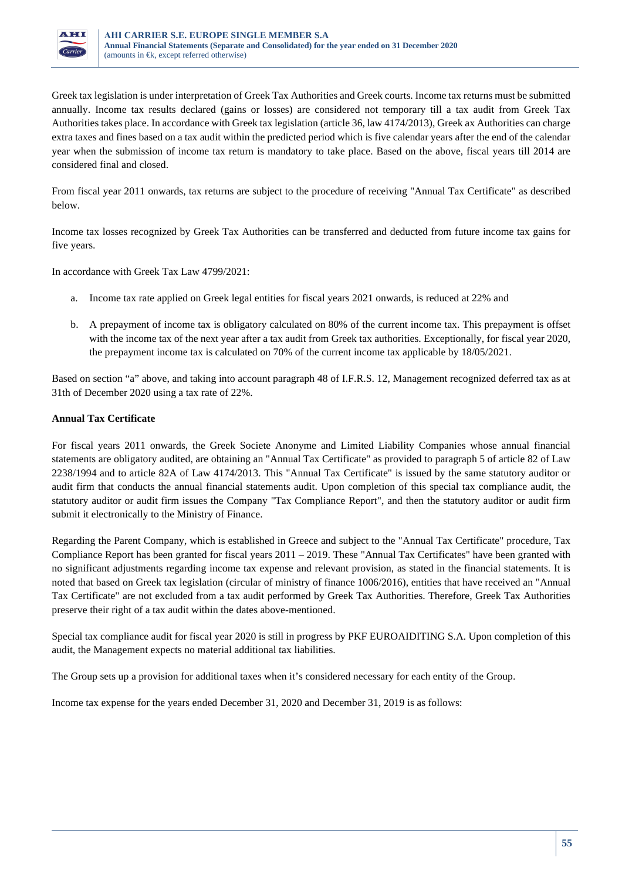Greek tax legislation is under interpretation of Greek Tax Authorities and Greek courts. Income tax returns must be submitted annually. Income tax results declared (gains or losses) are considered not temporary till a tax audit from Greek Tax Authorities takes place. In accordance with Greek tax legislation (article 36, law 4174/2013), Greek ax Authorities can charge extra taxes and fines based on a tax audit within the predicted period which is five calendar years after the end of the calendar year when the submission of income tax return is mandatory to take place. Based on the above, fiscal years till 2014 are considered final and closed.

From fiscal year 2011 onwards, tax returns are subject to the procedure of receiving "Annual Tax Certificate" as described below.

Income tax losses recognized by Greek Tax Authorities can be transferred and deducted from future income tax gains for five years.

In accordance with Greek Tax Law 4799/2021:

a. Income tax rate applied on Greek legal entities for fiscal years 2021 onwards, is reduced at 22% and

b. A prepayment of income tax is obligatory calculated on 80% of the current income tax. This prepayment is offset with the income tax of the next year after a tax audit from Greek tax authorities. Exceptionally, for fiscal year 2020, the prepayment income tax is calculated on 70% of the current income tax applicable by 18/05/2021.

Based on section "a" above, and taking into account paragraph 48 of I.F.R.S. 12, Management recognized deferred tax as at 31th of December 2020 using a tax rate of 22%.

**Annual Tax Certificate**

For fiscal years 2011 onwards, the Greek Societe Anonyme and Limited Liability Companies whose annual financial statements are obligatory audited, are obtaining an "Annual Tax Certificate" as provided to paragraph 5 of article 82 of Law 2238/1994 and to article 82A of Law 4174/2013. This "Annual Tax Certificate" is issued by the same statutory auditor or audit firm that conducts the annual financial statements audit. Upon completion of this special tax compliance audit, the statutory auditor or audit firm issues the Company "Tax Compliance Report", and then the statutory auditor or audit firm submit it electronically to the Ministry of Finance.

Regarding the Parent Company, which is established in Greece and subject to the "Annual Tax Certificate" procedure, Tax Compliance Report has been granted for fiscal years 2011 – 2019. These "Annual Tax Certificates" have been granted with no significant adjustments regarding income tax expense and relevant provision, as stated in the financial statements. It is noted that based on Greek tax legislation (circular of ministry of finance 1006/2016), entities that have received an "Annual Tax Certificate" are not excluded from a tax audit performed by Greek Tax Authorities. Therefore, Greek Tax Authorities preserve their right of a tax audit within the dates above-mentioned.

Special tax compliance audit for fiscal year 2020 is still in progress by PKF EUROAIDITING S.A. Upon completion of this audit, the Management expects no material additional tax liabilities.

The Group sets up a provision for additional taxes when it's considered necessary for each entity of the Group.

Income tax expense for the years ended December 31, 2020 and December 31, 2019 is as follows: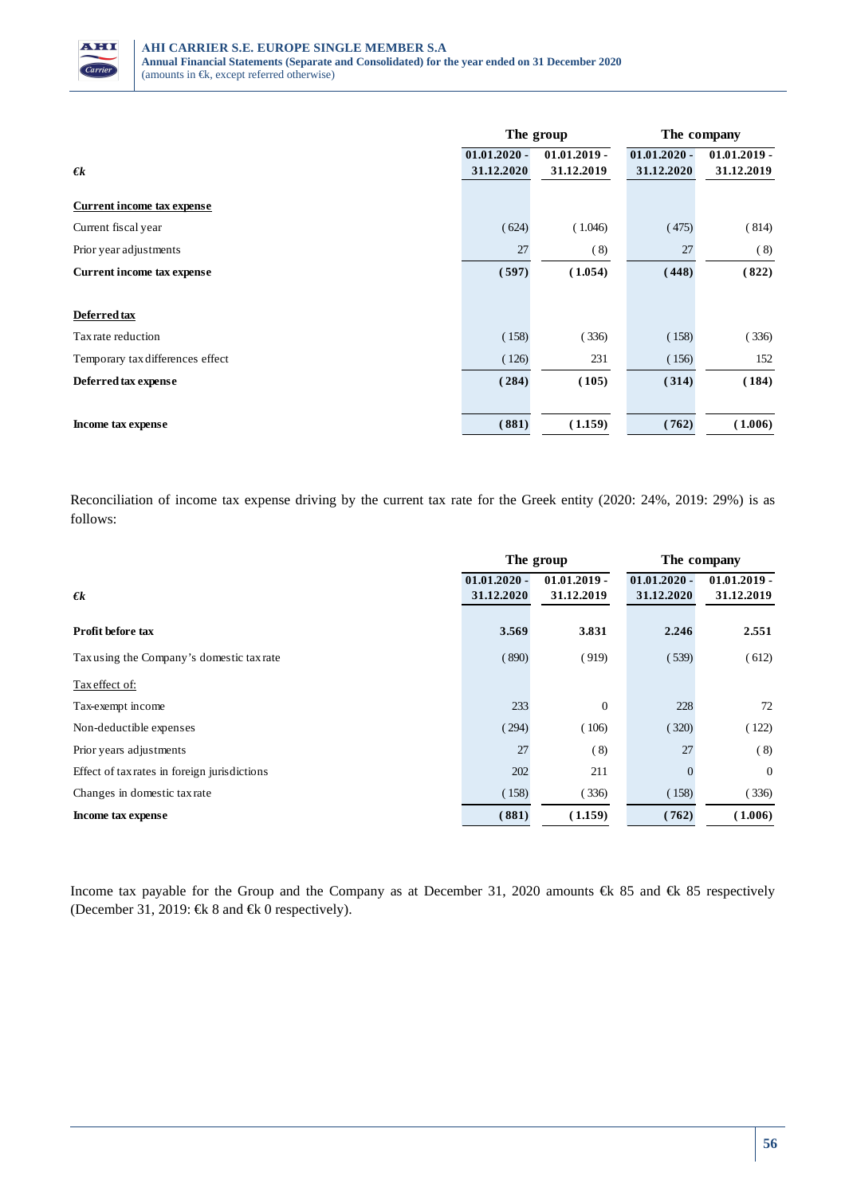| €k | The group | | The company | |
|---|---|---|---|---|
| | 01.01.2020 - 31.12.2020 | 01.01.2019 - 31.12.2019 | 01.01.2020 - 31.12.2020 | 01.01.2019 - 31.12.2019 |
| **Current income tax expense** | | | | |
| Current fiscal year | ( 624) | ( 1.046) | ( 475) | ( 814) |
| Prior year adjustments | 27 | ( 8) | 27 | ( 8) |
| **Current income tax expense** | **( 597)** | **( 1.054)** | **( 448)** | **( 822)** |
| **Deferred tax** | | | | |
| Tax rate reduction | ( 158) | ( 336) | ( 158) | ( 336) |
| Temporary tax differences effect | ( 126) | 231 | ( 156) | 152 |
| **Deferred tax expense** | **( 284)** | **( 105)** | **( 314)** | **( 184)** |
| **Income tax expense** | **( 881)** | **( 1.159)** | **( 762)** | **( 1.006)** |

Reconciliation of income tax expense driving by the current tax rate for the Greek entity (2020: 24%, 2019: 29%) is as follows:

| €k | The group | | The company | |
|---|---|---|---|---|
| | 01.01.2020 - 31.12.2020 | 01.01.2019 - 31.12.2019 | 01.01.2020 - 31.12.2020 | 01.01.2019 - 31.12.2019 |
| **Profit before tax** | **3.569** | **3.831** | **2.246** | **2.551** |
| Tax using the Company's domestic tax rate | ( 890) | ( 919) | ( 539) | ( 612) |
| Tax effect of: | | | | |
| Tax-exempt income | 233 | 0 | 228 | 72 |
| Non-deductible expenses | ( 294) | ( 106) | ( 320) | ( 122) |
| Prior years adjustments | 27 | ( 8) | 27 | ( 8) |
| Effect of tax rates in foreign jurisdictions | 202 | 211 | 0 | 0 |
| Changes in domestic tax rate | ( 158) | ( 336) | ( 158) | ( 336) |
| **Income tax expense** | **( 881)** | **( 1.159)** | **( 762)** | **( 1.006)** |

Income tax payable for the Group and the Company as at December 31, 2020 amounts €k 85 and €k 85 respectively (December 31, 2019: €k 8 and €k 0 respectively).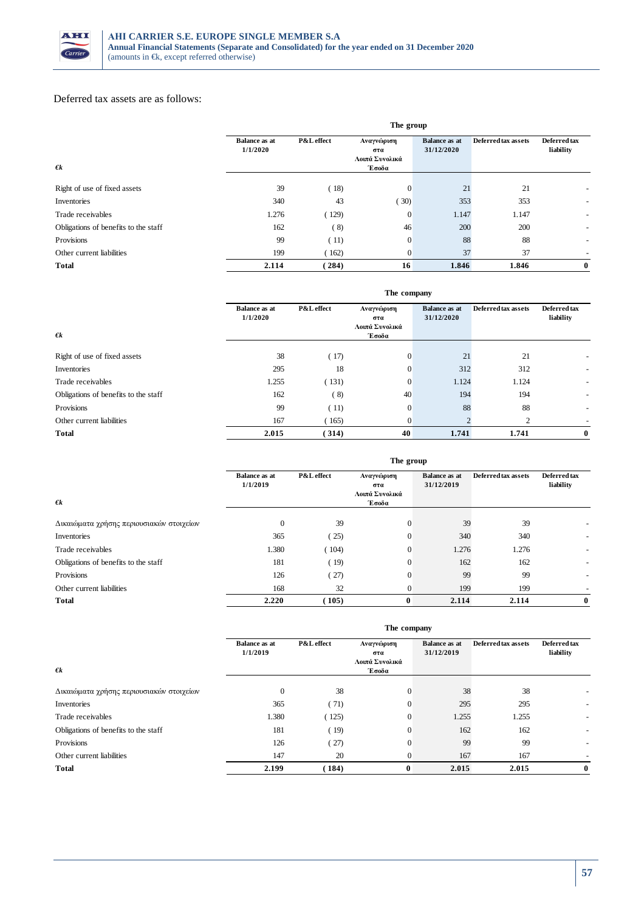Deferred tax assets are as follows:

| €k | The group | | | | | |
|---|---|---|---|---|---|---|
| | Balance as at 1/1/2020 | P&L effect | Αναγνώριση στα Λοιπά Συνολικά Έσοδα | Balance as at 31/12/2020 | Deferred tax assets | Deferred tax liability |
| Right of use of fixed assets | 39 | ( 18) | 0 | 21 | 21 | - |
| Inventories | 340 | 43 | ( 30) | 353 | 353 | - |
| Trade receivables | 1.276 | ( 129) | 0 | 1.147 | 1.147 | - |
| Obligations of benefits to the staff | 162 | ( 8) | 46 | 200 | 200 | - |
| Provisions | 99 | ( 11) | 0 | 88 | 88 | - |
| Other current liabilities | 199 | ( 162) | 0 | 37 | 37 | - |
| **Total** | **2.114** | **( 284)** | **16** | **1.846** | **1.846** | **0** |

| €k | The company | | | | | |
|---|---|---|---|---|---|---|
| | Balance as at 1/1/2020 | P&L effect | Αναγνώριση στα Λοιπά Συνολικά Έσοδα | Balance as at 31/12/2020 | Deferred tax assets | Deferred tax liability |
| Right of use of fixed assets | 38 | ( 17) | 0 | 21 | 21 | - |
| Inventories | 295 | 18 | 0 | 312 | 312 | - |
| Trade receivables | 1.255 | ( 131) | 0 | 1.124 | 1.124 | - |
| Obligations of benefits to the staff | 162 | ( 8) | 40 | 194 | 194 | - |
| Provisions | 99 | ( 11) | 0 | 88 | 88 | - |
| Other current liabilities | 167 | ( 165) | 0 | 2 | 2 | - |
| **Total** | **2.015** | **( 314)** | **40** | **1.741** | **1.741** | **0** |

| €k | The group | | | | | |
|---|---|---|---|---|---|---|
| | Balance as at 1/1/2019 | P&L effect | Αναγνώριση στα Λοιπά Συνολικά Έσοδα | Balance as at 31/12/2019 | Deferred tax assets | Deferred tax liability |
| Δικαιώματα χρήσης περιουσιακών στοιχείων | 0 | 39 | 0 | 39 | 39 | - |
| Inventories | 365 | ( 25) | 0 | 340 | 340 | - |
| Trade receivables | 1.380 | ( 104) | 0 | 1.276 | 1.276 | - |
| Obligations of benefits to the staff | 181 | ( 19) | 0 | 162 | 162 | - |
| Provisions | 126 | ( 27) | 0 | 99 | 99 | - |
| Other current liabilities | 168 | 32 | 0 | 199 | 199 | - |
| **Total** | **2.220** | **( 105)** | **0** | **2.114** | **2.114** | **0** |

| €k | The company | | | | | |
|---|---|---|---|---|---|---|
| | Balance as at 1/1/2019 | P&L effect | Αναγνώριση στα Λοιπά Συνολικά Έσοδα | Balance as at 31/12/2019 | Deferred tax assets | Deferred tax liability |
| Δικαιώματα χρήσης περιουσιακών στοιχείων | 0 | 38 | 0 | 38 | 38 | - |
| Inventories | 365 | ( 71) | 0 | 295 | 295 | - |
| Trade receivables | 1.380 | ( 125) | 0 | 1.255 | 1.255 | - |
| Obligations of benefits to the staff | 181 | ( 19) | 0 | 162 | 162 | - |
| Provisions | 126 | ( 27) | 0 | 99 | 99 | - |
| Other current liabilities | 147 | 20 | 0 | 167 | 167 | - |
| **Total** | **2.199** | **( 184)** | **0** | **2.015** | **2.015** | **0** |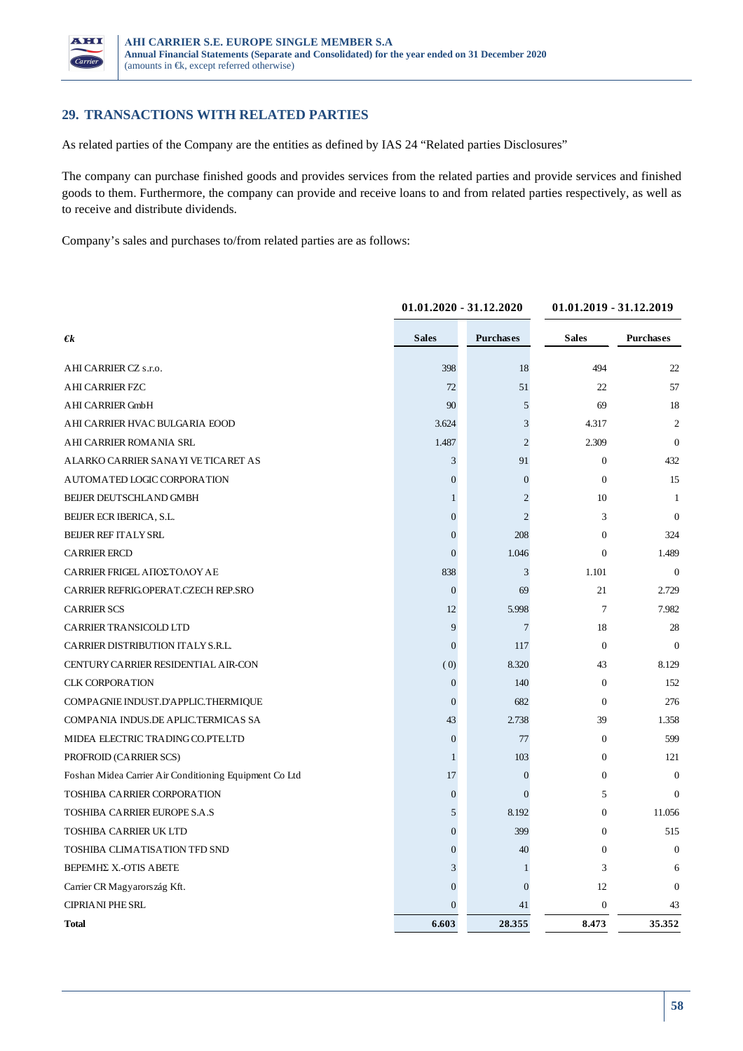## 29. TRANSACTIONS WITH RELATED PARTIES

As related parties of the Company are the entities as defined by IAS 24 "Related parties Disclosures"

The company can purchase finished goods and provides services from the related parties and provide services and finished goods to them. Furthermore, the company can provide and receive loans to and from related parties respectively, as well as to receive and distribute dividends.

Company's sales and purchases to/from related parties are as follows:

| | 01.01.2020 - 31.12.2020 | | 01.01.2019 - 31.12.2019 | |
|---|---|---|---|---|
| **€k** | **Sales** | **Purchases** | **Sales** | **Purchases** |
| AHI CARRIER CZ s.r.o. | 398 | 18 | 494 | 22 |
| AHI CARRIER FZC | 72 | 51 | 22 | 57 |
| AHI CARRIER GmbH | 90 | 5 | 69 | 18 |
| AHI CARRIER HVAC BULGARIA EOOD | 3.624 | 3 | 4.317 | 2 |
| AHI CARRIER ROMANIA SRL | 1.487 | 2 | 2.309 | 0 |
| ALARKO CARRIER SANAYI VE TICARET AS | 3 | 91 | 0 | 432 |
| AUTOMATED LOGIC CORPORATION | 0 | 0 | 0 | 15 |
| BEIJER DEUTSCHLAND GMBH | 1 | 2 | 10 | 1 |
| BEIJER ECR IBERICA, S.L. | 0 | 2 | 3 | 0 |
| BEIJER REF ITALY SRL | 0 | 208 | 0 | 324 |
| CARRIER ERCD | 0 | 1.046 | 0 | 1.489 |
| CARRIER FRIGEL ΑΠΟΣΤΟΛΟΥ ΑΕ | 838 | 3 | 1.101 | 0 |
| CARRIER REFRIG.OPERAT.CZECH REP.SRO | 0 | 69 | 21 | 2.729 |
| CARRIER SCS | 12 | 5.998 | 7 | 7.982 |
| CARRIER TRANSICOLD LTD | 9 | 7 | 18 | 28 |
| CARRIER DISTRIBUTION ITALY S.R.L. | 0 | 117 | 0 | 0 |
| CENTURY CARRIER RESIDENTIAL AIR-CON | (0) | 8.320 | 43 | 8.129 |
| CLK CORPORATION | 0 | 140 | 0 | 152 |
| COMPAGNIE INDUST.D'APPLIC.THERMIQUE | 0 | 682 | 0 | 276 |
| COMPANIA INDUS.DE APLIC.TERMICAS SA | 43 | 2.738 | 39 | 1.358 |
| MIDEA ELECTRIC TRADING CO.PTE.LTD | 0 | 77 | 0 | 599 |
| PROFROID (CARRIER SCS) | 1 | 103 | 0 | 121 |
| Foshan Midea Carrier Air Conditioning Equipment Co Ltd | 17 | 0 | 0 | 0 |
| TOSHIBA CARRIER CORPORATION | 0 | 0 | 5 | 0 |
| TOSHIBA CARRIER EUROPE S.A.S | 5 | 8.192 | 0 | 11.056 |
| TOSHIBA CARRIER UK LTD | 0 | 399 | 0 | 515 |
| TOSHIBA CLIMATISATION TFD SND | 0 | 40 | 0 | 0 |
| ΒΕΡΕΜΗΣ Χ.-OTIS ΑΒΕΤΕ | 3 | 1 | 3 | 6 |
| Carrier CR Magyarország Kft. | 0 | 0 | 12 | 0 |
| CIPRIANI PHE SRL | 0 | 41 | 0 | 43 |
| **Total** | **6.603** | **28.355** | **8.473** | **35.352** |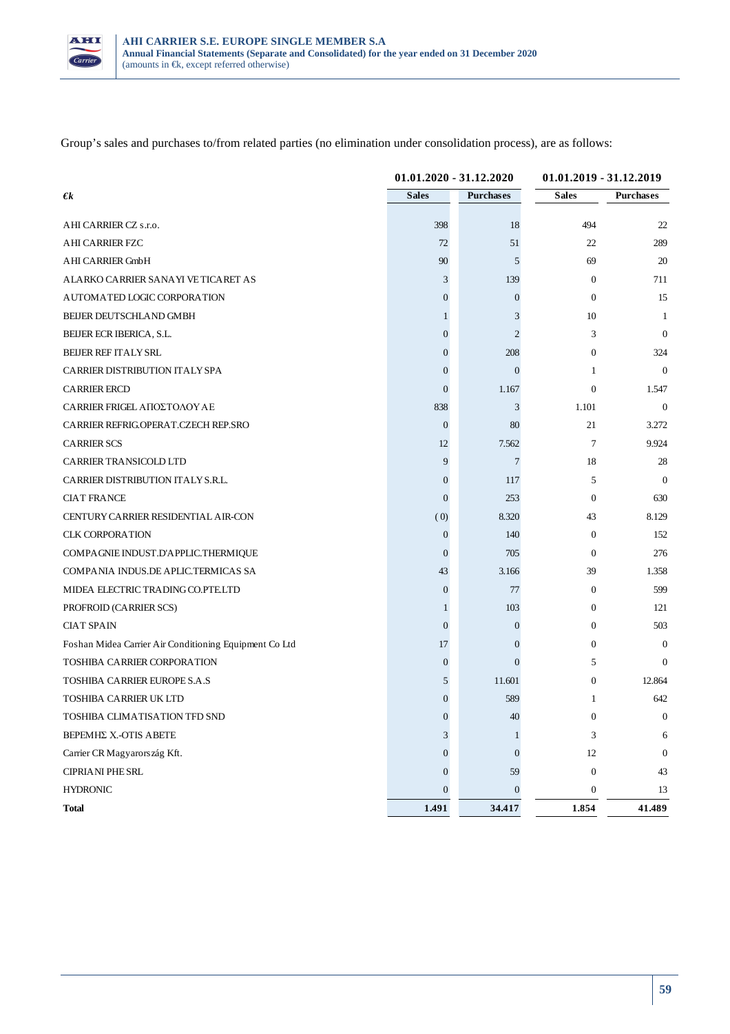Group's sales and purchases to/from related parties (no elimination under consolidation process), are as follows:

| €k | 01.01.2020 - 31.12.2020 | | 01.01.2019 - 31.12.2019 | |
|---|---|---|---|---|
| | **Sales** | **Purchases** | **Sales** | **Purchases** |
| AHI CARRIER CZ s.r.o. | 398 | 18 | 494 | 22 |
| AHI CARRIER FZC | 72 | 51 | 22 | 289 |
| AHI CARRIER GmbH | 90 | 5 | 69 | 20 |
| ALARKO CARRIER SANAYI VE TICARET AS | 3 | 139 | 0 | 711 |
| AUTOMATED LOGIC CORPORATION | 0 | 0 | 0 | 15 |
| BEIJER DEUTSCHLAND GMBH | 1 | 3 | 10 | 1 |
| BEIJER ECR IBERICA, S.L. | 0 | 2 | 3 | 0 |
| BEIJER REF ITALY SRL | 0 | 208 | 0 | 324 |
| CARRIER DISTRIBUTION ITALY SPA | 0 | 0 | 1 | 0 |
| CARRIER ERCD | 0 | 1.167 | 0 | 1.547 |
| CARRIER FRIGEL ΑΠΟΣΤΟΛΟΥ ΑΕ | 838 | 3 | 1.101 | 0 |
| CARRIER REFRIG.OPERAT.CZECH REP.SRO | 0 | 80 | 21 | 3.272 |
| CARRIER SCS | 12 | 7.562 | 7 | 9.924 |
| CARRIER TRANSICOLD LTD | 9 | 7 | 18 | 28 |
| CARRIER DISTRIBUTION ITALY S.R.L. | 0 | 117 | 5 | 0 |
| CIAT FRANCE | 0 | 253 | 0 | 630 |
| CENTURY CARRIER RESIDENTIAL AIR-CON | (0) | 8.320 | 43 | 8.129 |
| CLK CORPORATION | 0 | 140 | 0 | 152 |
| COMPAGNIE INDUST.D'APPLIC.THERMIQUE | 0 | 705 | 0 | 276 |
| COMPANIA INDUS.DE APLIC.TERMICAS SA | 43 | 3.166 | 39 | 1.358 |
| MIDEA ELECTRIC TRADING CO.PTE.LTD | 0 | 77 | 0 | 599 |
| PROFROID (CARRIER SCS) | 1 | 103 | 0 | 121 |
| CIAT SPAIN | 0 | 0 | 0 | 503 |
| Foshan Midea Carrier Air Conditioning Equipment Co Ltd | 17 | 0 | 0 | 0 |
| TOSHIBA CARRIER CORPORATION | 0 | 0 | 5 | 0 |
| TOSHIBA CARRIER EUROPE S.A.S | 5 | 11.601 | 0 | 12.864 |
| TOSHIBA CARRIER UK LTD | 0 | 589 | 1 | 642 |
| TOSHIBA CLIMATISATION TFD SND | 0 | 40 | 0 | 0 |
| ΒΕΡΕΜΗΣ Χ.-OTIS ABETE | 3 | 1 | 3 | 6 |
| Carrier CR Magyarország Kft. | 0 | 0 | 12 | 0 |
| CIPRIANI PHE SRL | 0 | 59 | 0 | 43 |
| HYDRONIC | 0 | 0 | 0 | 13 |
| **Total** | **1.491** | **34.417** | **1.854** | **41.489** |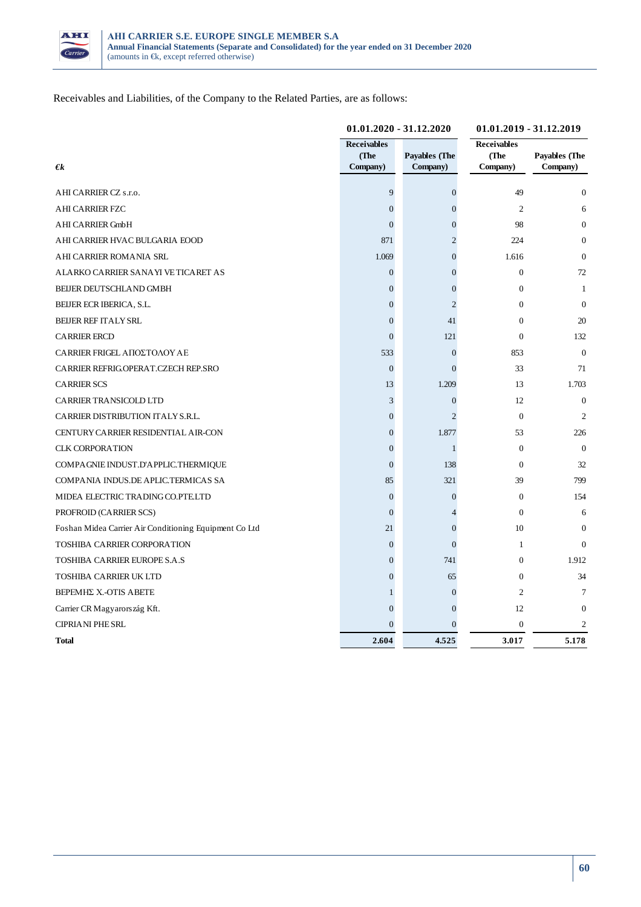Receivables and Liabilities, of the Company to the Related Parties, are as follows:

| €k | 01.01.2020 - 31.12.2020 | | 01.01.2019 - 31.12.2019 | |
|---|---|---|---|---|
| | Receivables (The Company) | Payables (The Company) | Receivables (The Company) | Payables (The Company) |
| AHI CARRIER CZ s.r.o. | 9 | 0 | 49 | 0 |
| AHI CARRIER FZC | 0 | 0 | 2 | 6 |
| AHI CARRIER GmbH | 0 | 0 | 98 | 0 |
| AHI CARRIER HVAC BULGARIA EOOD | 871 | 2 | 224 | 0 |
| AHI CARRIER ROMANIA SRL | 1.069 | 0 | 1.616 | 0 |
| ALARKO CARRIER SANAYI VE TICARET AS | 0 | 0 | 0 | 72 |
| BEIJER DEUTSCHLAND GMBH | 0 | 0 | 0 | 1 |
| BEIJER ECR IBERICA, S.L. | 0 | 2 | 0 | 0 |
| BEIJER REF ITALY SRL | 0 | 41 | 0 | 20 |
| CARRIER ERCD | 0 | 121 | 0 | 132 |
| CARRIER FRIGEL ΑΠΟΣΤΟΛΟΥ ΑΕ | 533 | 0 | 853 | 0 |
| CARRIER REFRIG.OPERAT.CZECH REP.SRO | 0 | 0 | 33 | 71 |
| CARRIER SCS | 13 | 1.209 | 13 | 1.703 |
| CARRIER TRANSICOLD LTD | 3 | 0 | 12 | 0 |
| CARRIER DISTRIBUTION ITALY S.R.L. | 0 | 2 | 0 | 2 |
| CENTURY CARRIER RESIDENTIAL AIR-CON | 0 | 1.877 | 53 | 226 |
| CLK CORPORATION | 0 | 1 | 0 | 0 |
| COMPAGNIE INDUST.D'APPLIC.THERMIQUE | 0 | 138 | 0 | 32 |
| COMPANIA INDUS.DE APLIC.TERMICAS SA | 85 | 321 | 39 | 799 |
| MIDEA ELECTRIC TRADING CO.PTE.LTD | 0 | 0 | 0 | 154 |
| PROFROID (CARRIER SCS) | 0 | 4 | 0 | 6 |
| Foshan Midea Carrier Air Conditioning Equipment Co Ltd | 21 | 0 | 10 | 0 |
| TOSHIBA CARRIER CORPORATION | 0 | 0 | 1 | 0 |
| TOSHIBA CARRIER EUROPE S.A.S | 0 | 741 | 0 | 1.912 |
| TOSHIBA CARRIER UK LTD | 0 | 65 | 0 | 34 |
| ΒΕΡΕΜΗΣ Χ.-OTIS ABETE | 1 | 0 | 2 | 7 |
| Carrier CR Magyarország Kft. | 0 | 0 | 12 | 0 |
| CIPRIANI PHE SRL | 0 | 0 | 0 | 2 |
| **Total** | **2.604** | **4.525** | **3.017** | **5.178** |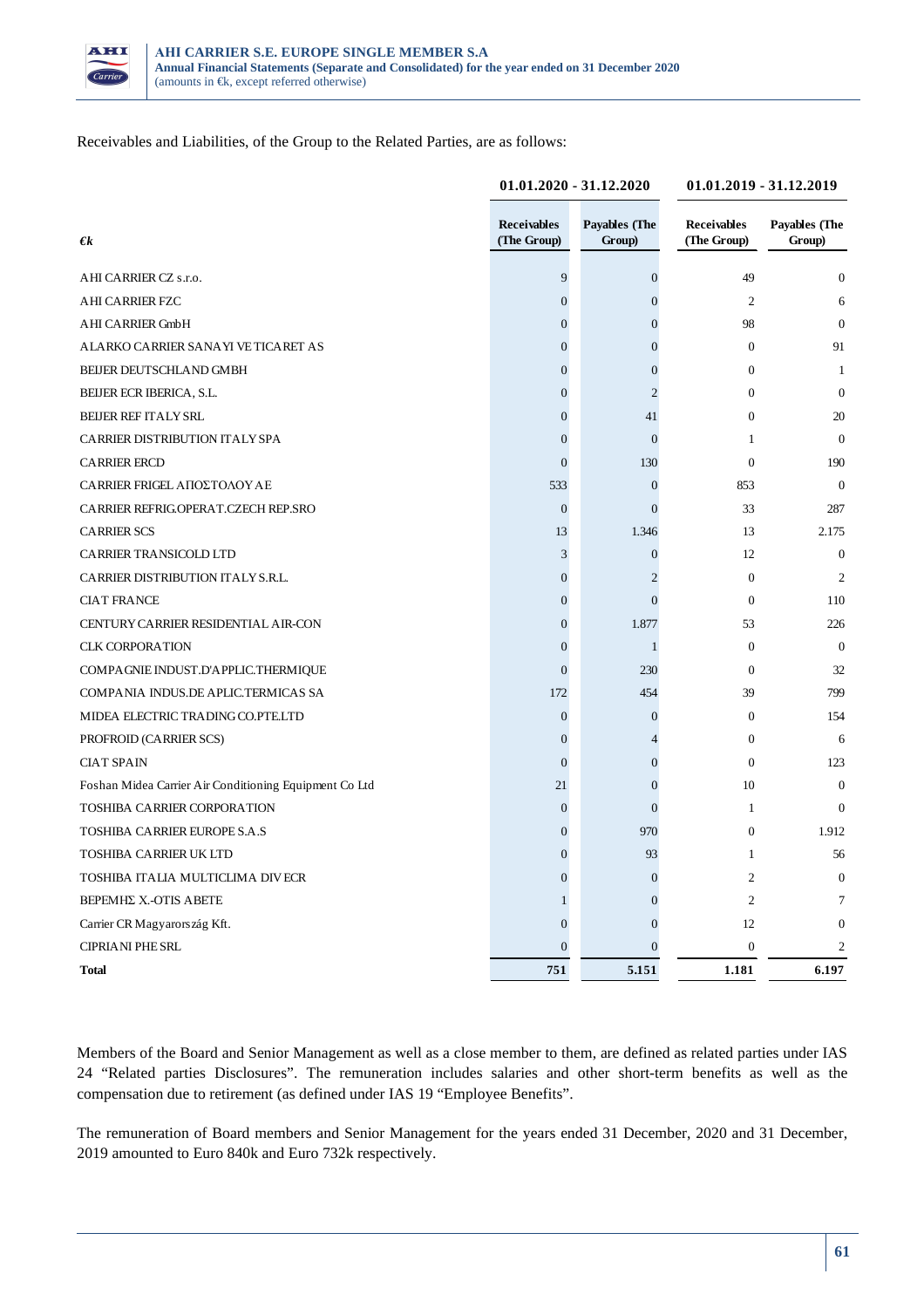Receivables and Liabilities, of the Group to the Related Parties, are as follows:

| *€k* | 01.01.2020 - 31.12.2020 | | 01.01.2019 - 31.12.2019 | |
|---|---|---|---|---|
| | **Receivables (The Group)** | **Payables (The Group)** | **Receivables (The Group)** | **Payables (The Group)** |
| AHI CARRIER CZ s.r.o. | 9 | 0 | 49 | 0 |
| AHI CARRIER FZC | 0 | 0 | 2 | 6 |
| AHI CARRIER GmbH | 0 | 0 | 98 | 0 |
| ALARKO CARRIER SANAYI VE TICARET AS | 0 | 0 | 0 | 91 |
| BEIJER DEUTSCHLAND GMBH | 0 | 0 | 0 | 1 |
| BEIJER ECR IBERICA, S.L. | 0 | 2 | 0 | 0 |
| BEIJER REF ITALY SRL | 0 | 41 | 0 | 20 |
| CARRIER DISTRIBUTION ITALY SPA | 0 | 0 | 1 | 0 |
| CARRIER ERCD | 0 | 130 | 0 | 190 |
| CARRIER FRIGEL ΑΠΟΣΤΟΛΟΥ ΑΕ | 533 | 0 | 853 | 0 |
| CARRIER REFRIG.OPERAT.CZECH REP.SRO | 0 | 0 | 33 | 287 |
| CARRIER SCS | 13 | 1.346 | 13 | 2.175 |
| CARRIER TRANSICOLD LTD | 3 | 0 | 12 | 0 |
| CARRIER DISTRIBUTION ITALY S.R.L. | 0 | 2 | 0 | 2 |
| CIAT FRANCE | 0 | 0 | 0 | 110 |
| CENTURY CARRIER RESIDENTIAL AIR-CON | 0 | 1.877 | 53 | 226 |
| CLK CORPORATION | 0 | 1 | 0 | 0 |
| COMPAGNIE INDUST.D'APPLIC.THERMIQUE | 0 | 230 | 0 | 32 |
| COMPANIA INDUS.DE APLIC.TERMICAS SA | 172 | 454 | 39 | 799 |
| MIDEA ELECTRIC TRADING CO.PTE.LTD | 0 | 0 | 0 | 154 |
| PROFROID (CARRIER SCS) | 0 | 4 | 0 | 6 |
| CIAT SPAIN | 0 | 0 | 0 | 123 |
| Foshan Midea Carrier Air Conditioning Equipment Co Ltd | 21 | 0 | 10 | 0 |
| TOSHIBA CARRIER CORPORATION | 0 | 0 | 1 | 0 |
| TOSHIBA CARRIER EUROPE S.A.S | 0 | 970 | 0 | 1.912 |
| TOSHIBA CARRIER UK LTD | 0 | 93 | 1 | 56 |
| TOSHIBA ITALIA MULTICLIMA DIV ECR | 0 | 0 | 2 | 0 |
| ΒΕΡΕΜΗΣ Χ.-OTIS ΑΒΕΤΕ | 1 | 0 | 2 | 7 |
| Carrier CR Magyarország Kft. | 0 | 0 | 12 | 0 |
| CIPRIANI PHE SRL | 0 | 0 | 0 | 2 |
| **Total** | **751** | **5.151** | **1.181** | **6.197** |

Members of the Board and Senior Management as well as a close member to them, are defined as related parties under IAS 24 "Related parties Disclosures". The remuneration includes salaries and other short-term benefits as well as the compensation due to retirement (as defined under IAS 19 "Employee Benefits".

The remuneration of Board members and Senior Management for the years ended 31 December, 2020 and 31 December, 2019 amounted to Euro 840k and Euro 732k respectively.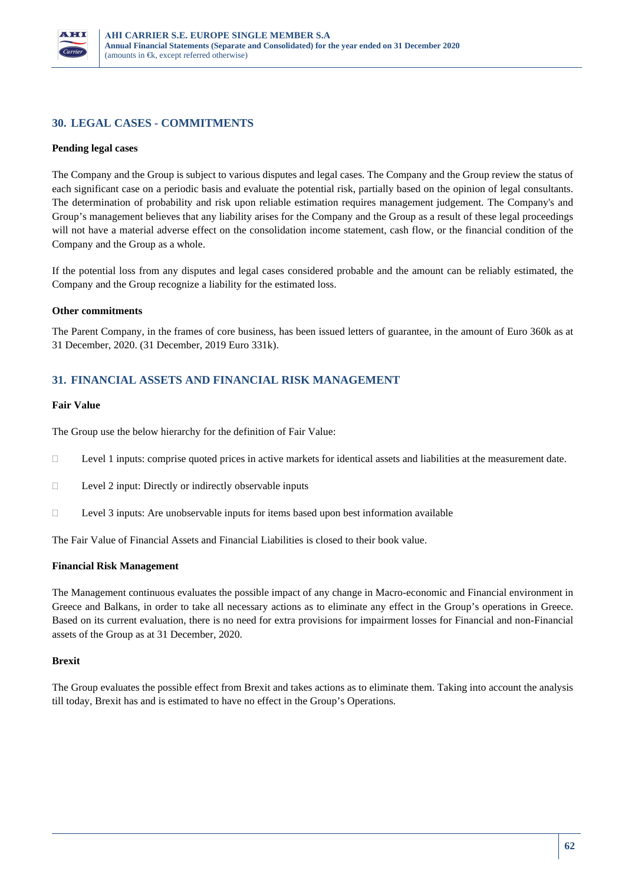## 30. LEGAL CASES - COMMITMENTS

**Pending legal cases**

The Company and the Group is subject to various disputes and legal cases. The Company and the Group review the status of each significant case on a periodic basis and evaluate the potential risk, partially based on the opinion of legal consultants. The determination of probability and risk upon reliable estimation requires management judgement. The Company's and Group's management believes that any liability arises for the Company and the Group as a result of these legal proceedings will not have a material adverse effect on the consolidation income statement, cash flow, or the financial condition of the Company and the Group as a whole.

If the potential loss from any disputes and legal cases considered probable and the amount can be reliably estimated, the Company and the Group recognize a liability for the estimated loss.

**Other commitments**

The Parent Company, in the frames of core business, has been issued letters of guarantee, in the amount of Euro 360k as at 31 December, 2020. (31 December, 2019 Euro 331k).

## 31. FINANCIAL ASSETS AND FINANCIAL RISK MANAGEMENT

**Fair Value**

The Group use the below hierarchy for the definition of Fair Value:

- Level 1 inputs: comprise quoted prices in active markets for identical assets and liabilities at the measurement date.
- Level 2 input: Directly or indirectly observable inputs
- Level 3 inputs: Are unobservable inputs for items based upon best information available

The Fair Value of Financial Assets and Financial Liabilities is closed to their book value.

**Financial Risk Management**

The Management continuous evaluates the possible impact of any change in Macro-economic and Financial environment in Greece and Balkans, in order to take all necessary actions as to eliminate any effect in the Group's operations in Greece. Based on its current evaluation, there is no need for extra provisions for impairment losses for Financial and non-Financial assets of the Group as at 31 December, 2020.

**Brexit**

The Group evaluates the possible effect from Brexit and takes actions as to eliminate them. Taking into account the analysis till today, Brexit has and is estimated to have no effect in the Group's Operations.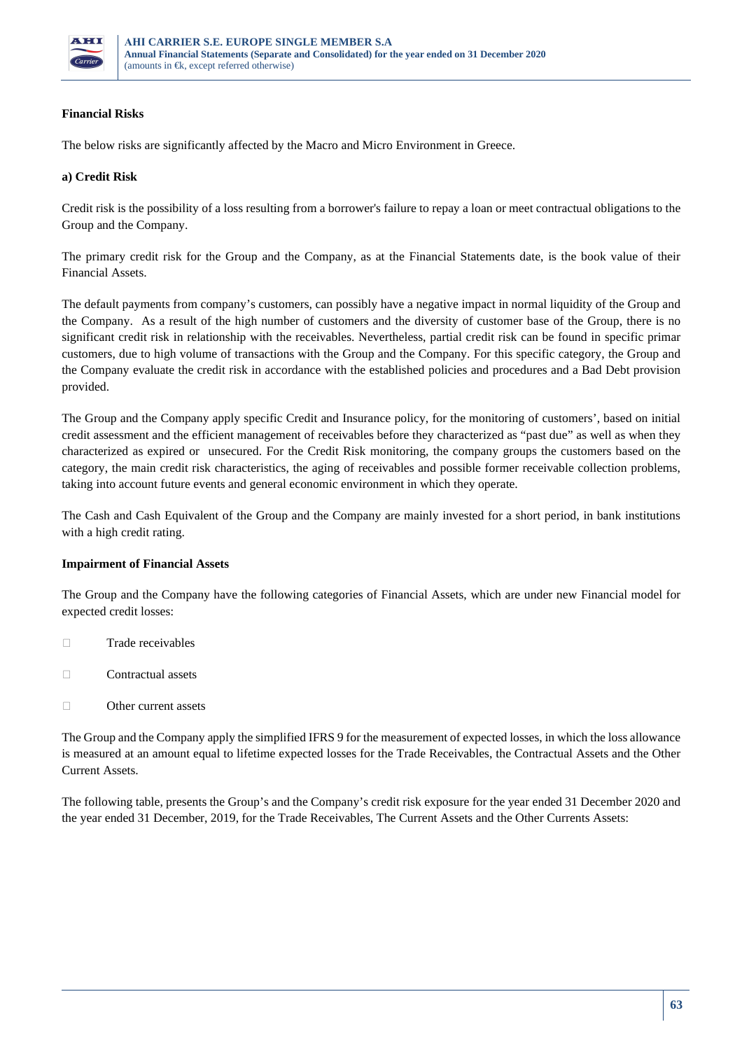**Financial Risks**

The below risks are significantly affected by the Macro and Micro Environment in Greece.

**a) Credit Risk**

Credit risk is the possibility of a loss resulting from a borrower's failure to repay a loan or meet contractual obligations to the Group and the Company.

The primary credit risk for the Group and the Company, as at the Financial Statements date, is the book value of their Financial Assets.

The default payments from company's customers, can possibly have a negative impact in normal liquidity of the Group and the Company. As a result of the high number of customers and the diversity of customer base of the Group, there is no significant credit risk in relationship with the receivables. Nevertheless, partial credit risk can be found in specific primar customers, due to high volume of transactions with the Group and the Company. For this specific category, the Group and the Company evaluate the credit risk in accordance with the established policies and procedures and a Bad Debt provision provided.

The Group and the Company apply specific Credit and Insurance policy, for the monitoring of customers', based on initial credit assessment and the efficient management of receivables before they characterized as "past due" as well as when they characterized as expired or unsecured. For the Credit Risk monitoring, the company groups the customers based on the category, the main credit risk characteristics, the aging of receivables and possible former receivable collection problems, taking into account future events and general economic environment in which they operate.

The Cash and Cash Equivalent of the Group and the Company are mainly invested for a short period, in bank institutions with a high credit rating.

**Impairment of Financial Assets**

The Group and the Company have the following categories of Financial Assets, which are under new Financial model for expected credit losses:

- Trade receivables
- Contractual assets
- Other current assets

The Group and the Company apply the simplified IFRS 9 for the measurement of expected losses, in which the loss allowance is measured at an amount equal to lifetime expected losses for the Trade Receivables, the Contractual Assets and the Other Current Assets.

The following table, presents the Group's and the Company's credit risk exposure for the year ended 31 December 2020 and the year ended 31 December, 2019, for the Trade Receivables, The Current Assets and the Other Currents Assets: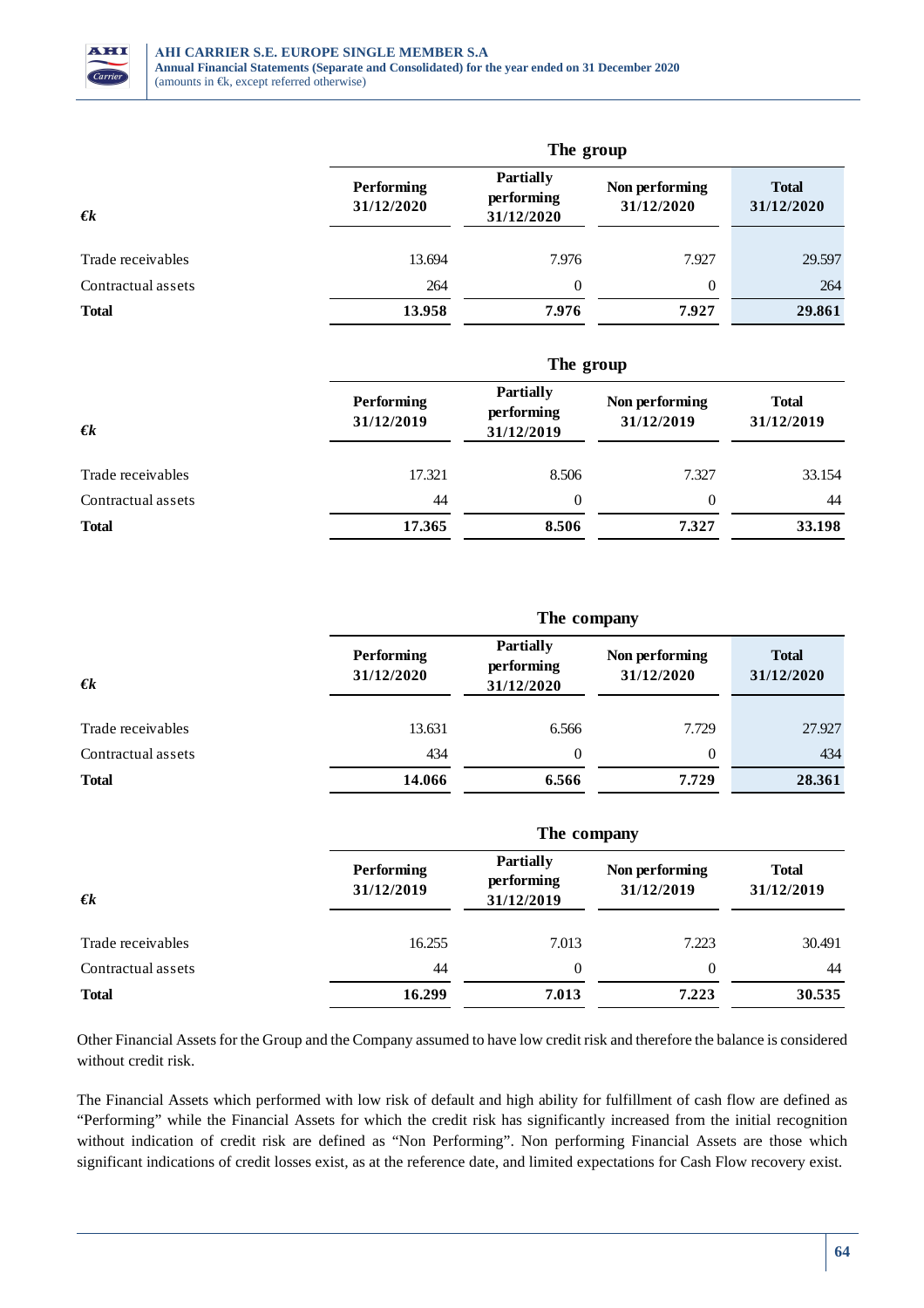| €k | The group | | | |
|---|---|---|---|---|
| | Performing 31/12/2020 | Partially performing 31/12/2020 | Non performing 31/12/2020 | Total 31/12/2020 |
| Trade receivables | 13.694 | 7.976 | 7.927 | 29.597 |
| Contractual assets | 264 | 0 | 0 | 264 |
| **Total** | **13.958** | **7.976** | **7.927** | **29.861** |

| €k | The group | | | |
|---|---|---|---|---|
| | Performing 31/12/2019 | Partially performing 31/12/2019 | Non performing 31/12/2019 | Total 31/12/2019 |
| Trade receivables | 17.321 | 8.506 | 7.327 | 33.154 |
| Contractual assets | 44 | 0 | 0 | 44 |
| **Total** | **17.365** | **8.506** | **7.327** | **33.198** |

| €k | The company | | | |
|---|---|---|---|---|
| | Performing 31/12/2020 | Partially performing 31/12/2020 | Non performing 31/12/2020 | Total 31/12/2020 |
| Trade receivables | 13.631 | 6.566 | 7.729 | 27.927 |
| Contractual assets | 434 | 0 | 0 | 434 |
| **Total** | **14.066** | **6.566** | **7.729** | **28.361** |

| €k | The company | | | |
|---|---|---|---|---|
| | Performing 31/12/2019 | Partially performing 31/12/2019 | Non performing 31/12/2019 | Total 31/12/2019 |
| Trade receivables | 16.255 | 7.013 | 7.223 | 30.491 |
| Contractual assets | 44 | 0 | 0 | 44 |
| **Total** | **16.299** | **7.013** | **7.223** | **30.535** |

Other Financial Assets for the Group and the Company assumed to have low credit risk and therefore the balance is considered without credit risk.

The Financial Assets which performed with low risk of default and high ability for fulfillment of cash flow are defined as "Performing" while the Financial Assets for which the credit risk has significantly increased from the initial recognition without indication of credit risk are defined as "Non Performing". Non performing Financial Assets are those which significant indications of credit losses exist, as at the reference date, and limited expectations for Cash Flow recovery exist.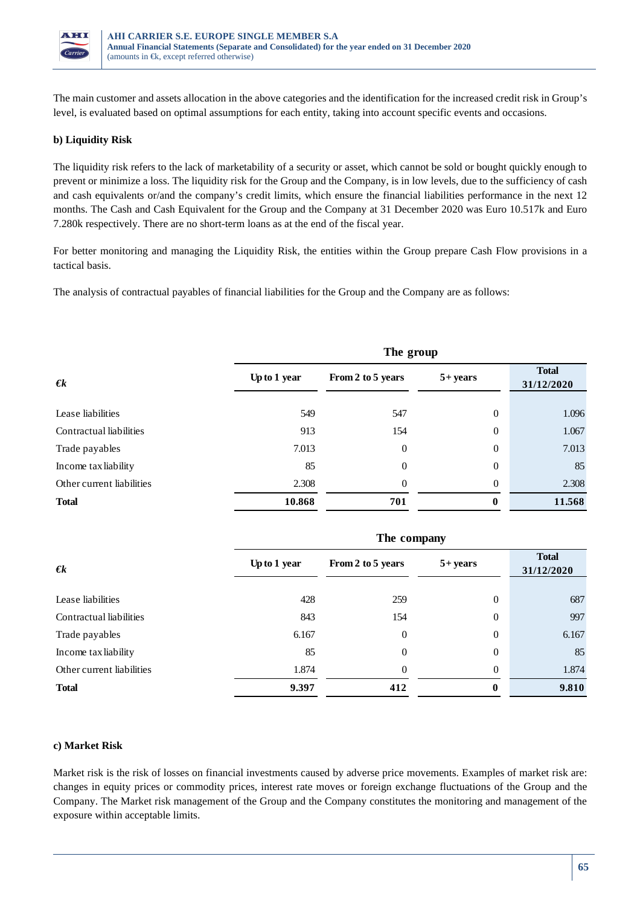The main customer and assets allocation in the above categories and the identification for the increased credit risk in Group's level, is evaluated based on optimal assumptions for each entity, taking into account specific events and occasions.

**b) Liquidity Risk**

The liquidity risk refers to the lack of marketability of a security or asset, which cannot be sold or bought quickly enough to prevent or minimize a loss. The liquidity risk for the Group and the Company, is in low levels, due to the sufficiency of cash and cash equivalents or/and the company's credit limits, which ensure the financial liabilities performance in the next 12 months. The Cash and Cash Equivalent for the Group and the Company at 31 December 2020 was Euro 10.517k and Euro 7.280k respectively. There are no short-term loans as at the end of the fiscal year.

For better monitoring and managing the Liquidity Risk, the entities within the Group prepare Cash Flow provisions in a tactical basis.

The analysis of contractual payables of financial liabilities for the Group and the Company are as follows:

| | The group | | | |
|---|---|---|---|---|
| **€k** | **Up to 1 year** | **From 2 to 5 years** | **5+ years** | **Total 31/12/2020** |
| Lease liabilities | 549 | 547 | 0 | 1.096 |
| Contractual liabilities | 913 | 154 | 0 | 1.067 |
| Trade payables | 7.013 | 0 | 0 | 7.013 |
| Income tax liability | 85 | 0 | 0 | 85 |
| Other current liabilities | 2.308 | 0 | 0 | 2.308 |
| **Total** | **10.868** | **701** | **0** | **11.568** |

| | The company | | | |
|---|---|---|---|---|
| **€k** | **Up to 1 year** | **From 2 to 5 years** | **5+ years** | **Total 31/12/2020** |
| Lease liabilities | 428 | 259 | 0 | 687 |
| Contractual liabilities | 843 | 154 | 0 | 997 |
| Trade payables | 6.167 | 0 | 0 | 6.167 |
| Income tax liability | 85 | 0 | 0 | 85 |
| Other current liabilities | 1.874 | 0 | 0 | 1.874 |
| **Total** | **9.397** | **412** | **0** | **9.810** |

**c) Market Risk**

Market risk is the risk of losses on financial investments caused by adverse price movements. Examples of market risk are: changes in equity prices or commodity prices, interest rate moves or foreign exchange fluctuations of the Group and the Company. The Market risk management of the Group and the Company constitutes the monitoring and management of the exposure within acceptable limits.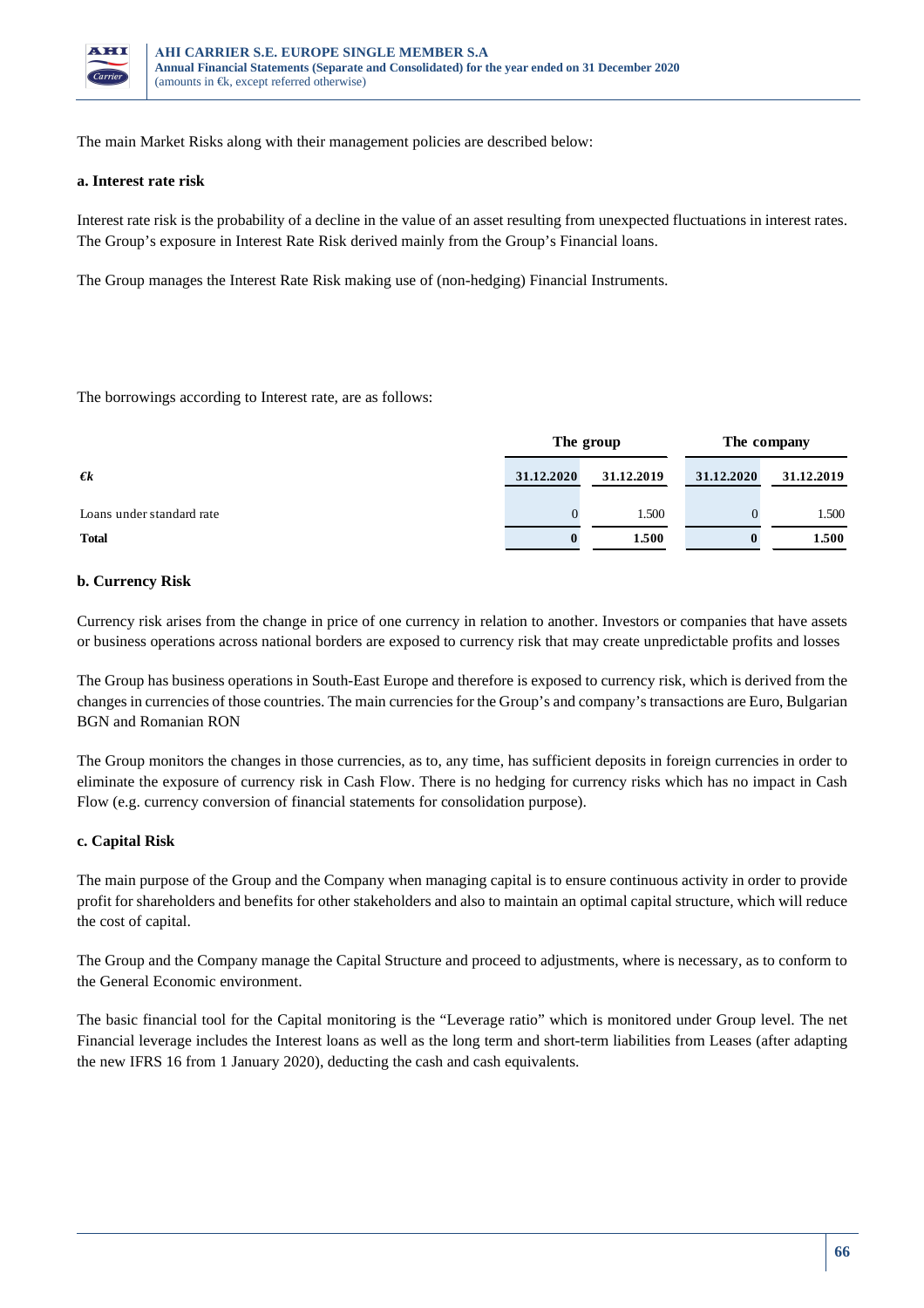The main Market Risks along with their management policies are described below:

**a. Interest rate risk**

Interest rate risk is the probability of a decline in the value of an asset resulting from unexpected fluctuations in interest rates. The Group's exposure in Interest Rate Risk derived mainly from the Group's Financial loans.

The Group manages the Interest Rate Risk making use of (non-hedging) Financial Instruments.

The borrowings according to Interest rate, are as follows:

| | The group | | The company | |
|---|---|---|---|---|
| *€k* | **31.12.2020** | **31.12.2019** | **31.12.2020** | **31.12.2019** |
| Loans under standard rate | 0 | 1.500 | 0 | 1.500 |
| **Total** | **0** | **1.500** | **0** | **1.500** |

**b. Currency Risk**

Currency risk arises from the change in price of one currency in relation to another. Investors or companies that have assets or business operations across national borders are exposed to currency risk that may create unpredictable profits and losses

The Group has business operations in South-East Europe and therefore is exposed to currency risk, which is derived from the changes in currencies of those countries. The main currencies for the Group's and company's transactions are Euro, Bulgarian BGN and Romanian RON

The Group monitors the changes in those currencies, as to, any time, has sufficient deposits in foreign currencies in order to eliminate the exposure of currency risk in Cash Flow. There is no hedging for currency risks which has no impact in Cash Flow (e.g. currency conversion of financial statements for consolidation purpose).

**c. Capital Risk**

The main purpose of the Group and the Company when managing capital is to ensure continuous activity in order to provide profit for shareholders and benefits for other stakeholders and also to maintain an optimal capital structure, which will reduce the cost of capital.

The Group and the Company manage the Capital Structure and proceed to adjustments, where is necessary, as to conform to the General Economic environment.

The basic financial tool for the Capital monitoring is the "Leverage ratio" which is monitored under Group level. The net Financial leverage includes the Interest loans as well as the long term and short-term liabilities from Leases (after adapting the new IFRS 16 from 1 January 2020), deducting the cash and cash equivalents.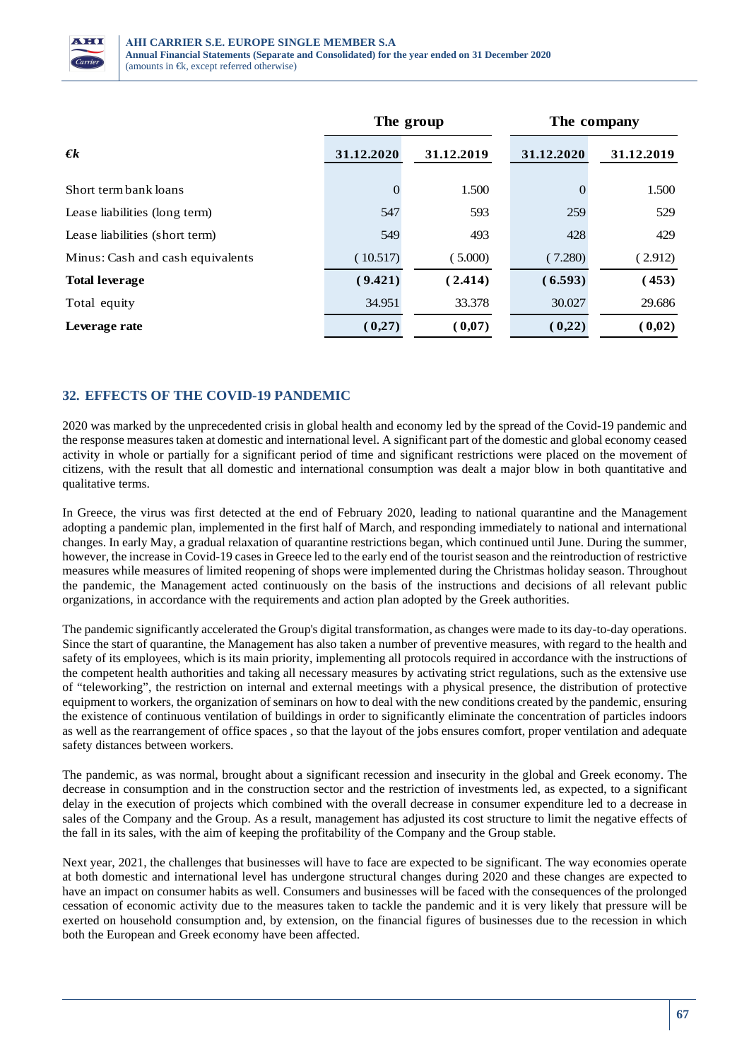| €k | The group | | The company | |
|---|---|---|---|---|
| | 31.12.2020 | 31.12.2019 | 31.12.2020 | 31.12.2019 |
| Short term bank loans | 0 | 1.500 | 0 | 1.500 |
| Lease liabilities (long term) | 547 | 593 | 259 | 529 |
| Lease liabilities (short term) | 549 | 493 | 428 | 429 |
| Minus: Cash and cash equivalents | (10.517) | (5.000) | (7.280) | (2.912) |
| **Total leverage** | **(9.421)** | **(2.414)** | **(6.593)** | **(453)** |
| Total equity | 34.951 | 33.378 | 30.027 | 29.686 |
| **Leverage rate** | **(0,27)** | **(0,07)** | **(0,22)** | **(0,02)** |

## 32. EFFECTS OF THE COVID-19 PANDEMIC

2020 was marked by the unprecedented crisis in global health and economy led by the spread of the Covid-19 pandemic and the response measures taken at domestic and international level. A significant part of the domestic and global economy ceased activity in whole or partially for a significant period of time and significant restrictions were placed on the movement of citizens, with the result that all domestic and international consumption was dealt a major blow in both quantitative and qualitative terms.

In Greece, the virus was first detected at the end of February 2020, leading to national quarantine and the Management adopting a pandemic plan, implemented in the first half of March, and responding immediately to national and international changes. In early May, a gradual relaxation of quarantine restrictions began, which continued until June. During the summer, however, the increase in Covid-19 cases in Greece led to the early end of the tourist season and the reintroduction of restrictive measures while measures of limited reopening of shops were implemented during the Christmas holiday season. Throughout the pandemic, the Management acted continuously on the basis of the instructions and decisions of all relevant public organizations, in accordance with the requirements and action plan adopted by the Greek authorities.

The pandemic significantly accelerated the Group's digital transformation, as changes were made to its day-to-day operations. Since the start of quarantine, the Management has also taken a number of preventive measures, with regard to the health and safety of its employees, which is its main priority, implementing all protocols required in accordance with the instructions of the competent health authorities and taking all necessary measures by activating strict regulations, such as the extensive use of "teleworking", the restriction on internal and external meetings with a physical presence, the distribution of protective equipment to workers, the organization of seminars on how to deal with the new conditions created by the pandemic, ensuring the existence of continuous ventilation of buildings in order to significantly eliminate the concentration of particles indoors as well as the rearrangement of office spaces , so that the layout of the jobs ensures comfort, proper ventilation and adequate safety distances between workers.

The pandemic, as was normal, brought about a significant recession and insecurity in the global and Greek economy. The decrease in consumption and in the construction sector and the restriction of investments led, as expected, to a significant delay in the execution of projects which combined with the overall decrease in consumer expenditure led to a decrease in sales of the Company and the Group. As a result, management has adjusted its cost structure to limit the negative effects of the fall in its sales, with the aim of keeping the profitability of the Company and the Group stable.

Next year, 2021, the challenges that businesses will have to face are expected to be significant. The way economies operate at both domestic and international level has undergone structural changes during 2020 and these changes are expected to have an impact on consumer habits as well. Consumers and businesses will be faced with the consequences of the prolonged cessation of economic activity due to the measures taken to tackle the pandemic and it is very likely that pressure will be exerted on household consumption and, by extension, on the financial figures of businesses due to the recession in which both the European and Greek economy have been affected.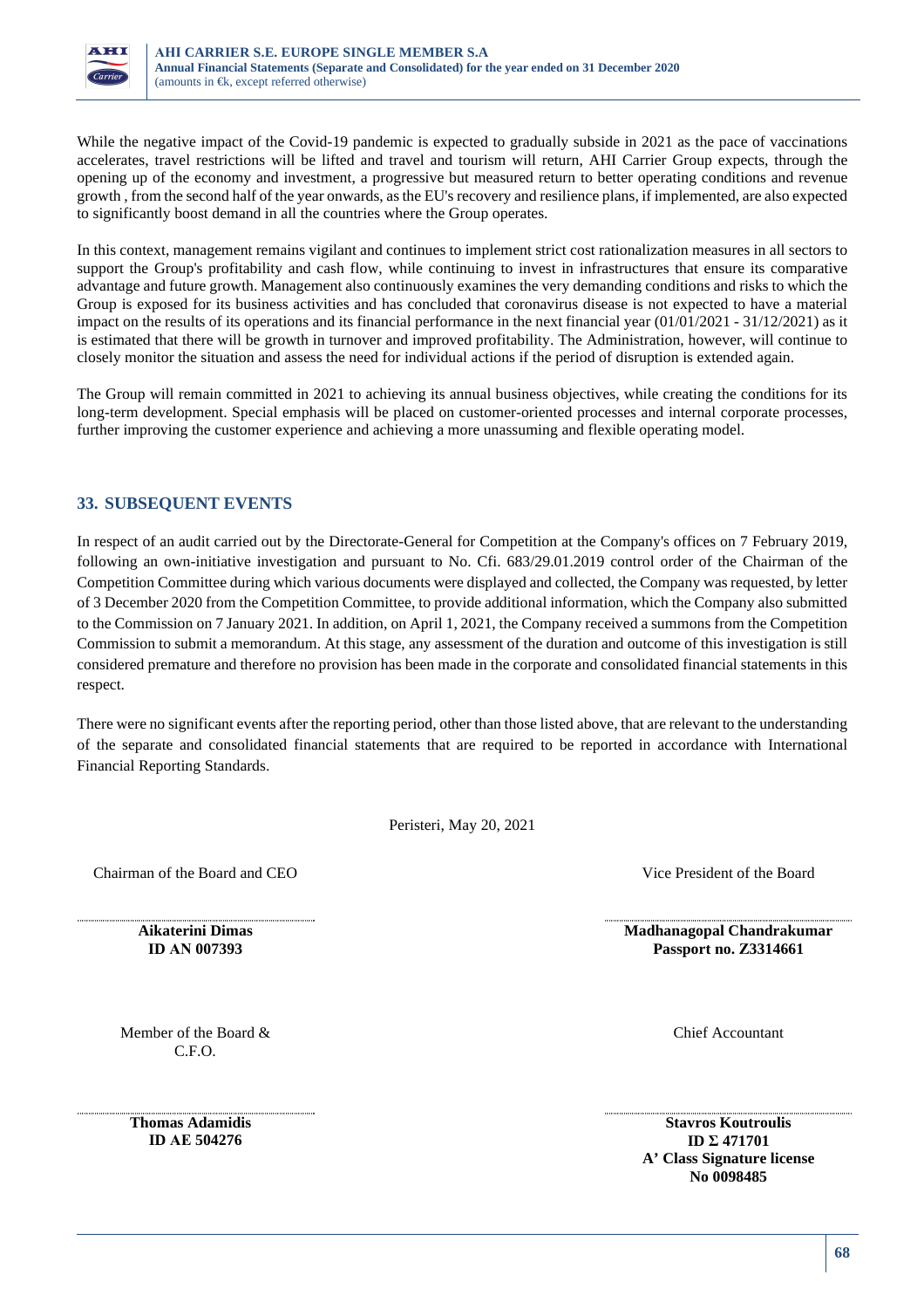While the negative impact of the Covid-19 pandemic is expected to gradually subside in 2021 as the pace of vaccinations accelerates, travel restrictions will be lifted and travel and tourism will return, AHI Carrier Group expects, through the opening up of the economy and investment, a progressive but measured return to better operating conditions and revenue growth , from the second half of the year onwards, as the EU's recovery and resilience plans, if implemented, are also expected to significantly boost demand in all the countries where the Group operates.

In this context, management remains vigilant and continues to implement strict cost rationalization measures in all sectors to support the Group's profitability and cash flow, while continuing to invest in infrastructures that ensure its comparative advantage and future growth. Management also continuously examines the very demanding conditions and risks to which the Group is exposed for its business activities and has concluded that coronavirus disease is not expected to have a material impact on the results of its operations and its financial performance in the next financial year (01/01/2021 - 31/12/2021) as it is estimated that there will be growth in turnover and improved profitability. The Administration, however, will continue to closely monitor the situation and assess the need for individual actions if the period of disruption is extended again.

The Group will remain committed in 2021 to achieving its annual business objectives, while creating the conditions for its long-term development. Special emphasis will be placed on customer-oriented processes and internal corporate processes, further improving the customer experience and achieving a more unassuming and flexible operating model.

## 33. SUBSEQUENT EVENTS

In respect of an audit carried out by the Directorate-General for Competition at the Company's offices on 7 February 2019, following an own-initiative investigation and pursuant to No. Cfi. 683/29.01.2019 control order of the Chairman of the Competition Committee during which various documents were displayed and collected, the Company was requested, by letter of 3 December 2020 from the Competition Committee, to provide additional information, which the Company also submitted to the Commission on 7 January 2021. In addition, on April 1, 2021, the Company received a summons from the Competition Commission to submit a memorandum. At this stage, any assessment of the duration and outcome of this investigation is still considered premature and therefore no provision has been made in the corporate and consolidated financial statements in this respect.

There were no significant events after the reporting period, other than those listed above, that are relevant to the understanding of the separate and consolidated financial statements that are required to be reported in accordance with International Financial Reporting Standards.

Peristeri, May 20, 2021

| Chairman of the Board and CEO | Vice President of the Board |
|---|---|
| **Aikaterini Dimas**<br>**ID AN 007393** | **Madhanagopal Chandrakumar**<br>**Passport no. Z3314661** |
| Member of the Board & C.F.O. | Chief Accountant |
| **Thomas Adamidis**<br>**ID AE 504276** | **Stavros Koutroulis**<br>**ID Σ 471701**<br>**A' Class Signature license No 0098485** |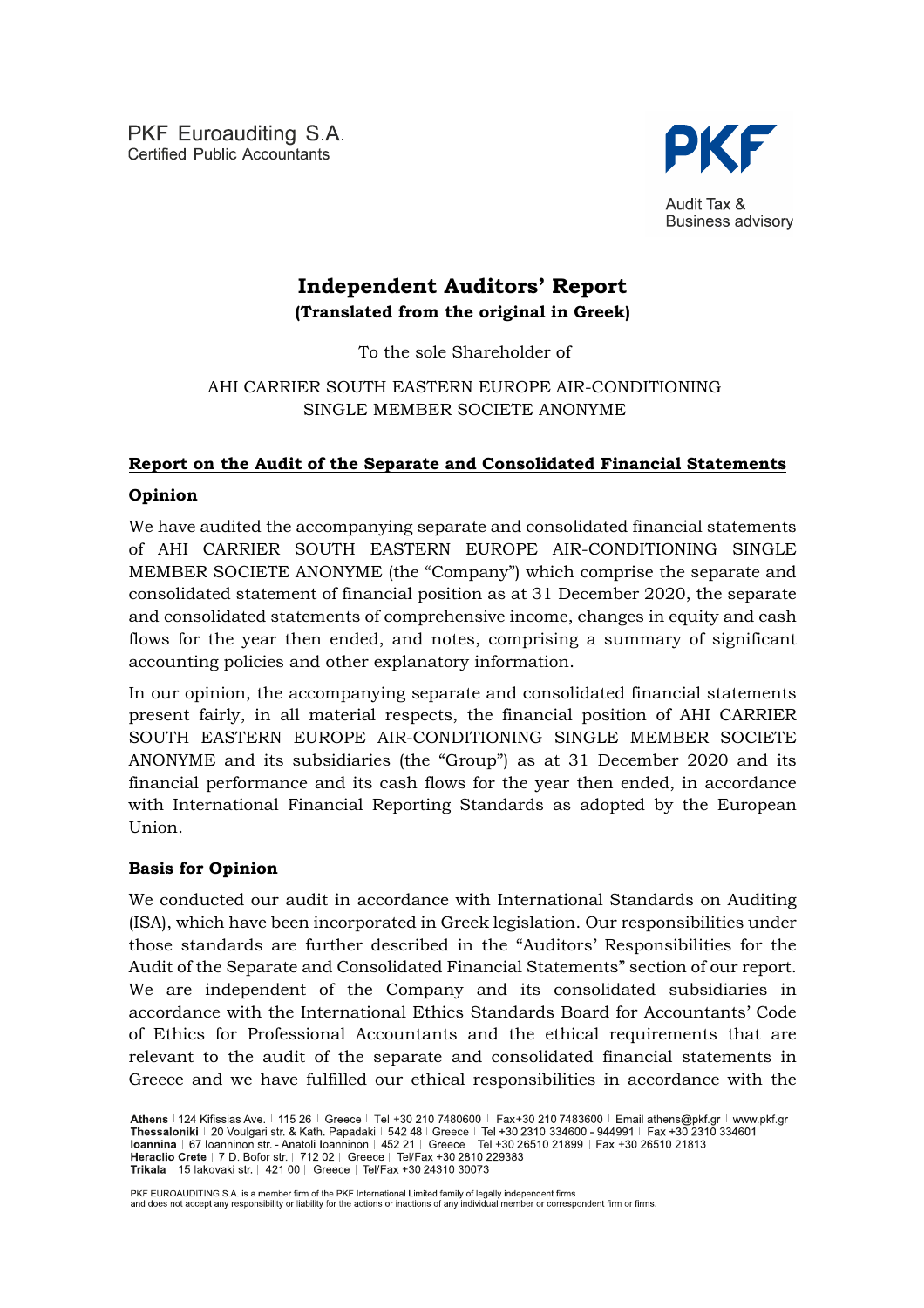PKF Euroauditing S.A.
Certified Public Accountants

PKF

Audit Tax &
Business advisory

# Independent Auditors' Report
**(Translated from the original in Greek)**

To the sole Shareholder of

AHI CARRIER SOUTH EASTERN EUROPE AIR-CONDITIONING SINGLE MEMBER SOCIETE ANONYME

## Report on the Audit of the Separate and Consolidated Financial Statements

### Opinion

We have audited the accompanying separate and consolidated financial statements of AHI CARRIER SOUTH EASTERN EUROPE AIR-CONDITIONING SINGLE MEMBER SOCIETE ANONYME (the "Company") which comprise the separate and consolidated statement of financial position as at 31 December 2020, the separate and consolidated statements of comprehensive income, changes in equity and cash flows for the year then ended, and notes, comprising a summary of significant accounting policies and other explanatory information.

In our opinion, the accompanying separate and consolidated financial statements present fairly, in all material respects, the financial position of AHI CARRIER SOUTH EASTERN EUROPE AIR-CONDITIONING SINGLE MEMBER SOCIETE ANONYME and its subsidiaries (the "Group") as at 31 December 2020 and its financial performance and its cash flows for the year then ended, in accordance with International Financial Reporting Standards as adopted by the European Union.

### Basis for Opinion

We conducted our audit in accordance with International Standards on Auditing (ISA), which have been incorporated in Greek legislation. Our responsibilities under those standards are further described in the "Auditors' Responsibilities for the Audit of the Separate and Consolidated Financial Statements" section of our report. We are independent of the Company and its consolidated subsidiaries in accordance with the International Ethics Standards Board for Accountants' Code of Ethics for Professional Accountants and the ethical requirements that are relevant to the audit of the separate and consolidated financial statements in Greece and we have fulfilled our ethical responsibilities in accordance with the

**Athens** | 124 Kifissias Ave. | 115 26 | Greece | Tel +30 210 7480600 | Fax+30 210 7483600 | Email athens@pkf.gr | www.pkf.gr
**Thessaloniki** | 20 Voulgari str. & Kath. Papadaki | 542 48 | Greece | Tel +30 2310 334600 - 944991 | Fax +30 2310 334601
**Ioannina** | 67 Ioanninon str. - Anatoli Ioanninon | 452 21 | Greece | Tel +30 26510 21899 | Fax +30 26510 21813
**Heraclio Crete** | 7 D. Bofor str. | 712 02 | Greece | Tel/Fax +30 2810 229383
**Trikala** | 15 Iakovaki str. | 421 00 | Greece | Tel/Fax +30 24310 30073

PKF EUROAUDITING S.A. is a member firm of the PKF International Limited family of legally independent firms and does not accept any responsibility or liability for the actions or inactions of any individual member or correspondent firm or firms.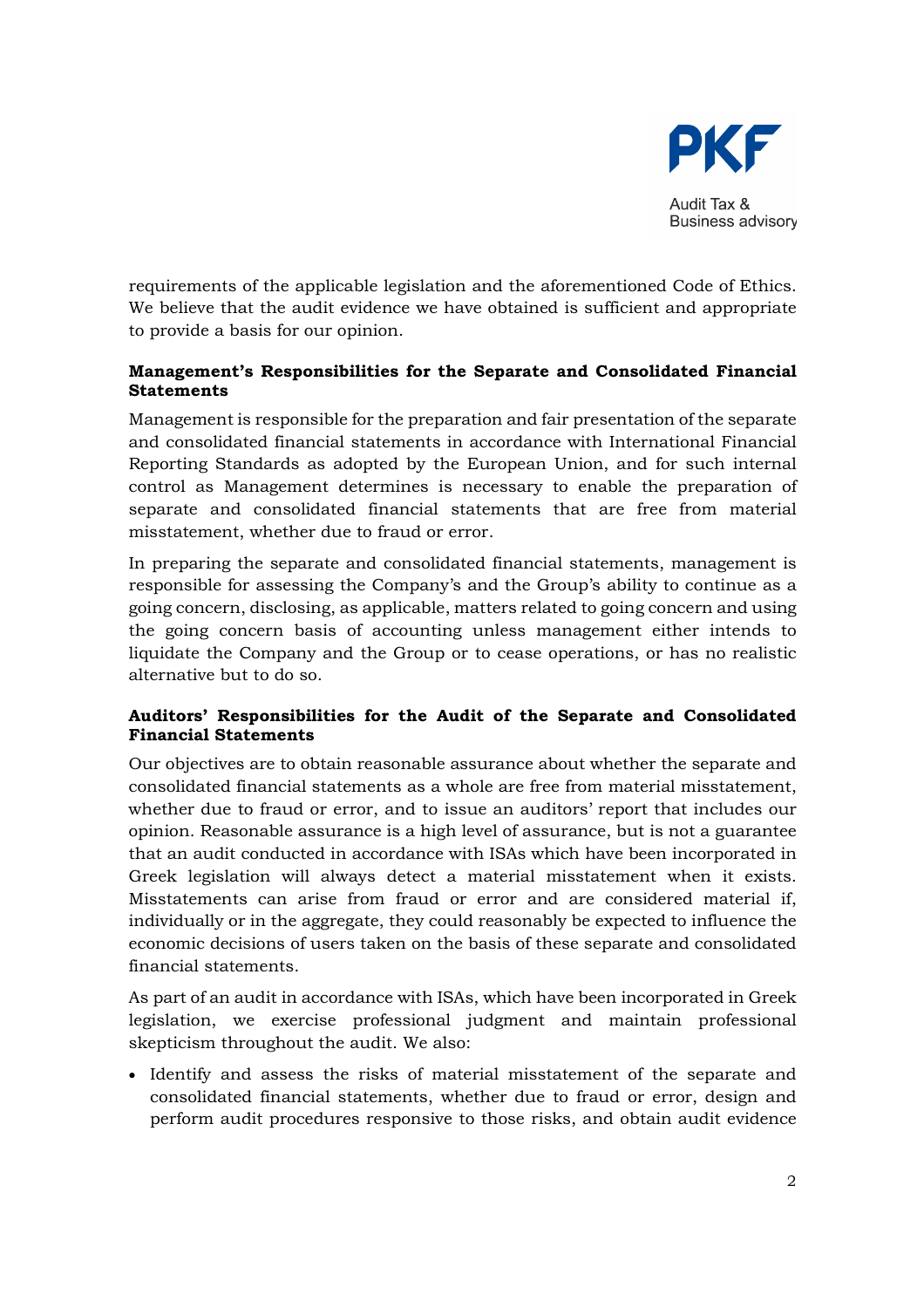requirements of the applicable legislation and the aforementioned Code of Ethics. We believe that the audit evidence we have obtained is sufficient and appropriate to provide a basis for our opinion.

**Management's Responsibilities for the Separate and Consolidated Financial Statements**

Management is responsible for the preparation and fair presentation of the separate and consolidated financial statements in accordance with International Financial Reporting Standards as adopted by the European Union, and for such internal control as Management determines is necessary to enable the preparation of separate and consolidated financial statements that are free from material misstatement, whether due to fraud or error.

In preparing the separate and consolidated financial statements, management is responsible for assessing the Company's and the Group's ability to continue as a going concern, disclosing, as applicable, matters related to going concern and using the going concern basis of accounting unless management either intends to liquidate the Company and the Group or to cease operations, or has no realistic alternative but to do so.

**Auditors' Responsibilities for the Audit of the Separate and Consolidated Financial Statements**

Our objectives are to obtain reasonable assurance about whether the separate and consolidated financial statements as a whole are free from material misstatement, whether due to fraud or error, and to issue an auditors' report that includes our opinion. Reasonable assurance is a high level of assurance, but is not a guarantee that an audit conducted in accordance with ISAs which have been incorporated in Greek legislation will always detect a material misstatement when it exists. Misstatements can arise from fraud or error and are considered material if, individually or in the aggregate, they could reasonably be expected to influence the economic decisions of users taken on the basis of these separate and consolidated financial statements.

As part of an audit in accordance with ISAs, which have been incorporated in Greek legislation, we exercise professional judgment and maintain professional skepticism throughout the audit. We also:

- Identify and assess the risks of material misstatement of the separate and consolidated financial statements, whether due to fraud or error, design and perform audit procedures responsive to those risks, and obtain audit evidence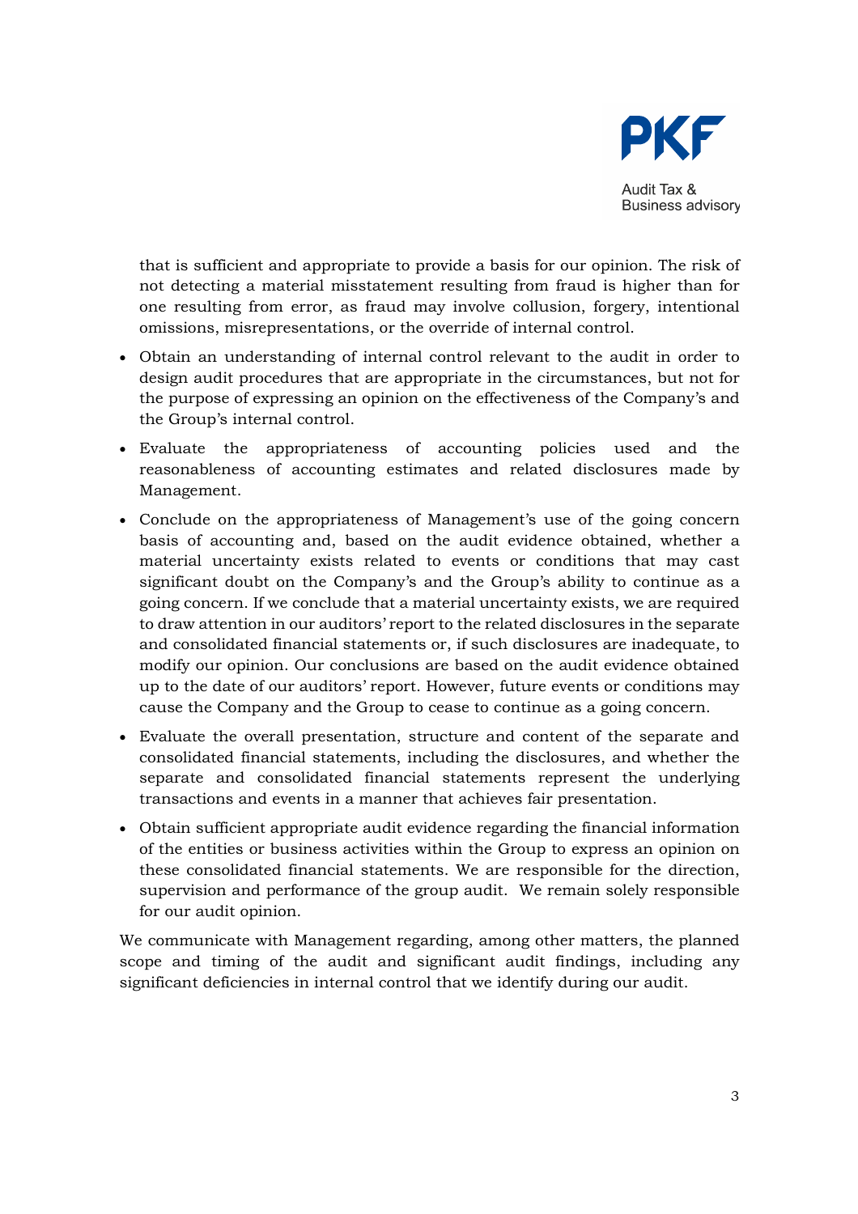that is sufficient and appropriate to provide a basis for our opinion. The risk of not detecting a material misstatement resulting from fraud is higher than for one resulting from error, as fraud may involve collusion, forgery, intentional omissions, misrepresentations, or the override of internal control.

- Obtain an understanding of internal control relevant to the audit in order to design audit procedures that are appropriate in the circumstances, but not for the purpose of expressing an opinion on the effectiveness of the Company's and the Group's internal control.
- Evaluate the appropriateness of accounting policies used and the reasonableness of accounting estimates and related disclosures made by Management.
- Conclude on the appropriateness of Management's use of the going concern basis of accounting and, based on the audit evidence obtained, whether a material uncertainty exists related to events or conditions that may cast significant doubt on the Company's and the Group's ability to continue as a going concern. If we conclude that a material uncertainty exists, we are required to draw attention in our auditors' report to the related disclosures in the separate and consolidated financial statements or, if such disclosures are inadequate, to modify our opinion. Our conclusions are based on the audit evidence obtained up to the date of our auditors' report. However, future events or conditions may cause the Company and the Group to cease to continue as a going concern.
- Evaluate the overall presentation, structure and content of the separate and consolidated financial statements, including the disclosures, and whether the separate and consolidated financial statements represent the underlying transactions and events in a manner that achieves fair presentation.
- Obtain sufficient appropriate audit evidence regarding the financial information of the entities or business activities within the Group to express an opinion on these consolidated financial statements. We are responsible for the direction, supervision and performance of the group audit. We remain solely responsible for our audit opinion.

We communicate with Management regarding, among other matters, the planned scope and timing of the audit and significant audit findings, including any significant deficiencies in internal control that we identify during our audit.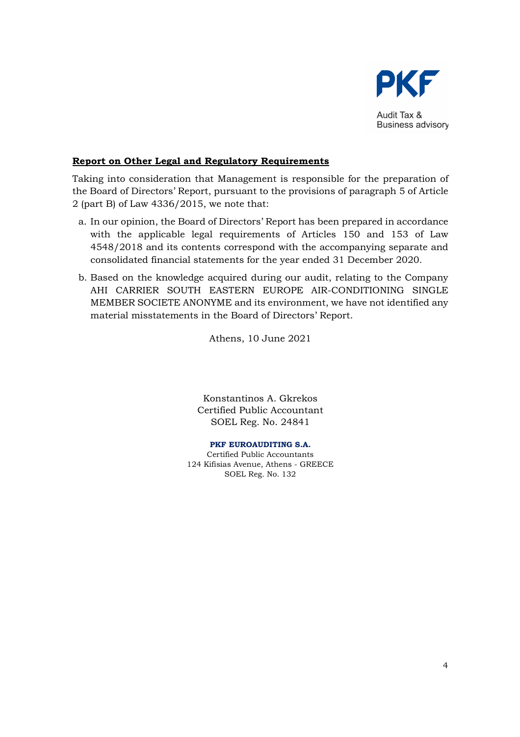**Report on Other Legal and Regulatory Requirements**

Taking into consideration that Management is responsible for the preparation of the Board of Directors' Report, pursuant to the provisions of paragraph 5 of Article 2 (part B) of Law 4336/2015, we note that:

a. In our opinion, the Board of Directors' Report has been prepared in accordance with the applicable legal requirements of Articles 150 and 153 of Law 4548/2018 and its contents correspond with the accompanying separate and consolidated financial statements for the year ended 31 December 2020.

b. Based on the knowledge acquired during our audit, relating to the Company AHI CARRIER SOUTH EASTERN EUROPE AIR-CONDITIONING SINGLE MEMBER SOCIETE ANONYME and its environment, we have not identified any material misstatements in the Board of Directors' Report.

Athens, 10 June 2021

Konstantinos A. Gkrekos
Certified Public Accountant
SOEL Reg. No. 24841

**PKF EUROAUDITING S.A.**
Certified Public Accountants
124 Kifisias Avenue, Athens - GREECE
SOEL Reg. No. 132